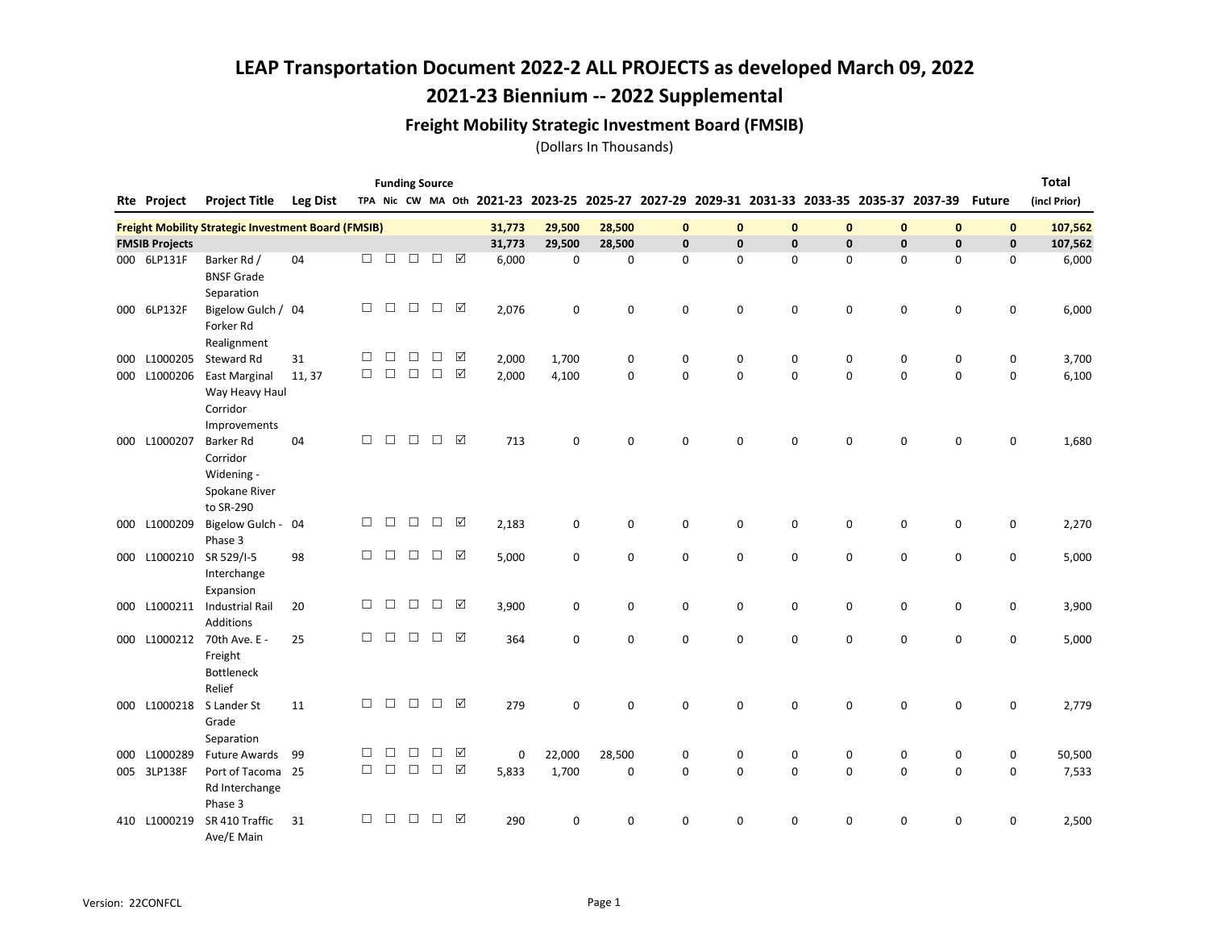# LEAP Transportation Document 2022-2 ALL PROJECTS as developed March 09, 2022

## 2021-23 Biennium -- 2022 Supplemental

### Freight Mobility Strategic Investment Board (FMSIB)

(Dollars In Thousands)

| Rte | Project | Project Title | Leg Dist | Funding Source TPA | Nic | CW | MA | Oth | 2021-23 | 2023-25 | 2025-27 | 2027-29 | 2029-31 | 2031-33 | 2033-35 | 2035-37 | 2037-39 | Future | Total (incl Prior) |
|---|---|---|---|---|---|---|---|---|---|---|---|---|---|---|---|---|---|---|---|
| **Freight Mobility Strategic Investment Board (FMSIB)** | | | | | | | | | **31,773** | **29,500** | **28,500** | **0** | **0** | **0** | **0** | **0** | **0** | **0** | **107,562** |
| **FMSIB Projects** | | | | | | | | | **31,773** | **29,500** | **28,500** | **0** | **0** | **0** | **0** | **0** | **0** | **0** | **107,562** |
| 000 | 6LP131F | Barker Rd / BNSF Grade Separation | 04 | ☐ | ☐ | ☐ | ☐ | ☑ | 6,000 | 0 | 0 | 0 | 0 | 0 | 0 | 0 | 0 | 0 | 6,000 |
| 000 | 6LP132F | Bigelow Gulch / Forker Rd Realignment | 04 | ☐ | ☐ | ☐ | ☐ | ☑ | 2,076 | 0 | 0 | 0 | 0 | 0 | 0 | 0 | 0 | 0 | 6,000 |
| 000 | L1000205 | Steward Rd | 31 | ☐ | ☐ | ☐ | ☐ | ☑ | 2,000 | 1,700 | 0 | 0 | 0 | 0 | 0 | 0 | 0 | 0 | 3,700 |
| 000 | L1000206 | East Marginal Way Heavy Haul Corridor Improvements | 11, 37 | ☐ | ☐ | ☐ | ☐ | ☑ | 2,000 | 4,100 | 0 | 0 | 0 | 0 | 0 | 0 | 0 | 0 | 6,100 |
| 000 | L1000207 | Barker Rd Corridor Widening - Spokane River to SR-290 | 04 | ☐ | ☐ | ☐ | ☐ | ☑ | 713 | 0 | 0 | 0 | 0 | 0 | 0 | 0 | 0 | 0 | 1,680 |
| 000 | L1000209 | Bigelow Gulch - Phase 3 | 04 | ☐ | ☐ | ☐ | ☐ | ☑ | 2,183 | 0 | 0 | 0 | 0 | 0 | 0 | 0 | 0 | 0 | 2,270 |
| 000 | L1000210 | SR 529/I-5 Interchange Expansion | 98 | ☐ | ☐ | ☐ | ☐ | ☑ | 5,000 | 0 | 0 | 0 | 0 | 0 | 0 | 0 | 0 | 0 | 5,000 |
| 000 | L1000211 | Industrial Rail Additions | 20 | ☐ | ☐ | ☐ | ☐ | ☑ | 3,900 | 0 | 0 | 0 | 0 | 0 | 0 | 0 | 0 | 0 | 3,900 |
| 000 | L1000212 | 70th Ave. E - Freight Bottleneck Relief | 25 | ☐ | ☐ | ☐ | ☐ | ☑ | 364 | 0 | 0 | 0 | 0 | 0 | 0 | 0 | 0 | 0 | 5,000 |
| 000 | L1000218 | S Lander St Grade Separation | 11 | ☐ | ☐ | ☐ | ☐ | ☑ | 279 | 0 | 0 | 0 | 0 | 0 | 0 | 0 | 0 | 0 | 2,779 |
| 000 | L1000289 | Future Awards | 99 | ☐ | ☐ | ☐ | ☐ | ☑ | 0 | 22,000 | 28,500 | 0 | 0 | 0 | 0 | 0 | 0 | 0 | 50,500 |
| 005 | 3LP138F | Port of Tacoma Rd Interchange Phase 3 | 25 | ☐ | ☐ | ☐ | ☐ | ☑ | 5,833 | 1,700 | 0 | 0 | 0 | 0 | 0 | 0 | 0 | 0 | 7,533 |
| 410 | L1000219 | SR 410 Traffic Ave/E Main | 31 | ☐ | ☐ | ☐ | ☐ | ☑ | 290 | 0 | 0 | 0 | 0 | 0 | 0 | 0 | 0 | 0 | 2,500 |

Version: 22CONFCL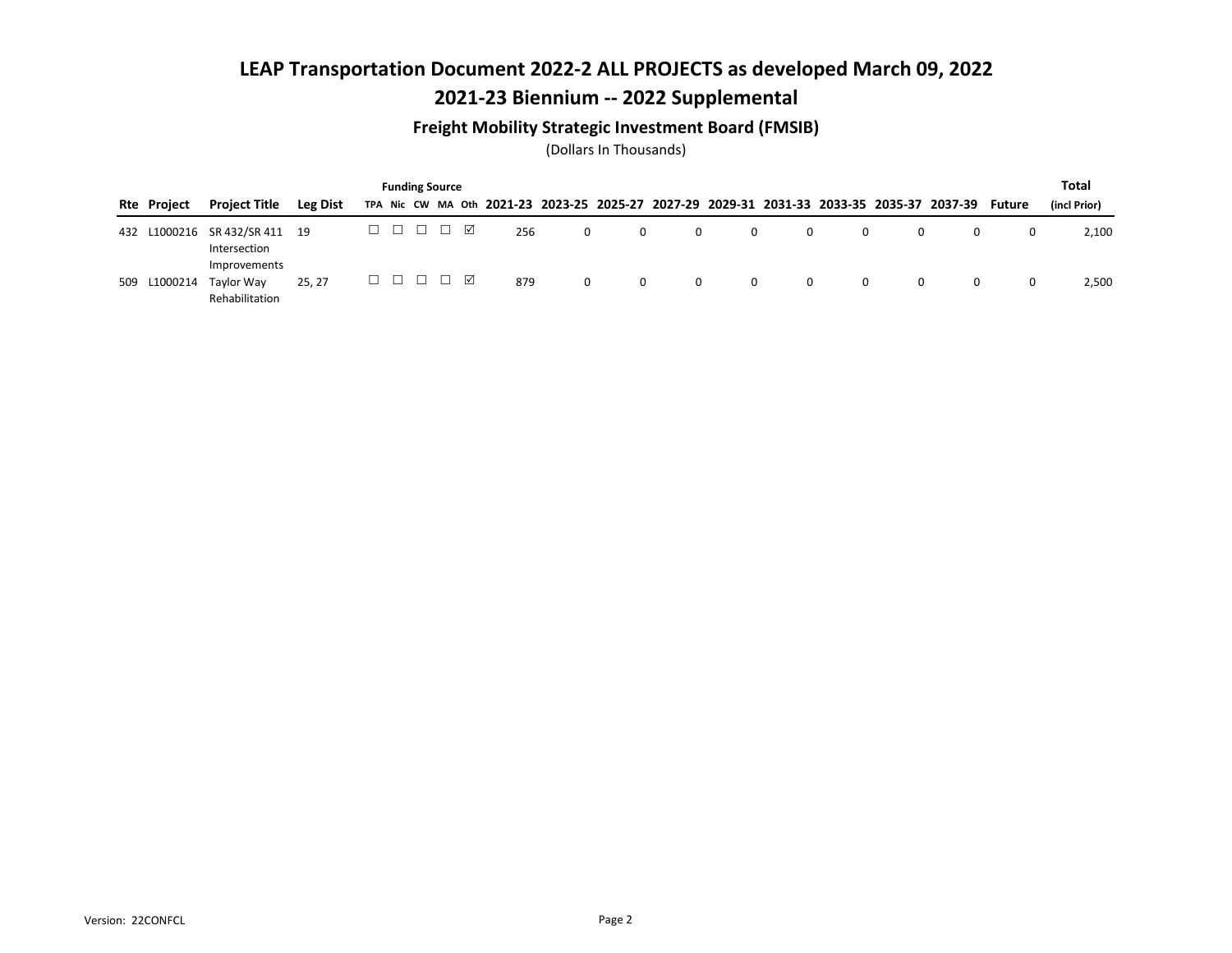# LEAP Transportation Document 2022-2 ALL PROJECTS as developed March 09, 2022

## 2021-23 Biennium -- 2022 Supplemental

### Freight Mobility Strategic Investment Board (FMSIB)

(Dollars In Thousands)

| Rte | Project | Project Title | Leg Dist | Funding Source TPA | Nic | CW | MA | Oth | 2021-23 | 2023-25 | 2025-27 | 2027-29 | 2029-31 | 2031-33 | 2033-35 | 2035-37 | 2037-39 | Future | Total (incl Prior) |
|---|---|---|---|---|---|---|---|---|---|---|---|---|---|---|---|---|---|---|---|
| 432 | L1000216 | SR 432/SR 411 Intersection Improvements | 19 | ☐ | ☐ | ☐ | ☐ | ☑ | 256 | 0 | 0 | 0 | 0 | 0 | 0 | 0 | 0 | 0 | 2,100 |
| 509 | L1000214 | Taylor Way Rehabilitation | 25, 27 | ☐ | ☐ | ☐ | ☐ | ☑ | 879 | 0 | 0 | 0 | 0 | 0 | 0 | 0 | 0 | 0 | 2,500 |

Version: 22CONFCL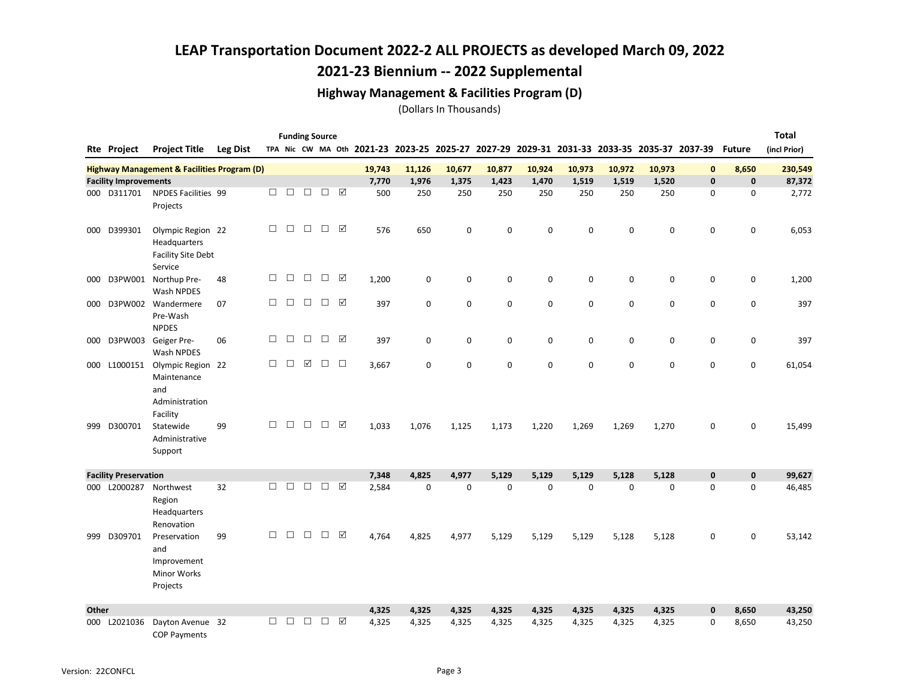# LEAP Transportation Document 2022-2 ALL PROJECTS as developed March 09, 2022

## 2021-23 Biennium -- 2022 Supplemental

### Highway Management & Facilities Program (D)

(Dollars In Thousands)

| Rte | Project | Project Title | Leg Dist | Funding Source TPA | Nic | CW | MA | Oth | 2021-23 | 2023-25 | 2025-27 | 2027-29 | 2029-31 | 2031-33 | 2033-35 | 2035-37 | 2037-39 | Future | Total (incl Prior) |
|---|---|---|---|---|---|---|---|---|---|---|---|---|---|---|---|---|---|---|---|
| **Highway Management & Facilities Program (D)** | | | | | | | | | **19,743** | **11,126** | **10,677** | **10,877** | **10,924** | **10,973** | **10,972** | **10,973** | **0** | **8,650** | **230,549** |
| **Facility Improvements** | | | | | | | | | **7,770** | **1,976** | **1,375** | **1,423** | **1,470** | **1,519** | **1,519** | **1,520** | **0** | **0** | **87,372** |
| 000 | D311701 | NPDES Facilities Projects | 99 | ☐ | ☐ | ☐ | ☐ | ☑ | 500 | 250 | 250 | 250 | 250 | 250 | 250 | 250 | 0 | 0 | 2,772 |
| 000 | D399301 | Olympic Region Headquarters Facility Site Debt Service | 22 | ☐ | ☐ | ☐ | ☐ | ☑ | 576 | 650 | 0 | 0 | 0 | 0 | 0 | 0 | 0 | 0 | 6,053 |
| 000 | D3PW001 | Northup Pre-Wash NPDES | 48 | ☐ | ☐ | ☐ | ☐ | ☑ | 1,200 | 0 | 0 | 0 | 0 | 0 | 0 | 0 | 0 | 0 | 1,200 |
| 000 | D3PW002 | Wandermere Pre-Wash NPDES | 07 | ☐ | ☐ | ☐ | ☐ | ☑ | 397 | 0 | 0 | 0 | 0 | 0 | 0 | 0 | 0 | 0 | 397 |
| 000 | D3PW003 | Geiger Pre-Wash NPDES | 06 | ☐ | ☐ | ☐ | ☐ | ☑ | 397 | 0 | 0 | 0 | 0 | 0 | 0 | 0 | 0 | 0 | 397 |
| 000 | L1000151 | Olympic Region Maintenance and Administration Facility | 22 | ☐ | ☐ | ☑ | ☐ | ☐ | 3,667 | 0 | 0 | 0 | 0 | 0 | 0 | 0 | 0 | 0 | 61,054 |
| 999 | D300701 | Statewide Administrative Support | 99 | ☐ | ☐ | ☐ | ☐ | ☑ | 1,033 | 1,076 | 1,125 | 1,173 | 1,220 | 1,269 | 1,269 | 1,270 | 0 | 0 | 15,499 |
| **Facility Preservation** | | | | | | | | | **7,348** | **4,825** | **4,977** | **5,129** | **5,129** | **5,129** | **5,128** | **5,128** | **0** | **0** | **99,627** |
| 000 | L2000287 | Northwest Region Headquarters Renovation | 32 | ☐ | ☐ | ☐ | ☐ | ☑ | 2,584 | 0 | 0 | 0 | 0 | 0 | 0 | 0 | 0 | 0 | 46,485 |
| 999 | D309701 | Preservation and Improvement Minor Works Projects | 99 | ☐ | ☐ | ☐ | ☐ | ☑ | 4,764 | 4,825 | 4,977 | 5,129 | 5,129 | 5,129 | 5,128 | 5,128 | 0 | 0 | 53,142 |
| **Other** | | | | | | | | | **4,325** | **4,325** | **4,325** | **4,325** | **4,325** | **4,325** | **4,325** | **4,325** | **0** | **8,650** | **43,250** |
| 000 | L2021036 | Dayton Avenue COP Payments | 32 | ☐ | ☐ | ☐ | ☐ | ☑ | 4,325 | 4,325 | 4,325 | 4,325 | 4,325 | 4,325 | 4,325 | 4,325 | 0 | 8,650 | 43,250 |

Version: 22CONFCL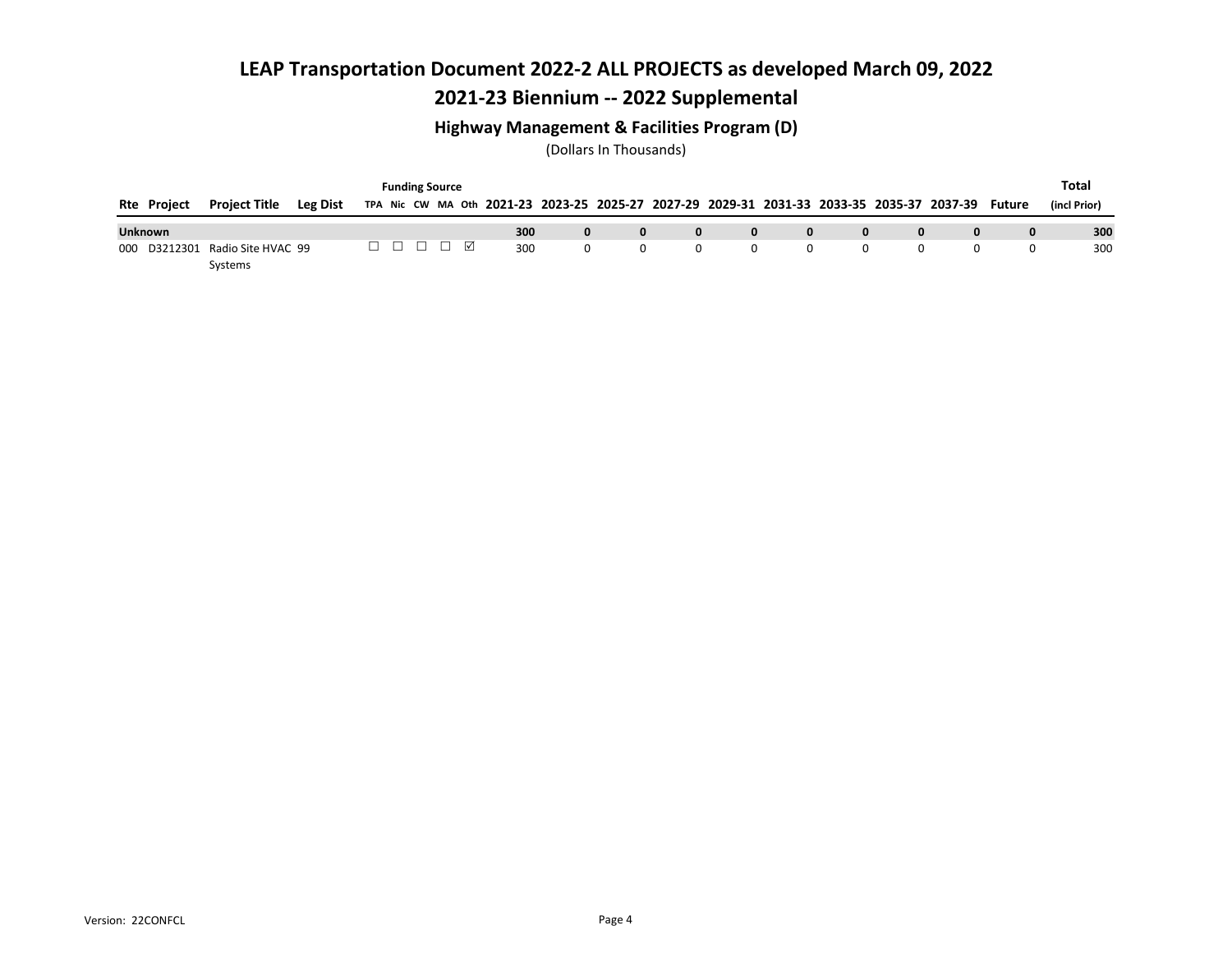# LEAP Transportation Document 2022-2 ALL PROJECTS as developed March 09, 2022

## 2021-23 Biennium -- 2022 Supplemental

### Highway Management & Facilities Program (D)

(Dollars In Thousands)

| Rte | Project | Project Title | Leg Dist | Funding Source TPA | Nic | CW | MA | Oth | 2021-23 | 2023-25 | 2025-27 | 2027-29 | 2029-31 | 2031-33 | 2033-35 | 2035-37 | 2037-39 | Future | Total (incl Prior) |
|---|---|---|---|---|---|---|---|---|---|---|---|---|---|---|---|---|---|---|---|
| **Unknown** | | | | | | | | | **300** | **0** | **0** | **0** | **0** | **0** | **0** | **0** | **0** | **0** | **300** |
| 000 | D3212301 | Radio Site HVAC Systems | 99 | ☐ | ☐ | ☐ | ☐ | ☑ | 300 | 0 | 0 | 0 | 0 | 0 | 0 | 0 | 0 | 0 | 300 |

Version: 22CONFCL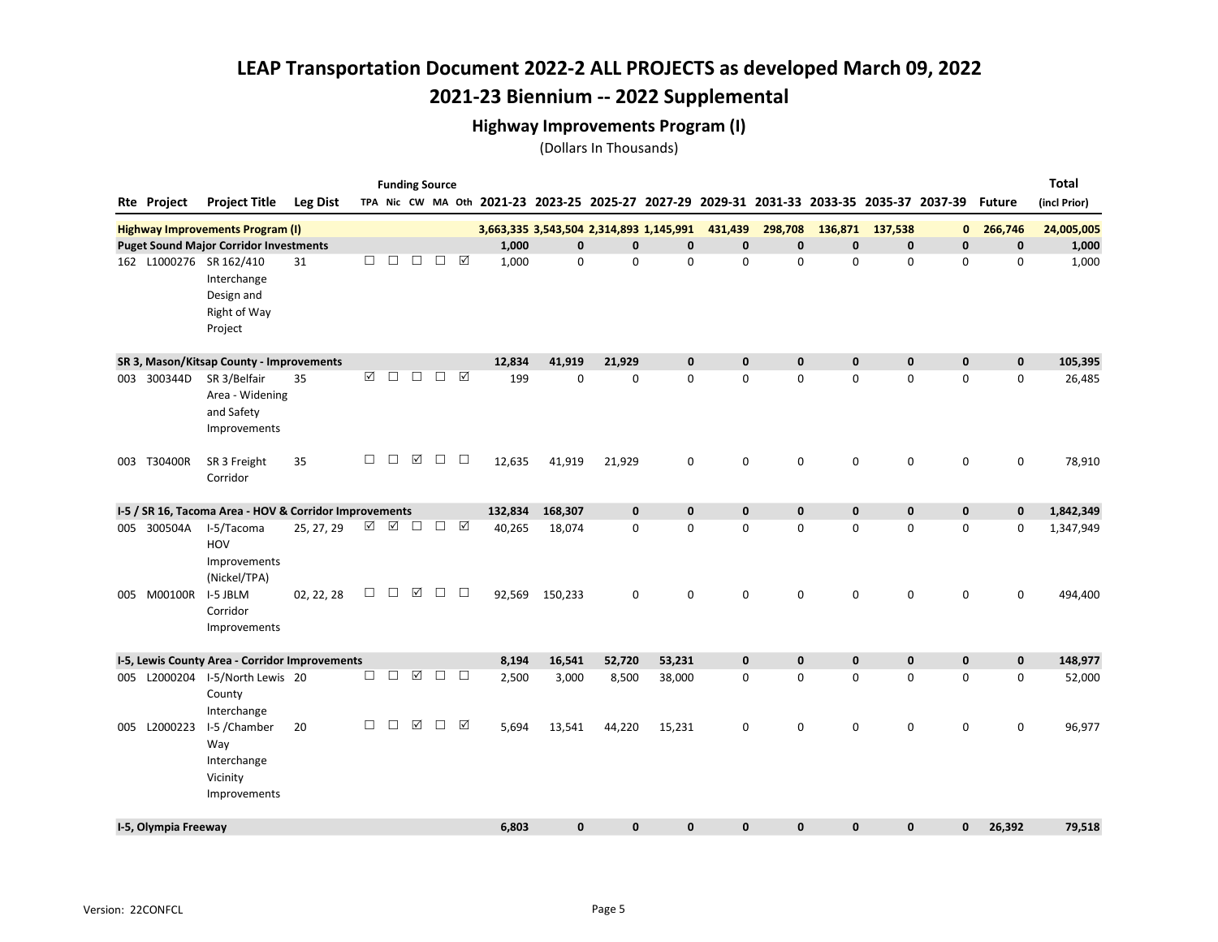# LEAP Transportation Document 2022-2 ALL PROJECTS as developed March 09, 2022

## 2021-23 Biennium -- 2022 Supplemental

### Highway Improvements Program (I)

(Dollars In Thousands)

| Rte | Project | Project Title | Leg Dist | TPA | Nic | CW | MA | Oth | 2021-23 | 2023-25 | 2025-27 | 2027-29 | 2029-31 | 2031-33 | 2033-35 | 2035-37 | 2037-39 | Future | Total (incl Prior) |
|---|---|---|---|---|---|---|---|---|---|---|---|---|---|---|---|---|---|---|---|
| **Highway Improvements Program (I)** | | | | | | | | | **3,663,335** | **3,543,504** | **2,314,893** | **1,145,991** | **431,439** | **298,708** | **136,871** | **137,538** | **0** | **266,746** | **24,005,005** |
| **Puget Sound Major Corridor Investments** | | | | | | | | | **1,000** | **0** | **0** | **0** | **0** | **0** | **0** | **0** | **0** | **0** | **1,000** |
| 162 | L1000276 | SR 162/410 Interchange Design and Right of Way Project | 31 | ☐ | ☐ | ☐ | ☐ | ☑ | 1,000 | 0 | 0 | 0 | 0 | 0 | 0 | 0 | 0 | 0 | 1,000 |
| **SR 3, Mason/Kitsap County - Improvements** | | | | | | | | | **12,834** | **41,919** | **21,929** | **0** | **0** | **0** | **0** | **0** | **0** | **0** | **105,395** |
| 003 | 300344D | SR 3/Belfair Area - Widening and Safety Improvements | 35 | ☑ | ☐ | ☐ | ☐ | ☑ | 199 | 0 | 0 | 0 | 0 | 0 | 0 | 0 | 0 | 0 | 26,485 |
| 003 | T30400R | SR 3 Freight Corridor | 35 | ☐ | ☐ | ☑ | ☐ | ☐ | 12,635 | 41,919 | 21,929 | 0 | 0 | 0 | 0 | 0 | 0 | 0 | 78,910 |
| **I-5 / SR 16, Tacoma Area - HOV & Corridor Improvements** | | | | | | | | | **132,834** | **168,307** | **0** | **0** | **0** | **0** | **0** | **0** | **0** | **0** | **1,842,349** |
| 005 | 300504A | I-5/Tacoma HOV Improvements (Nickel/TPA) | 25, 27, 29 | ☑ | ☑ | ☐ | ☐ | ☑ | 40,265 | 18,074 | 0 | 0 | 0 | 0 | 0 | 0 | 0 | 0 | 1,347,949 |
| 005 | M00100R | I-5 JBLM Corridor Improvements | 02, 22, 28 | ☐ | ☐ | ☑ | ☐ | ☐ | 92,569 | 150,233 | 0 | 0 | 0 | 0 | 0 | 0 | 0 | 0 | 494,400 |
| **I-5, Lewis County Area - Corridor Improvements** | | | | | | | | | **8,194** | **16,541** | **52,720** | **53,231** | **0** | **0** | **0** | **0** | **0** | **0** | **148,977** |
| 005 | L2000204 | I-5/North Lewis County Interchange | 20 | ☐ | ☐ | ☑ | ☐ | ☐ | 2,500 | 3,000 | 8,500 | 38,000 | 0 | 0 | 0 | 0 | 0 | 0 | 52,000 |
| 005 | L2000223 | I-5 /Chamber Way Interchange Vicinity Improvements | 20 | ☐ | ☐ | ☑ | ☐ | ☑ | 5,694 | 13,541 | 44,220 | 15,231 | 0 | 0 | 0 | 0 | 0 | 0 | 96,977 |
| **I-5, Olympia Freeway** | | | | | | | | | **6,803** | **0** | **0** | **0** | **0** | **0** | **0** | **0** | **0** | **26,392** | **79,518** |

Version: 22CONFCL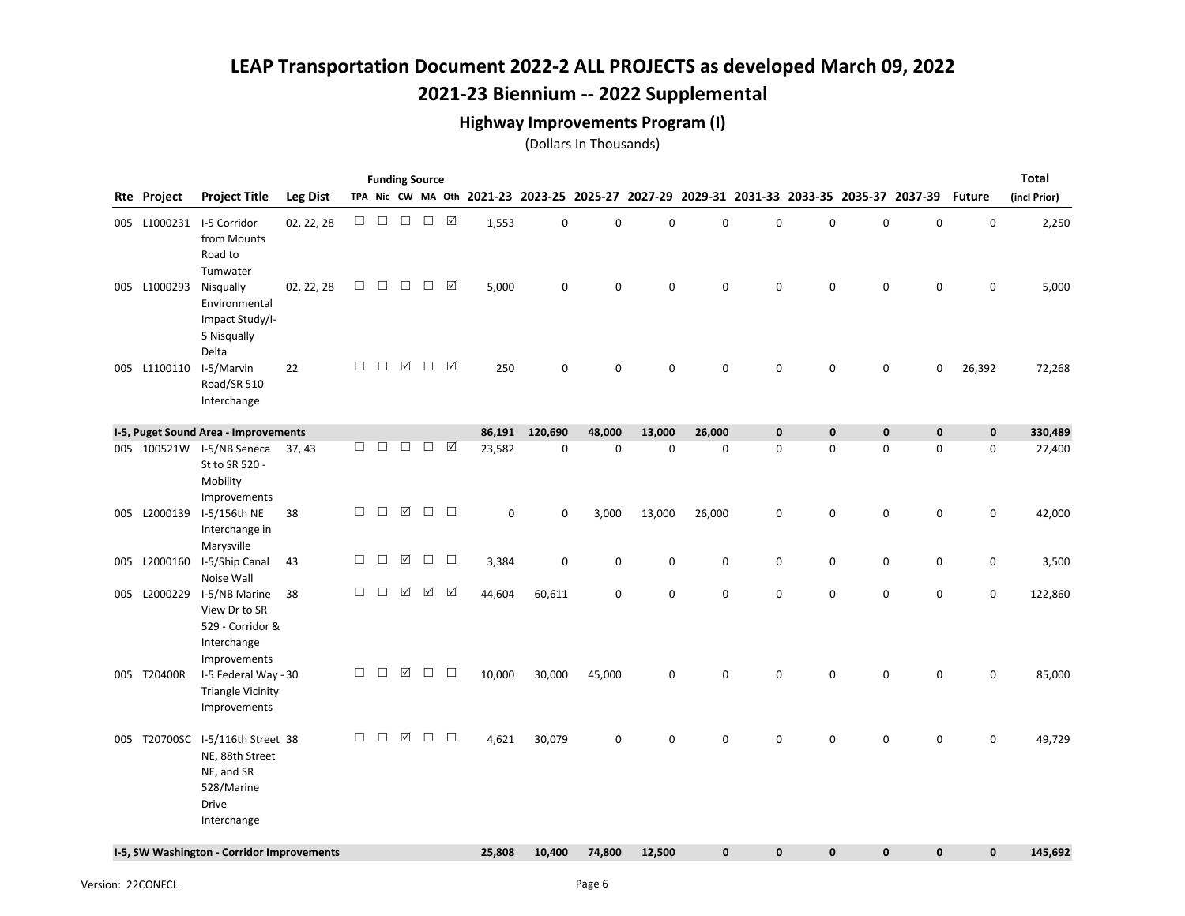# LEAP Transportation Document 2022-2 ALL PROJECTS as developed March 09, 2022

## 2021-23 Biennium -- 2022 Supplemental

### Highway Improvements Program (I)

(Dollars In Thousands)

| Rte | Project | Project Title | Leg Dist | Funding Source TPA | Nic | CW | MA | Oth | 2021-23 | 2023-25 | 2025-27 | 2027-29 | 2029-31 | 2031-33 | 2033-35 | 2035-37 | 2037-39 | Future | Total (incl Prior) |
|---|---|---|---|---|---|---|---|---|---|---|---|---|---|---|---|---|---|---|---|
| 005 | L1000231 | I-5 Corridor from Mounts Road to Tumwater | 02, 22, 28 | ☐ | ☐ | ☐ | ☐ | ☑ | 1,553 | 0 | 0 | 0 | 0 | 0 | 0 | 0 | 0 | 0 | 2,250 |
| 005 | L1000293 | Nisqually Environmental Impact Study/I-5 Nisqually Delta | 02, 22, 28 | ☐ | ☐ | ☐ | ☐ | ☑ | 5,000 | 0 | 0 | 0 | 0 | 0 | 0 | 0 | 0 | 0 | 5,000 |
| 005 | L1100110 | I-5/Marvin Road/SR 510 Interchange | 22 | ☐ | ☐ | ☑ | ☐ | ☑ | 250 | 0 | 0 | 0 | 0 | 0 | 0 | 0 | 0 | 26,392 | 72,268 |
| **I-5, Puget Sound Area - Improvements** | | | | | | | | | **86,191** | **120,690** | **48,000** | **13,000** | **26,000** | **0** | **0** | **0** | **0** | **0** | **330,489** |
| 005 | 100521W | I-5/NB Seneca St to SR 520 - Mobility Improvements | 37, 43 | ☐ | ☐ | ☐ | ☐ | ☑ | 23,582 | 0 | 0 | 0 | 0 | 0 | 0 | 0 | 0 | 0 | 27,400 |
| 005 | L2000139 | I-5/156th NE Interchange in Marysville | 38 | ☐ | ☐ | ☑ | ☐ | ☐ | 0 | 0 | 3,000 | 13,000 | 26,000 | 0 | 0 | 0 | 0 | 0 | 42,000 |
| 005 | L2000160 | I-5/Ship Canal Noise Wall | 43 | ☐ | ☐ | ☑ | ☐ | ☐ | 3,384 | 0 | 0 | 0 | 0 | 0 | 0 | 0 | 0 | 0 | 3,500 |
| 005 | L2000229 | I-5/NB Marine View Dr to SR 529 - Corridor & Interchange Improvements | 38 | ☐ | ☐ | ☑ | ☑ | ☑ | 44,604 | 60,611 | 0 | 0 | 0 | 0 | 0 | 0 | 0 | 0 | 122,860 |
| 005 | T20400R | I-5 Federal Way - Triangle Vicinity Improvements | 30 | ☐ | ☐ | ☑ | ☐ | ☐ | 10,000 | 30,000 | 45,000 | 0 | 0 | 0 | 0 | 0 | 0 | 0 | 85,000 |
| 005 | T20700SC | I-5/116th Street NE, 88th Street NE, and SR 528/Marine Drive Interchange | 38 | ☐ | ☐ | ☑ | ☐ | ☐ | 4,621 | 30,079 | 0 | 0 | 0 | 0 | 0 | 0 | 0 | 0 | 49,729 |
| **I-5, SW Washington - Corridor Improvements** | | | | | | | | | **25,808** | **10,400** | **74,800** | **12,500** | **0** | **0** | **0** | **0** | **0** | **0** | **145,692** |

Version: 22CONFCL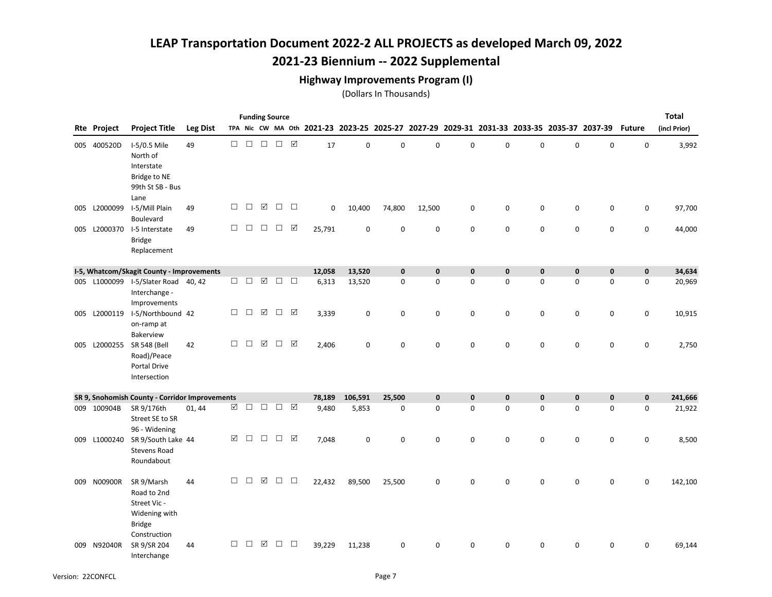# LEAP Transportation Document 2022-2 ALL PROJECTS as developed March 09, 2022

## 2021-23 Biennium -- 2022 Supplemental

### Highway Improvements Program (I)

(Dollars In Thousands)

| Rte | Project | Project Title | Leg Dist | Funding Source TPA | Nic | CW | MA | Oth | 2021-23 | 2023-25 | 2025-27 | 2027-29 | 2029-31 | 2031-33 | 2033-35 | 2035-37 | 2037-39 | Future | Total (incl Prior) |
|---|---|---|---|---|---|---|---|---|---|---|---|---|---|---|---|---|---|---|---|
| 005 | 400520D | I-5/0.5 Mile North of Interstate Bridge to NE 99th St SB - Bus Lane | 49 | ☐ | ☐ | ☐ | ☐ | ☑ | 17 | 0 | 0 | 0 | 0 | 0 | 0 | 0 | 0 | 0 | 3,992 |
| 005 | L2000099 | I-5/Mill Plain Boulevard | 49 | ☐ | ☐ | ☑ | ☐ | ☐ | 0 | 10,400 | 74,800 | 12,500 | 0 | 0 | 0 | 0 | 0 | 0 | 97,700 |
| 005 | L2000370 | I-5 Interstate Bridge Replacement | 49 | ☐ | ☐ | ☐ | ☐ | ☑ | 25,791 | 0 | 0 | 0 | 0 | 0 | 0 | 0 | 0 | 0 | 44,000 |
| **I-5, Whatcom/Skagit County - Improvements** | | | | | | | | | **12,058** | **13,520** | **0** | **0** | **0** | **0** | **0** | **0** | **0** | **0** | **34,634** |
| 005 | L1000099 | I-5/Slater Road Interchange - Improvements | 40, 42 | ☐ | ☐ | ☑ | ☐ | ☐ | 6,313 | 13,520 | 0 | 0 | 0 | 0 | 0 | 0 | 0 | 0 | 20,969 |
| 005 | L2000119 | I-5/Northbound on-ramp at Bakerview | 42 | ☐ | ☐ | ☑ | ☐ | ☑ | 3,339 | 0 | 0 | 0 | 0 | 0 | 0 | 0 | 0 | 0 | 10,915 |
| 005 | L2000255 | SR 548 (Bell Road)/Peace Portal Drive Intersection | 42 | ☐ | ☐ | ☑ | ☐ | ☑ | 2,406 | 0 | 0 | 0 | 0 | 0 | 0 | 0 | 0 | 0 | 2,750 |
| **SR 9, Snohomish County - Corridor Improvements** | | | | | | | | | **78,189** | **106,591** | **25,500** | **0** | **0** | **0** | **0** | **0** | **0** | **0** | **241,666** |
| 009 | 100904B | SR 9/176th Street SE to SR 96 - Widening | 01, 44 | ☑ | ☐ | ☐ | ☐ | ☑ | 9,480 | 5,853 | 0 | 0 | 0 | 0 | 0 | 0 | 0 | 0 | 21,922 |
| 009 | L1000240 | SR 9/South Lake Stevens Road Roundabout | 44 | ☑ | ☐ | ☐ | ☐ | ☑ | 7,048 | 0 | 0 | 0 | 0 | 0 | 0 | 0 | 0 | 0 | 8,500 |
| 009 | N00900R | SR 9/Marsh Road to 2nd Street Vic - Widening with Bridge Construction | 44 | ☐ | ☐ | ☑ | ☐ | ☐ | 22,432 | 89,500 | 25,500 | 0 | 0 | 0 | 0 | 0 | 0 | 0 | 142,100 |
| 009 | N92040R | SR 9/SR 204 Interchange | 44 | ☐ | ☐ | ☑ | ☐ | ☐ | 39,229 | 11,238 | 0 | 0 | 0 | 0 | 0 | 0 | 0 | 0 | 69,144 |

Version: 22CONFCL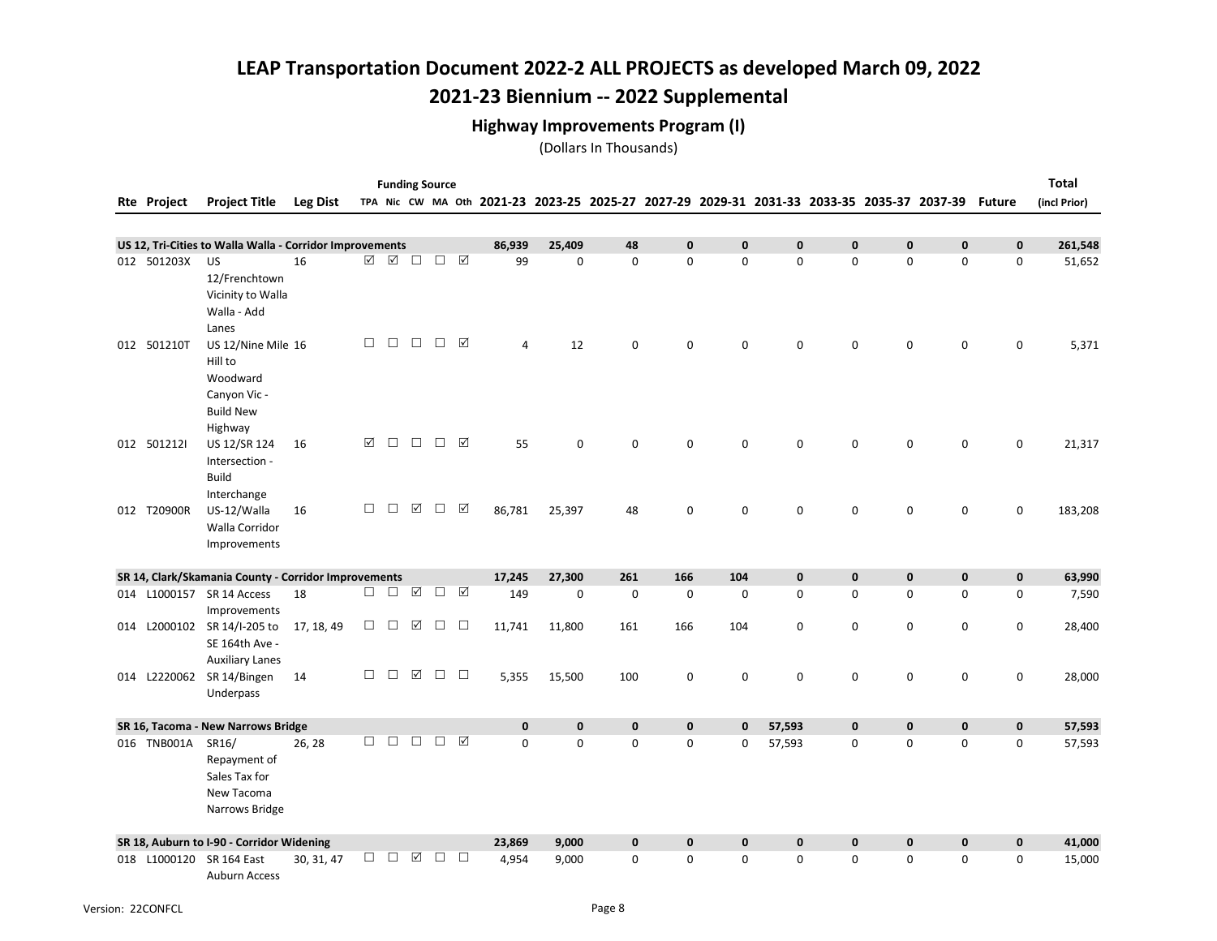# LEAP Transportation Document 2022-2 ALL PROJECTS as developed March 09, 2022

## 2021-23 Biennium -- 2022 Supplemental

### Highway Improvements Program (I)

(Dollars In Thousands)

| Rte | Project | Project Title | Leg Dist | Funding Source TPA | Nic | CW | MA | Oth | 2021-23 | 2023-25 | 2025-27 | 2027-29 | 2029-31 | 2031-33 | 2033-35 | 2035-37 | 2037-39 | Future | Total (incl Prior) |
|---|---|---|---|---|---|---|---|---|---|---|---|---|---|---|---|---|---|---|---|
| **US 12, Tri-Cities to Walla Walla - Corridor Improvements** | | | | | | | | | **86,939** | **25,409** | **48** | **0** | **0** | **0** | **0** | **0** | **0** | **0** | **261,548** |
| 012 | 501203X | US 12/Frenchtown Vicinity to Walla Walla - Add Lanes | 16 | ☑ | ☑ | ☐ | ☐ | ☑ | 99 | 0 | 0 | 0 | 0 | 0 | 0 | 0 | 0 | 0 | 51,652 |
| 012 | 501210T | US 12/Nine Mile Hill to Woodward Canyon Vic - Build New Highway | 16 | ☐ | ☐ | ☐ | ☐ | ☑ | 4 | 12 | 0 | 0 | 0 | 0 | 0 | 0 | 0 | 0 | 5,371 |
| 012 | 501212I | US 12/SR 124 Intersection - Build Interchange | 16 | ☑ | ☐ | ☐ | ☐ | ☑ | 55 | 0 | 0 | 0 | 0 | 0 | 0 | 0 | 0 | 0 | 21,317 |
| 012 | T20900R | US-12/Walla Walla Corridor Improvements | 16 | ☐ | ☐ | ☑ | ☐ | ☑ | 86,781 | 25,397 | 48 | 0 | 0 | 0 | 0 | 0 | 0 | 0 | 183,208 |
| **SR 14, Clark/Skamania County - Corridor Improvements** | | | | | | | | | **17,245** | **27,300** | **261** | **166** | **104** | **0** | **0** | **0** | **0** | **0** | **63,990** |
| 014 | L1000157 | SR 14 Access Improvements | 18 | ☐ | ☐ | ☑ | ☐ | ☑ | 149 | 0 | 0 | 0 | 0 | 0 | 0 | 0 | 0 | 0 | 7,590 |
| 014 | L2000102 | SR 14/I-205 to SE 164th Ave - Auxiliary Lanes | 17, 18, 49 | ☐ | ☐ | ☑ | ☐ | ☐ | 11,741 | 11,800 | 161 | 166 | 104 | 0 | 0 | 0 | 0 | 0 | 28,400 |
| 014 | L2220062 | SR 14/Bingen Underpass | 14 | ☐ | ☐ | ☑ | ☐ | ☐ | 5,355 | 15,500 | 100 | 0 | 0 | 0 | 0 | 0 | 0 | 0 | 28,000 |
| **SR 16, Tacoma - New Narrows Bridge** | | | | | | | | | **0** | **0** | **0** | **0** | **0** | **57,593** | **0** | **0** | **0** | **0** | **57,593** |
| 016 | TNB001A | SR16/ Repayment of Sales Tax for New Tacoma Narrows Bridge | 26, 28 | ☐ | ☐ | ☐ | ☐ | ☑ | 0 | 0 | 0 | 0 | 0 | 57,593 | 0 | 0 | 0 | 0 | 57,593 |
| **SR 18, Auburn to I-90 - Corridor Widening** | | | | | | | | | **23,869** | **9,000** | **0** | **0** | **0** | **0** | **0** | **0** | **0** | **0** | **41,000** |
| 018 | L1000120 | SR 164 East Auburn Access | 30, 31, 47 | ☐ | ☐ | ☑ | ☐ | ☐ | 4,954 | 9,000 | 0 | 0 | 0 | 0 | 0 | 0 | 0 | 0 | 15,000 |

Version: 22CONFCL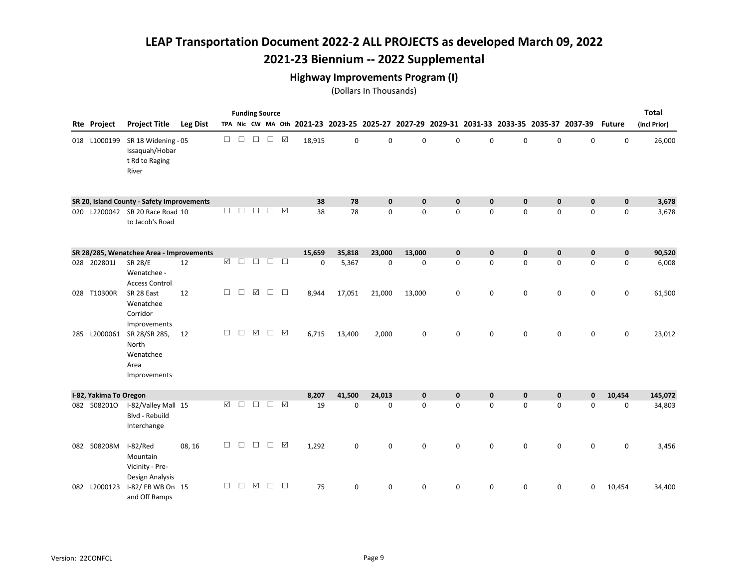# LEAP Transportation Document 2022-2 ALL PROJECTS as developed March 09, 2022

## 2021-23 Biennium -- 2022 Supplemental

### Highway Improvements Program (I)

(Dollars In Thousands)

| Rte | Project | Project Title | Leg Dist | TPA | Nic | CW | MA | Oth | 2021-23 | 2023-25 | 2025-27 | 2027-29 | 2029-31 | 2031-33 | 2033-35 | 2035-37 | 2037-39 | Future | Total (incl Prior) |
|---|---|---|---|---|---|---|---|---|---|---|---|---|---|---|---|---|---|---|---|
| 018 | L1000199 | SR 18 Widening - Issaquah/Hobart Rd to Raging River | 05 | ☐ | ☐ | ☐ | ☐ | ☑ | 18,915 | 0 | 0 | 0 | 0 | 0 | 0 | 0 | 0 | 0 | 26,000 |
| **SR 20, Island County - Safety Improvements** | | | | | | | | | **38** | **78** | **0** | **0** | **0** | **0** | **0** | **0** | **0** | **0** | **3,678** |
| 020 | L2200042 | SR 20 Race Road to Jacob's Road | 10 | ☐ | ☐ | ☐ | ☐ | ☑ | 38 | 78 | 0 | 0 | 0 | 0 | 0 | 0 | 0 | 0 | 3,678 |
| **SR 28/285, Wenatchee Area - Improvements** | | | | | | | | | **15,659** | **35,818** | **23,000** | **13,000** | **0** | **0** | **0** | **0** | **0** | **0** | **90,520** |
| 028 | 202801J | SR 28/E Wenatchee - Access Control | 12 | ☑ | ☐ | ☐ | ☐ | ☐ | 0 | 5,367 | 0 | 0 | 0 | 0 | 0 | 0 | 0 | 0 | 6,008 |
| 028 | T10300R | SR 28 East Wenatchee Corridor Improvements | 12 | ☐ | ☐ | ☑ | ☐ | ☐ | 8,944 | 17,051 | 21,000 | 13,000 | 0 | 0 | 0 | 0 | 0 | 0 | 61,500 |
| 285 | L2000061 | SR 28/SR 285, North Wenatchee Area Improvements | 12 | ☐ | ☐ | ☑ | ☐ | ☑ | 6,715 | 13,400 | 2,000 | 0 | 0 | 0 | 0 | 0 | 0 | 0 | 23,012 |
| **I-82, Yakima To Oregon** | | | | | | | | | **8,207** | **41,500** | **24,013** | **0** | **0** | **0** | **0** | **0** | **0** | **10,454** | **145,072** |
| 082 | 508201O | I-82/Valley Mall Blvd - Rebuild Interchange | 15 | ☑ | ☐ | ☐ | ☐ | ☑ | 19 | 0 | 0 | 0 | 0 | 0 | 0 | 0 | 0 | 0 | 34,803 |
| 082 | 508208M | I-82/Red Mountain Vicinity - Pre-Design Analysis | 08, 16 | ☐ | ☐ | ☐ | ☐ | ☑ | 1,292 | 0 | 0 | 0 | 0 | 0 | 0 | 0 | 0 | 0 | 3,456 |
| 082 | L2000123 | I-82/ EB WB On and Off Ramps | 15 | ☐ | ☐ | ☑ | ☐ | ☐ | 75 | 0 | 0 | 0 | 0 | 0 | 0 | 0 | 0 | 10,454 | 34,400 |

Version: 22CONFCL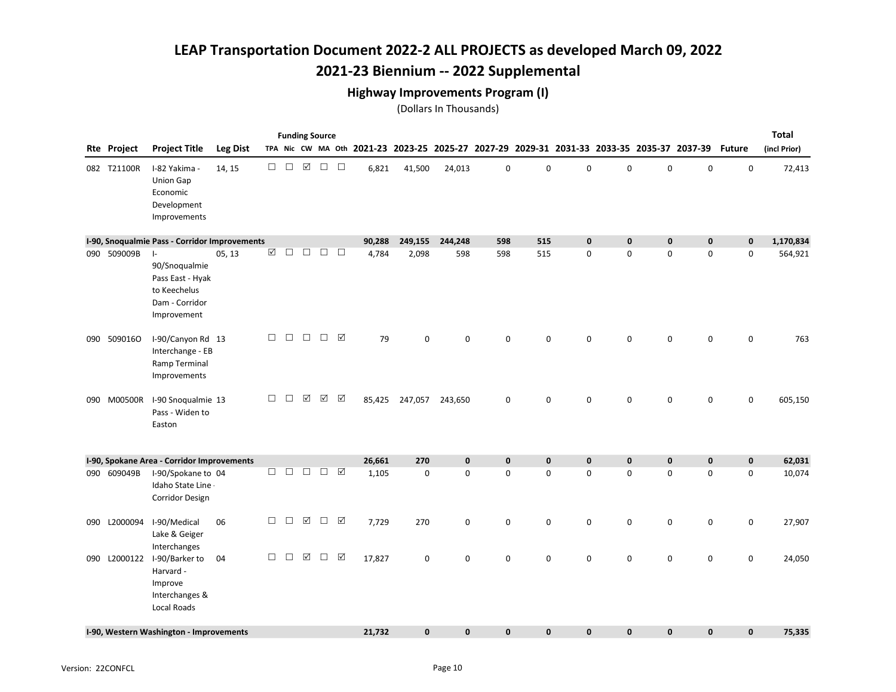# LEAP Transportation Document 2022-2 ALL PROJECTS as developed March 09, 2022

## 2021-23 Biennium -- 2022 Supplemental

### Highway Improvements Program (I)

(Dollars In Thousands)

| Rte | Project | Project Title | Leg Dist | Funding Source TPA | Nic | CW | MA | Oth | 2021-23 | 2023-25 | 2025-27 | 2027-29 | 2029-31 | 2031-33 | 2033-35 | 2035-37 | 2037-39 | Future | Total (incl Prior) |
|---|---|---|---|---|---|---|---|---|---|---|---|---|---|---|---|---|---|---|---|
| 082 | T21100R | I-82 Yakima - Union Gap Economic Development Improvements | 14, 15 | ☐ | ☐ | ☑ | ☐ | ☐ | 6,821 | 41,500 | 24,013 | 0 | 0 | 0 | 0 | 0 | 0 | 0 | 72,413 |
| **I-90, Snoqualmie Pass - Corridor Improvements** | | | | | | | | | **90,288** | **249,155** | **244,248** | **598** | **515** | **0** | **0** | **0** | **0** | **0** | **1,170,834** |
| 090 | 509009B | I-90/Snoqualmie Pass East - Hyak to Keechelus Dam - Corridor Improvement | 05, 13 | ☑ | ☐ | ☐ | ☐ | ☐ | 4,784 | 2,098 | 598 | 598 | 515 | 0 | 0 | 0 | 0 | 0 | 564,921 |
| 090 | 509016O | I-90/Canyon Rd Interchange - EB Ramp Terminal Improvements | 13 | ☐ | ☐ | ☐ | ☐ | ☑ | 79 | 0 | 0 | 0 | 0 | 0 | 0 | 0 | 0 | 0 | 763 |
| 090 | M00500R | I-90 Snoqualmie Pass - Widen to Easton | 13 | ☐ | ☐ | ☑ | ☑ | ☑ | 85,425 | 247,057 | 243,650 | 0 | 0 | 0 | 0 | 0 | 0 | 0 | 605,150 |
| **I-90, Spokane Area - Corridor Improvements** | | | | | | | | | **26,661** | **270** | **0** | **0** | **0** | **0** | **0** | **0** | **0** | **0** | **62,031** |
| 090 | 609049B | I-90/Spokane to Idaho State Line - Corridor Design | 04 | ☐ | ☐ | ☐ | ☐ | ☑ | 1,105 | 0 | 0 | 0 | 0 | 0 | 0 | 0 | 0 | 0 | 10,074 |
| 090 | L2000094 | I-90/Medical Lake & Geiger Interchanges | 06 | ☐ | ☐ | ☑ | ☐ | ☑ | 7,729 | 270 | 0 | 0 | 0 | 0 | 0 | 0 | 0 | 0 | 27,907 |
| 090 | L2000122 | I-90/Barker to Harvard - Improve Interchanges & Local Roads | 04 | ☐ | ☐ | ☑ | ☐ | ☑ | 17,827 | 0 | 0 | 0 | 0 | 0 | 0 | 0 | 0 | 0 | 24,050 |
| **I-90, Western Washington - Improvements** | | | | | | | | | **21,732** | **0** | **0** | **0** | **0** | **0** | **0** | **0** | **0** | **0** | **75,335** |

Version: 22CONFCL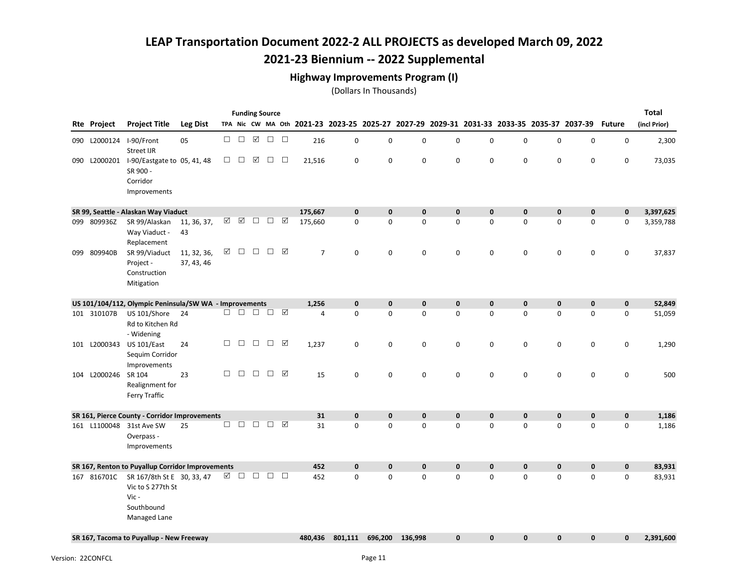# LEAP Transportation Document 2022-2 ALL PROJECTS as developed March 09, 2022

## 2021-23 Biennium -- 2022 Supplemental

### Highway Improvements Program (I)

(Dollars In Thousands)

| Rte | Project | Project Title | Leg Dist | TPA | Nic | CW | MA | Oth | 2021-23 | 2023-25 | 2025-27 | 2027-29 | 2029-31 | 2031-33 | 2033-35 | 2035-37 | 2037-39 | Future | Total (incl Prior) |
|---|---|---|---|---|---|---|---|---|---|---|---|---|---|---|---|---|---|---|---|
| 090 | L2000124 | I-90/Front Street IJR | 05 | ☐ | ☐ | ☑ | ☐ | ☐ | 216 | 0 | 0 | 0 | 0 | 0 | 0 | 0 | 0 | 0 | 2,300 |
| 090 | L2000201 | I-90/Eastgate to SR 900 - Corridor Improvements | 05, 41, 48 | ☐ | ☐ | ☑ | ☐ | ☐ | 21,516 | 0 | 0 | 0 | 0 | 0 | 0 | 0 | 0 | 0 | 73,035 |
| **SR 99, Seattle - Alaskan Way Viaduct** | | | | | | | | | **175,667** | **0** | **0** | **0** | **0** | **0** | **0** | **0** | **0** | **0** | **3,397,625** |
| 099 | 809936Z | SR 99/Alaskan Way Viaduct - Replacement | 11, 36, 37, 43 | ☑ | ☑ | ☐ | ☐ | ☑ | 175,660 | 0 | 0 | 0 | 0 | 0 | 0 | 0 | 0 | 0 | 3,359,788 |
| 099 | 809940B | SR 99/Viaduct Project - Construction Mitigation | 11, 32, 36, 37, 43, 46 | ☑ | ☐ | ☐ | ☐ | ☑ | 7 | 0 | 0 | 0 | 0 | 0 | 0 | 0 | 0 | 0 | 37,837 |
| **US 101/104/112, Olympic Peninsula/SW WA - Improvements** | | | | | | | | | **1,256** | **0** | **0** | **0** | **0** | **0** | **0** | **0** | **0** | **0** | **52,849** |
| 101 | 310107B | US 101/Shore Rd to Kitchen Rd - Widening | 24 | ☐ | ☐ | ☐ | ☐ | ☑ | 4 | 0 | 0 | 0 | 0 | 0 | 0 | 0 | 0 | 0 | 51,059 |
| 101 | L2000343 | US 101/East Sequim Corridor Improvements | 24 | ☐ | ☐ | ☐ | ☐ | ☑ | 1,237 | 0 | 0 | 0 | 0 | 0 | 0 | 0 | 0 | 0 | 1,290 |
| 104 | L2000246 | SR 104 Realignment for Ferry Traffic | 23 | ☐ | ☐ | ☐ | ☐ | ☑ | 15 | 0 | 0 | 0 | 0 | 0 | 0 | 0 | 0 | 0 | 500 |
| **SR 161, Pierce County - Corridor Improvements** | | | | | | | | | **31** | **0** | **0** | **0** | **0** | **0** | **0** | **0** | **0** | **0** | **1,186** |
| 161 | L1100048 | 31st Ave SW Overpass - Improvements | 25 | ☐ | ☐ | ☐ | ☐ | ☑ | 31 | 0 | 0 | 0 | 0 | 0 | 0 | 0 | 0 | 0 | 1,186 |
| **SR 167, Renton to Puyallup Corridor Improvements** | | | | | | | | | **452** | **0** | **0** | **0** | **0** | **0** | **0** | **0** | **0** | **0** | **83,931** |
| 167 | 816701C | SR 167/8th St E Vic to S 277th St Vic - Southbound Managed Lane | 30, 33, 47 | ☑ | ☐ | ☐ | ☐ | ☐ | 452 | 0 | 0 | 0 | 0 | 0 | 0 | 0 | 0 | 0 | 83,931 |
| **SR 167, Tacoma to Puyallup - New Freeway** | | | | | | | | | **480,436** | **801,111** | **696,200** | **136,998** | **0** | **0** | **0** | **0** | **0** | **0** | **2,391,600** |

Version: 22CONFCL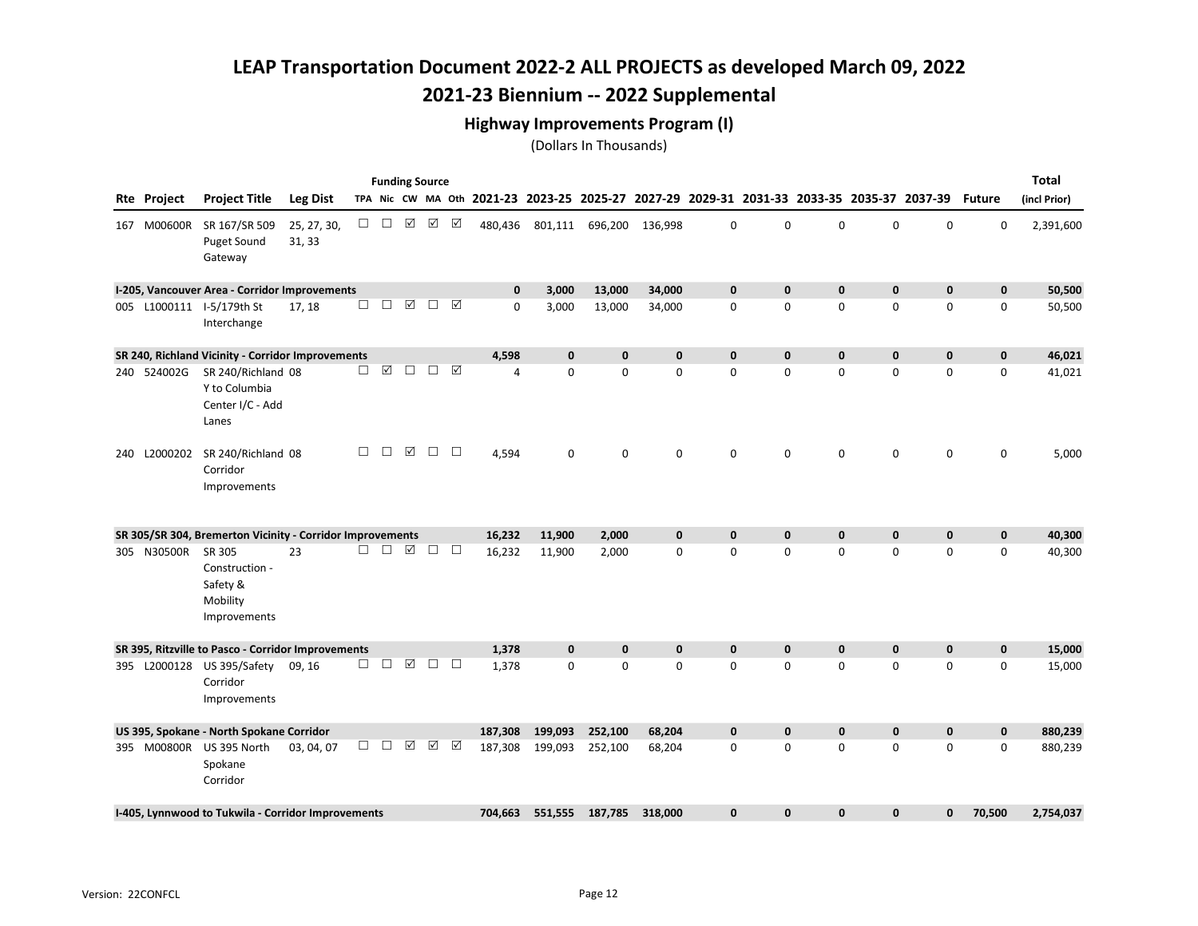# LEAP Transportation Document 2022-2 ALL PROJECTS as developed March 09, 2022

## 2021-23 Biennium -- 2022 Supplemental

### Highway Improvements Program (I)

(Dollars In Thousands)

| Rte | Project | Project Title | Leg Dist | Funding Source TPA | Nic | CW | MA | Oth | 2021-23 | 2023-25 | 2025-27 | 2027-29 | 2029-31 | 2031-33 | 2033-35 | 2035-37 | 2037-39 | Future | Total (incl Prior) |
|---|---|---|---|---|---|---|---|---|---|---|---|---|---|---|---|---|---|---|---|
| 167 | M00600R | SR 167/SR 509 Puget Sound Gateway | 25, 27, 30, 31, 33 | ☐ | ☐ | ☑ | ☑ | ☑ | 480,436 | 801,111 | 696,200 | 136,998 | 0 | 0 | 0 | 0 | 0 | 0 | 2,391,600 |
| **I-205, Vancouver Area - Corridor Improvements** | | | | | | | | | **0** | **3,000** | **13,000** | **34,000** | **0** | **0** | **0** | **0** | **0** | **0** | **50,500** |
| 005 | L1000111 | I-5/179th St Interchange | 17, 18 | ☐ | ☐ | ☑ | ☐ | ☑ | 0 | 3,000 | 13,000 | 34,000 | 0 | 0 | 0 | 0 | 0 | 0 | 50,500 |
| **SR 240, Richland Vicinity - Corridor Improvements** | | | | | | | | | **4,598** | **0** | **0** | **0** | **0** | **0** | **0** | **0** | **0** | **0** | **46,021** |
| 240 | 524002G | SR 240/Richland Y to Columbia Center I/C - Add Lanes | 08 | ☐ | ☑ | ☐ | ☐ | ☑ | 4 | 0 | 0 | 0 | 0 | 0 | 0 | 0 | 0 | 0 | 41,021 |
| 240 | L2000202 | SR 240/Richland Corridor Improvements | 08 | ☐ | ☐ | ☑ | ☐ | ☐ | 4,594 | 0 | 0 | 0 | 0 | 0 | 0 | 0 | 0 | 0 | 5,000 |
| **SR 305/SR 304, Bremerton Vicinity - Corridor Improvements** | | | | | | | | | **16,232** | **11,900** | **2,000** | **0** | **0** | **0** | **0** | **0** | **0** | **0** | **40,300** |
| 305 | N30500R | SR 305 Construction - Safety & Mobility Improvements | 23 | ☐ | ☐ | ☑ | ☐ | ☐ | 16,232 | 11,900 | 2,000 | 0 | 0 | 0 | 0 | 0 | 0 | 0 | 40,300 |
| **SR 395, Ritzville to Pasco - Corridor Improvements** | | | | | | | | | **1,378** | **0** | **0** | **0** | **0** | **0** | **0** | **0** | **0** | **0** | **15,000** |
| 395 | L2000128 | US 395/Safety Corridor Improvements | 09, 16 | ☐ | ☐ | ☑ | ☐ | ☐ | 1,378 | 0 | 0 | 0 | 0 | 0 | 0 | 0 | 0 | 0 | 15,000 |
| **US 395, Spokane - North Spokane Corridor** | | | | | | | | | **187,308** | **199,093** | **252,100** | **68,204** | **0** | **0** | **0** | **0** | **0** | **0** | **880,239** |
| 395 | M00800R | US 395 North Spokane Corridor | 03, 04, 07 | ☐ | ☐ | ☑ | ☑ | ☑ | 187,308 | 199,093 | 252,100 | 68,204 | 0 | 0 | 0 | 0 | 0 | 0 | 880,239 |
| **I-405, Lynnwood to Tukwila - Corridor Improvements** | | | | | | | | | **704,663** | **551,555** | **187,785** | **318,000** | **0** | **0** | **0** | **0** | **0** | **70,500** | **2,754,037** |

Version: 22CONFCL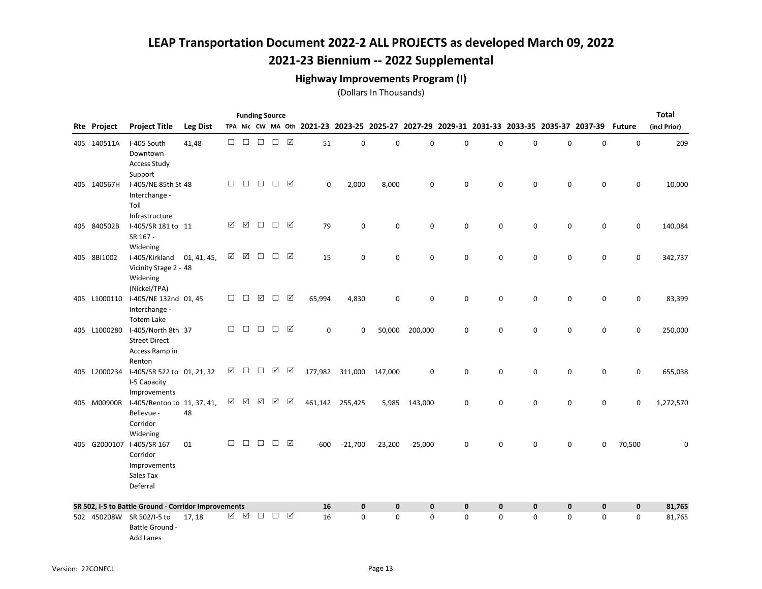# LEAP Transportation Document 2022-2 ALL PROJECTS as developed March 09, 2022

## 2021-23 Biennium -- 2022 Supplemental

### Highway Improvements Program (I)

(Dollars In Thousands)

| Rte | Project | Project Title | Leg Dist | Funding Source TPA | Nic | CW | MA | Oth | 2021-23 | 2023-25 | 2025-27 | 2027-29 | 2029-31 | 2031-33 | 2033-35 | 2035-37 | 2037-39 | Future | Total (incl Prior) |
|---|---|---|---|---|---|---|---|---|---|---|---|---|---|---|---|---|---|---|---|
| 405 | 140511A | I-405 South Downtown Access Study Support | 41,48 | ☐ | ☐ | ☐ | ☐ | ☑ | 51 | 0 | 0 | 0 | 0 | 0 | 0 | 0 | 0 | 0 | 209 |
| 405 | 140567H | I-405/NE 85th St Interchange - Toll Infrastructure | 48 | ☐ | ☐ | ☐ | ☐ | ☑ | 0 | 2,000 | 8,000 | 0 | 0 | 0 | 0 | 0 | 0 | 0 | 10,000 |
| 405 | 840502B | I-405/SR 181 to SR 167 - Widening | 11 | ☑ | ☑ | ☐ | ☐ | ☑ | 79 | 0 | 0 | 0 | 0 | 0 | 0 | 0 | 0 | 0 | 140,084 |
| 405 | 8BI1002 | I-405/Kirkland Vicinity Stage 2 - Widening (Nickel/TPA) | 01, 41, 45, 48 | ☑ | ☑ | ☐ | ☐ | ☑ | 15 | 0 | 0 | 0 | 0 | 0 | 0 | 0 | 0 | 0 | 342,737 |
| 405 | L1000110 | I-405/NE 132nd Interchange - Totem Lake | 01, 45 | ☐ | ☐ | ☑ | ☐ | ☑ | 65,994 | 4,830 | 0 | 0 | 0 | 0 | 0 | 0 | 0 | 0 | 83,399 |
| 405 | L1000280 | I-405/North 8th Street Direct Access Ramp in Renton | 37 | ☐ | ☐ | ☐ | ☐ | ☑ | 0 | 0 | 50,000 | 200,000 | 0 | 0 | 0 | 0 | 0 | 0 | 250,000 |
| 405 | L2000234 | I-405/SR 522 to I-5 Capacity Improvements | 01, 21, 32 | ☑ | ☐ | ☐ | ☑ | ☑ | 177,982 | 311,000 | 147,000 | 0 | 0 | 0 | 0 | 0 | 0 | 0 | 655,038 |
| 405 | M00900R | I-405/Renton to Bellevue - Corridor Widening | 11, 37, 41, 48 | ☑ | ☑ | ☑ | ☑ | ☑ | 461,142 | 255,425 | 5,985 | 143,000 | 0 | 0 | 0 | 0 | 0 | 0 | 1,272,570 |
| 405 | G2000107 | I-405/SR 167 Corridor Improvements Sales Tax Deferral | 01 | ☐ | ☐ | ☐ | ☐ | ☑ | -600 | -21,700 | -23,200 | -25,000 | 0 | 0 | 0 | 0 | 0 | 70,500 | 0 |
| **SR 502, I-5 to Battle Ground - Corridor Improvements** | | | | | | | | | **16** | **0** | **0** | **0** | **0** | **0** | **0** | **0** | **0** | **0** | **81,765** |
| 502 | 450208W | SR 502/I-5 to Battle Ground - Add Lanes | 17, 18 | ☑ | ☑ | ☐ | ☐ | ☑ | 16 | 0 | 0 | 0 | 0 | 0 | 0 | 0 | 0 | 0 | 81,765 |

Version: 22CONFCL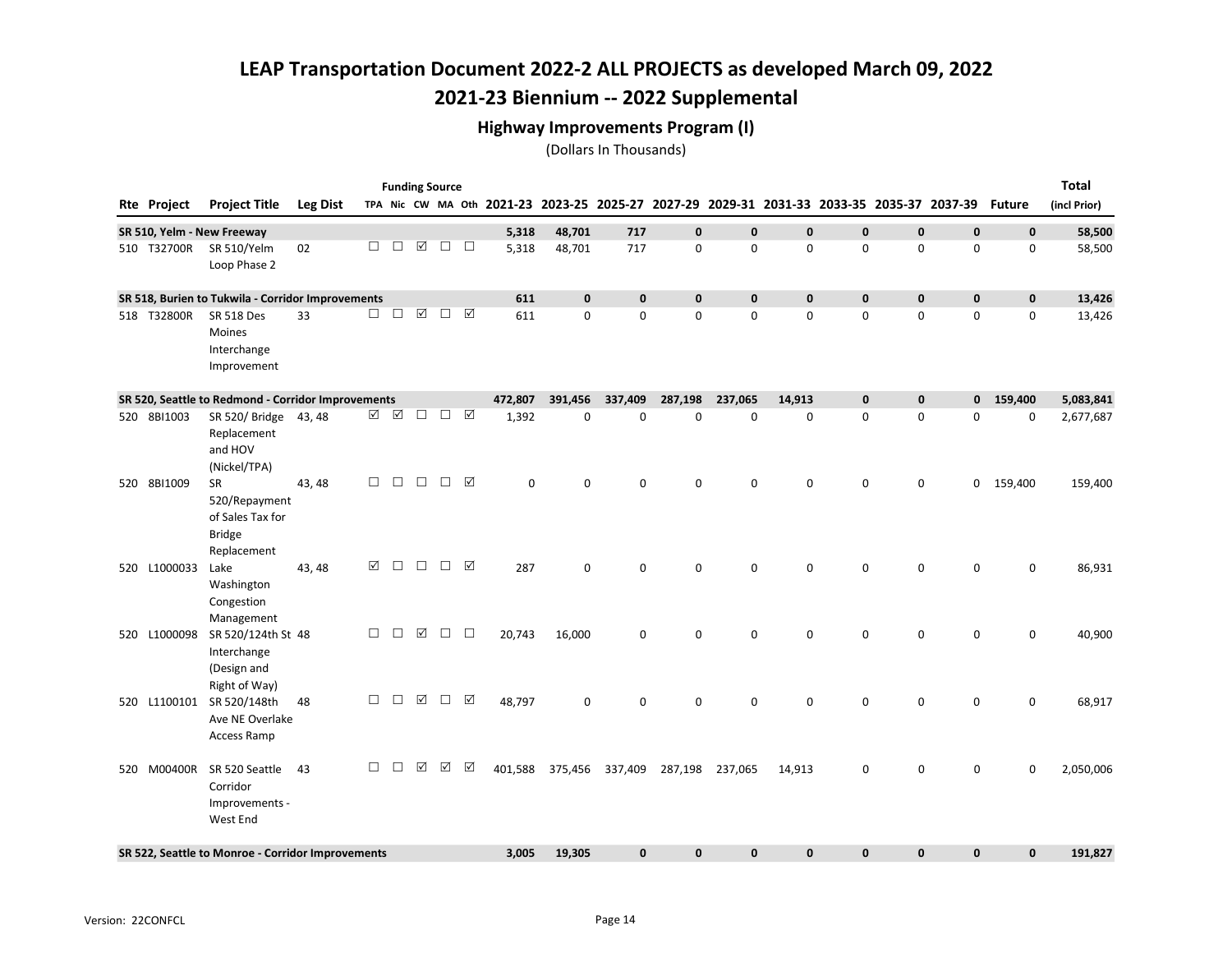# LEAP Transportation Document 2022-2 ALL PROJECTS as developed March 09, 2022

## 2021-23 Biennium -- 2022 Supplemental

### Highway Improvements Program (I)

(Dollars In Thousands)

| Rte | Project | Project Title | Leg Dist | Funding Source TPA | Nic | CW | MA | Oth | 2021-23 | 2023-25 | 2025-27 | 2027-29 | 2029-31 | 2031-33 | 2033-35 | 2035-37 | 2037-39 | Future | Total (incl Prior) |
|---|---|---|---|---|---|---|---|---|---|---|---|---|---|---|---|---|---|---|---|
| **SR 510, Yelm - New Freeway** | | | | | | | | | **5,318** | **48,701** | **717** | **0** | **0** | **0** | **0** | **0** | **0** | **0** | **58,500** |
| 510 | T32700R | SR 510/Yelm Loop Phase 2 | 02 | ☐ | ☐ | ☑ | ☐ | ☐ | 5,318 | 48,701 | 717 | 0 | 0 | 0 | 0 | 0 | 0 | 0 | 58,500 |
| **SR 518, Burien to Tukwila - Corridor Improvements** | | | | | | | | | **611** | **0** | **0** | **0** | **0** | **0** | **0** | **0** | **0** | **0** | **13,426** |
| 518 | T32800R | SR 518 Des Moines Interchange Improvement | 33 | ☐ | ☐ | ☑ | ☐ | ☑ | 611 | 0 | 0 | 0 | 0 | 0 | 0 | 0 | 0 | 0 | 13,426 |
| **SR 520, Seattle to Redmond - Corridor Improvements** | | | | | | | | | **472,807** | **391,456** | **337,409** | **287,198** | **237,065** | **14,913** | **0** | **0** | **0** | **159,400** | **5,083,841** |
| 520 | 8BI1003 | SR 520/ Bridge Replacement and HOV (Nickel/TPA) | 43, 48 | ☑ | ☑ | ☐ | ☐ | ☑ | 1,392 | 0 | 0 | 0 | 0 | 0 | 0 | 0 | 0 | 0 | 2,677,687 |
| 520 | 8BI1009 | SR 520/Repayment of Sales Tax for Bridge Replacement | 43, 48 | ☐ | ☐ | ☐ | ☐ | ☑ | 0 | 0 | 0 | 0 | 0 | 0 | 0 | 0 | 0 | 159,400 | 159,400 |
| 520 | L1000033 | Lake Washington Congestion Management | 43, 48 | ☑ | ☐ | ☐ | ☐ | ☑ | 287 | 0 | 0 | 0 | 0 | 0 | 0 | 0 | 0 | 0 | 86,931 |
| 520 | L1000098 | SR 520/124th St Interchange (Design and Right of Way) | 48 | ☐ | ☐ | ☑ | ☐ | ☐ | 20,743 | 16,000 | 0 | 0 | 0 | 0 | 0 | 0 | 0 | 0 | 40,900 |
| 520 | L1100101 | SR 520/148th Ave NE Overlake Access Ramp | 48 | ☐ | ☐ | ☑ | ☐ | ☑ | 48,797 | 0 | 0 | 0 | 0 | 0 | 0 | 0 | 0 | 0 | 68,917 |
| 520 | M00400R | SR 520 Seattle Corridor Improvements - West End | 43 | ☐ | ☐ | ☑ | ☑ | ☑ | 401,588 | 375,456 | 337,409 | 287,198 | 237,065 | 14,913 | 0 | 0 | 0 | 0 | 2,050,006 |
| **SR 522, Seattle to Monroe - Corridor Improvements** | | | | | | | | | **3,005** | **19,305** | **0** | **0** | **0** | **0** | **0** | **0** | **0** | **0** | **191,827** |

Version: 22CONFCL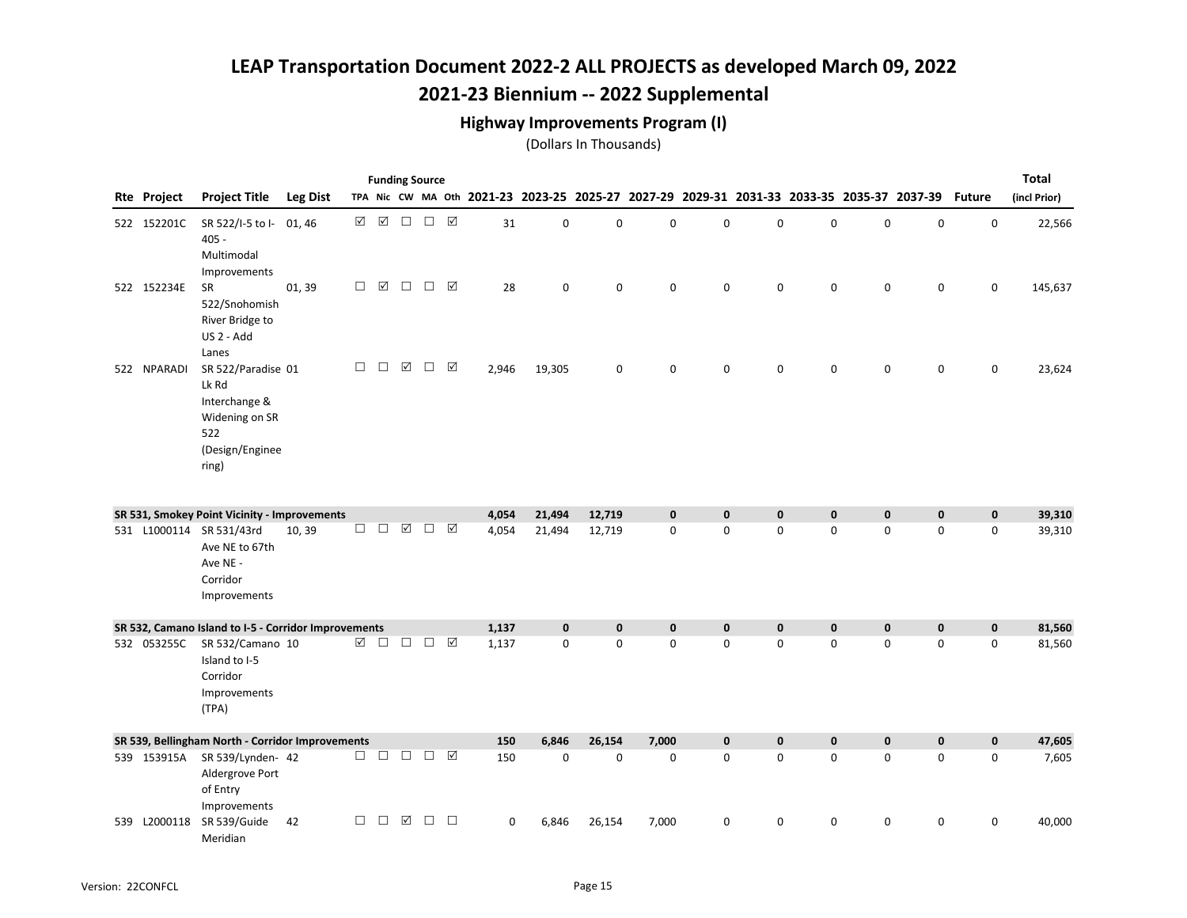# LEAP Transportation Document 2022-2 ALL PROJECTS as developed March 09, 2022

## 2021-23 Biennium -- 2022 Supplemental

### Highway Improvements Program (I)

(Dollars In Thousands)

| Rte | Project | Project Title | Leg Dist | Funding Source TPA | Nic | CW | MA | Oth | 2021-23 | 2023-25 | 2025-27 | 2027-29 | 2029-31 | 2031-33 | 2033-35 | 2035-37 | 2037-39 | Future | Total (incl Prior) |
|---|---|---|---|---|---|---|---|---|---|---|---|---|---|---|---|---|---|---|---|
| 522 | 152201C | SR 522/I-5 to I-405 - Multimodal Improvements | 01, 46 | ☑ | ☑ | ☐ | ☐ | ☑ | 31 | 0 | 0 | 0 | 0 | 0 | 0 | 0 | 0 | 0 | 22,566 |
| 522 | 152234E | SR 522/Snohomish River Bridge to US 2 - Add Lanes | 01, 39 | ☐ | ☑ | ☐ | ☐ | ☑ | 28 | 0 | 0 | 0 | 0 | 0 | 0 | 0 | 0 | 0 | 145,637 |
| 522 | NPARADI | SR 522/Paradise Lk Rd Interchange & Widening on SR 522 (Design/Engineering) | 01 | ☐ | ☐ | ☑ | ☐ | ☑ | 2,946 | 19,305 | 0 | 0 | 0 | 0 | 0 | 0 | 0 | 0 | 23,624 |
| **SR 531, Smokey Point Vicinity - Improvements** | | | | | | | | | **4,054** | **21,494** | **12,719** | **0** | **0** | **0** | **0** | **0** | **0** | **0** | **39,310** |
| 531 | L1000114 | SR 531/43rd Ave NE to 67th Ave NE - Corridor Improvements | 10, 39 | ☐ | ☐ | ☑ | ☐ | ☑ | 4,054 | 21,494 | 12,719 | 0 | 0 | 0 | 0 | 0 | 0 | 0 | 39,310 |
| **SR 532, Camano Island to I-5 - Corridor Improvements** | | | | | | | | | **1,137** | **0** | **0** | **0** | **0** | **0** | **0** | **0** | **0** | **0** | **81,560** |
| 532 | 053255C | SR 532/Camano Island to I-5 Corridor Improvements (TPA) | 10 | ☑ | ☐ | ☐ | ☐ | ☑ | 1,137 | 0 | 0 | 0 | 0 | 0 | 0 | 0 | 0 | 0 | 81,560 |
| **SR 539, Bellingham North - Corridor Improvements** | | | | | | | | | **150** | **6,846** | **26,154** | **7,000** | **0** | **0** | **0** | **0** | **0** | **0** | **47,605** |
| 539 | 153915A | SR 539/Lynden-Aldergrove Port of Entry Improvements | 42 | ☐ | ☐ | ☐ | ☐ | ☑ | 150 | 0 | 0 | 0 | 0 | 0 | 0 | 0 | 0 | 0 | 7,605 |
| 539 | L2000118 | SR 539/Guide Meridian | 42 | ☐ | ☐ | ☑ | ☐ | ☐ | 0 | 6,846 | 26,154 | 7,000 | 0 | 0 | 0 | 0 | 0 | 0 | 40,000 |

Version: 22CONFCL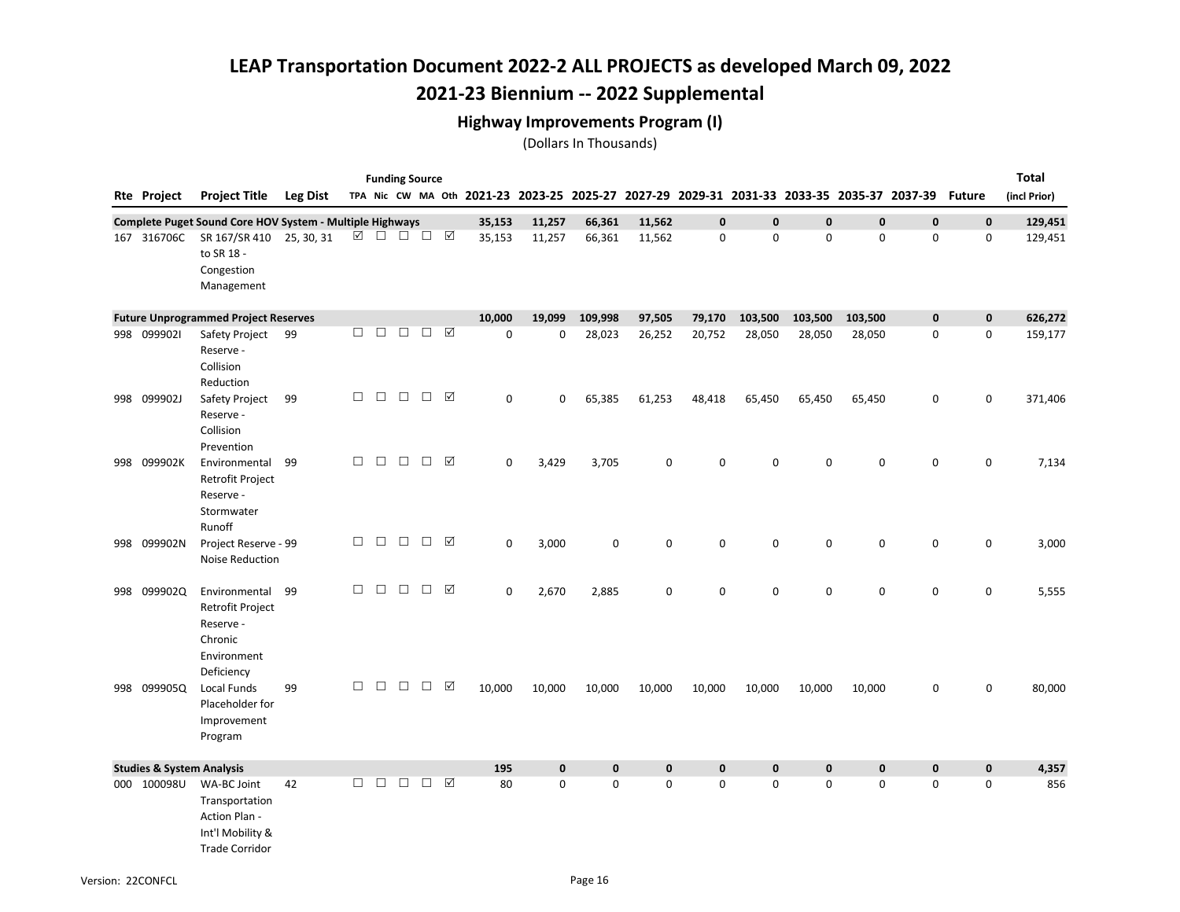# LEAP Transportation Document 2022-2 ALL PROJECTS as developed March 09, 2022

## 2021-23 Biennium -- 2022 Supplemental

### Highway Improvements Program (I)

(Dollars In Thousands)

| Rte | Project | Project Title | Leg Dist | Funding Source TPA | Nic | CW | MA | Oth | 2021-23 | 2023-25 | 2025-27 | 2027-29 | 2029-31 | 2031-33 | 2033-35 | 2035-37 | 2037-39 | Future | Total (incl Prior) |
|---|---|---|---|---|---|---|---|---|---|---|---|---|---|---|---|---|---|---|---|
| **Complete Puget Sound Core HOV System - Multiple Highways** | | | | | | | | | **35,153** | **11,257** | **66,361** | **11,562** | **0** | **0** | **0** | **0** | **0** | **0** | **129,451** |
| 167 | 316706C | SR 167/SR 410 to SR 18 - Congestion Management | 25, 30, 31 | ☑ | ☐ | ☐ | ☐ | ☑ | 35,153 | 11,257 | 66,361 | 11,562 | 0 | 0 | 0 | 0 | 0 | 0 | 129,451 |
| **Future Unprogrammed Project Reserves** | | | | | | | | | **10,000** | **19,099** | **109,998** | **97,505** | **79,170** | **103,500** | **103,500** | **103,500** | **0** | **0** | **626,272** |
| 998 | 099902I | Safety Project Reserve - Collision Reduction | 99 | ☐ | ☐ | ☐ | ☐ | ☑ | 0 | 0 | 28,023 | 26,252 | 20,752 | 28,050 | 28,050 | 28,050 | 0 | 0 | 159,177 |
| 998 | 099902J | Safety Project Reserve - Collision Prevention | 99 | ☐ | ☐ | ☐ | ☐ | ☑ | 0 | 0 | 65,385 | 61,253 | 48,418 | 65,450 | 65,450 | 65,450 | 0 | 0 | 371,406 |
| 998 | 099902K | Environmental Retrofit Project Reserve - Stormwater Runoff | 99 | ☐ | ☐ | ☐ | ☐ | ☑ | 0 | 3,429 | 3,705 | 0 | 0 | 0 | 0 | 0 | 0 | 0 | 7,134 |
| 998 | 099902N | Project Reserve - Noise Reduction | 99 | ☐ | ☐ | ☐ | ☐ | ☑ | 0 | 3,000 | 0 | 0 | 0 | 0 | 0 | 0 | 0 | 0 | 3,000 |
| 998 | 099902Q | Environmental Retrofit Project Reserve - Chronic Environment Deficiency | 99 | ☐ | ☐ | ☐ | ☐ | ☑ | 0 | 2,670 | 2,885 | 0 | 0 | 0 | 0 | 0 | 0 | 0 | 5,555 |
| 998 | 099905Q | Local Funds Placeholder for Improvement Program | 99 | ☐ | ☐ | ☐ | ☐ | ☑ | 10,000 | 10,000 | 10,000 | 10,000 | 10,000 | 10,000 | 10,000 | 10,000 | 0 | 0 | 80,000 |
| **Studies & System Analysis** | | | | | | | | | **195** | **0** | **0** | **0** | **0** | **0** | **0** | **0** | **0** | **0** | **4,357** |
| 000 | 100098U | WA-BC Joint Transportation Action Plan - Int'l Mobility & Trade Corridor | 42 | ☐ | ☐ | ☐ | ☐ | ☑ | 80 | 0 | 0 | 0 | 0 | 0 | 0 | 0 | 0 | 0 | 856 |

Version: 22CONFCL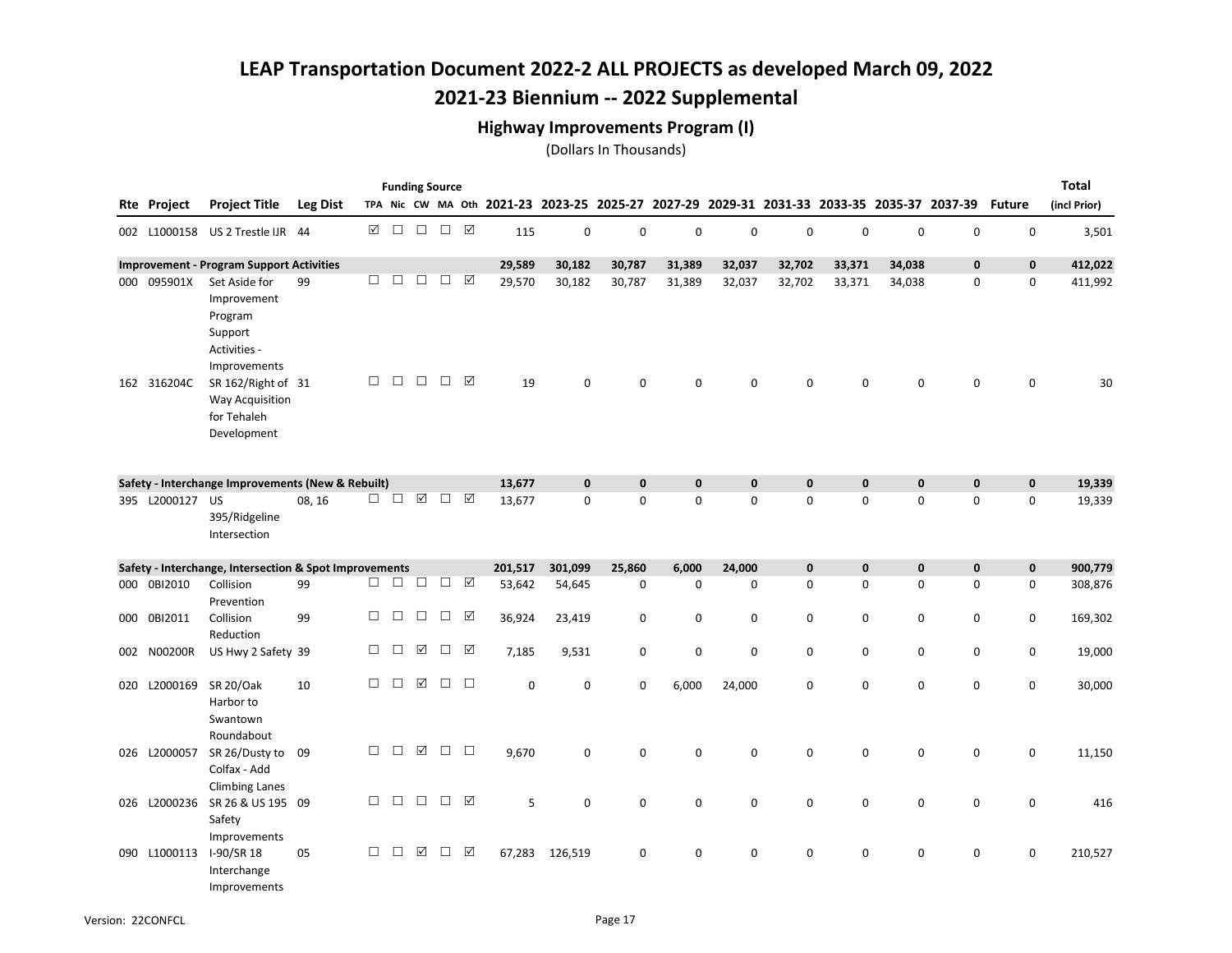# LEAP Transportation Document 2022-2 ALL PROJECTS as developed March 09, 2022

## 2021-23 Biennium -- 2022 Supplemental

### Highway Improvements Program (I)

(Dollars In Thousands)

| Rte | Project | Project Title | Leg Dist | Funding Source TPA | Nic | CW | MA | Oth | 2021-23 | 2023-25 | 2025-27 | 2027-29 | 2029-31 | 2031-33 | 2033-35 | 2035-37 | 2037-39 | Future | Total (incl Prior) |
|---|---|---|---|---|---|---|---|---|---|---|---|---|---|---|---|---|---|---|---|
| 002 | L1000158 | US 2 Trestle IJR | 44 | ☑ | ☐ | ☐ | ☐ | ☑ | 115 | 0 | 0 | 0 | 0 | 0 | 0 | 0 | 0 | 0 | 3,501 |
| **Improvement - Program Support Activities** | | | | | | | | | **29,589** | **30,182** | **30,787** | **31,389** | **32,037** | **32,702** | **33,371** | **34,038** | **0** | **0** | **412,022** |
| 000 | 095901X | Set Aside for Improvement Program Support Activities - Improvements | 99 | ☐ | ☐ | ☐ | ☐ | ☑ | 29,570 | 30,182 | 30,787 | 31,389 | 32,037 | 32,702 | 33,371 | 34,038 | 0 | 0 | 411,992 |
| 162 | 316204C | SR 162/Right of Way Acquisition for Tehaleh Development | 31 | ☐ | ☐ | ☐ | ☐ | ☑ | 19 | 0 | 0 | 0 | 0 | 0 | 0 | 0 | 0 | 0 | 30 |
| **Safety - Interchange Improvements (New & Rebuilt)** | | | | | | | | | **13,677** | **0** | **0** | **0** | **0** | **0** | **0** | **0** | **0** | **0** | **19,339** |
| 395 | L2000127 | US 395/Ridgeline Intersection | 08, 16 | ☐ | ☐ | ☑ | ☐ | ☑ | 13,677 | 0 | 0 | 0 | 0 | 0 | 0 | 0 | 0 | 0 | 19,339 |
| **Safety - Interchange, Intersection & Spot Improvements** | | | | | | | | | **201,517** | **301,099** | **25,860** | **6,000** | **24,000** | **0** | **0** | **0** | **0** | **0** | **900,779** |
| 000 | 0BI2010 | Collision Prevention | 99 | ☐ | ☐ | ☐ | ☐ | ☑ | 53,642 | 54,645 | 0 | 0 | 0 | 0 | 0 | 0 | 0 | 0 | 308,876 |
| 000 | 0BI2011 | Collision Reduction | 99 | ☐ | ☐ | ☐ | ☐ | ☑ | 36,924 | 23,419 | 0 | 0 | 0 | 0 | 0 | 0 | 0 | 0 | 169,302 |
| 002 | N00200R | US Hwy 2 Safety | 39 | ☐ | ☐ | ☑ | ☐ | ☑ | 7,185 | 9,531 | 0 | 0 | 0 | 0 | 0 | 0 | 0 | 0 | 19,000 |
| 020 | L2000169 | SR 20/Oak Harbor to Swantown Roundabout | 10 | ☐ | ☐ | ☑ | ☐ | ☐ | 0 | 0 | 0 | 6,000 | 24,000 | 0 | 0 | 0 | 0 | 0 | 30,000 |
| 026 | L2000057 | SR 26/Dusty to Colfax - Add Climbing Lanes | 09 | ☐ | ☐ | ☑ | ☐ | ☐ | 9,670 | 0 | 0 | 0 | 0 | 0 | 0 | 0 | 0 | 0 | 11,150 |
| 026 | L2000236 | SR 26 & US 195 Safety Improvements | 09 | ☐ | ☐ | ☐ | ☐ | ☑ | 5 | 0 | 0 | 0 | 0 | 0 | 0 | 0 | 0 | 0 | 416 |
| 090 | L1000113 | I-90/SR 18 Interchange Improvements | 05 | ☐ | ☐ | ☑ | ☐ | ☑ | 67,283 | 126,519 | 0 | 0 | 0 | 0 | 0 | 0 | 0 | 0 | 210,527 |

Version: 22CONFCL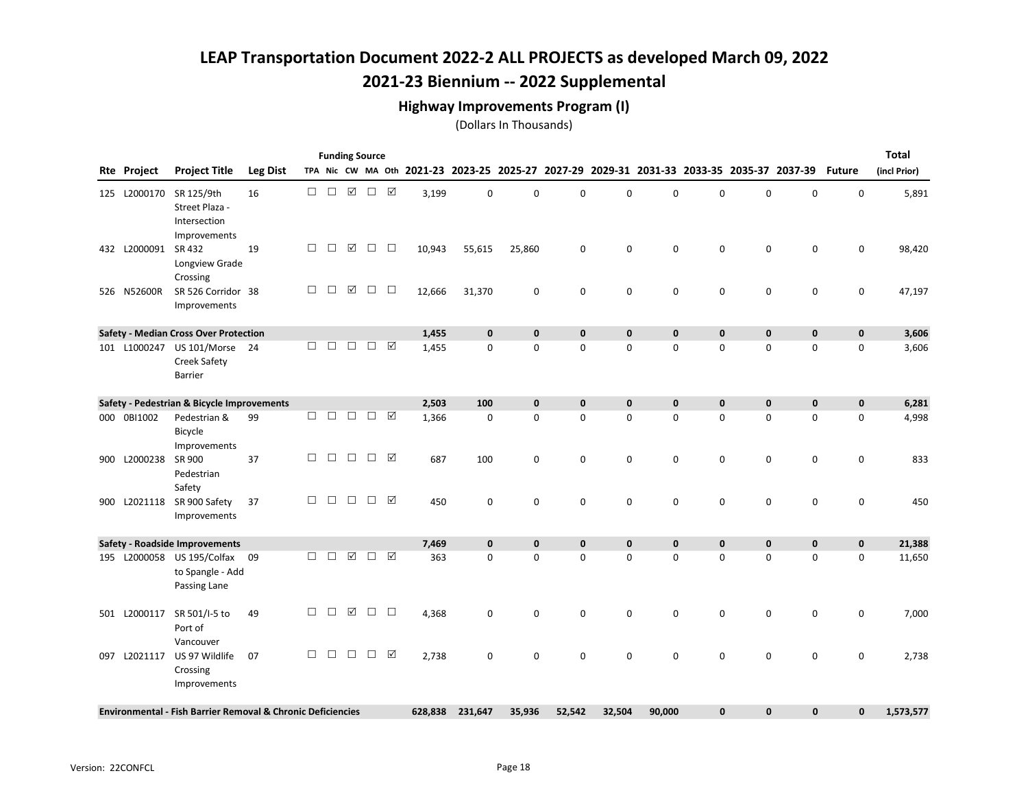# LEAP Transportation Document 2022-2 ALL PROJECTS as developed March 09, 2022

## 2021-23 Biennium -- 2022 Supplemental

### Highway Improvements Program (I)

(Dollars In Thousands)

| Rte | Project | Project Title | Leg Dist | Funding Source TPA | Nic | CW | MA | Oth | 2021-23 | 2023-25 | 2025-27 | 2027-29 | 2029-31 | 2031-33 | 2033-35 | 2035-37 | 2037-39 | Future | Total (incl Prior) |
|---|---|---|---|---|---|---|---|---|---|---|---|---|---|---|---|---|---|---|---|
| 125 | L2000170 | SR 125/9th Street Plaza - Intersection Improvements | 16 | ☐ | ☐ | ☑ | ☐ | ☑ | 3,199 | 0 | 0 | 0 | 0 | 0 | 0 | 0 | 0 | 0 | 5,891 |
| 432 | L2000091 | SR 432 Longview Grade Crossing | 19 | ☐ | ☐ | ☑ | ☐ | ☐ | 10,943 | 55,615 | 25,860 | 0 | 0 | 0 | 0 | 0 | 0 | 0 | 98,420 |
| 526 | N52600R | SR 526 Corridor Improvements | 38 | ☐ | ☐ | ☑ | ☐ | ☐ | 12,666 | 31,370 | 0 | 0 | 0 | 0 | 0 | 0 | 0 | 0 | 47,197 |
| **Safety - Median Cross Over Protection** | | | | | | | | | **1,455** | **0** | **0** | **0** | **0** | **0** | **0** | **0** | **0** | **0** | **3,606** |
| 101 | L1000247 | US 101/Morse Creek Safety Barrier | 24 | ☐ | ☐ | ☐ | ☐ | ☑ | 1,455 | 0 | 0 | 0 | 0 | 0 | 0 | 0 | 0 | 0 | 3,606 |
| **Safety - Pedestrian & Bicycle Improvements** | | | | | | | | | **2,503** | **100** | **0** | **0** | **0** | **0** | **0** | **0** | **0** | **0** | **6,281** |
| 000 | 0BI1002 | Pedestrian & Bicycle Improvements | 99 | ☐ | ☐ | ☐ | ☐ | ☑ | 1,366 | 0 | 0 | 0 | 0 | 0 | 0 | 0 | 0 | 0 | 4,998 |
| 900 | L2000238 | SR 900 Pedestrian Safety | 37 | ☐ | ☐ | ☐ | ☐ | ☑ | 687 | 100 | 0 | 0 | 0 | 0 | 0 | 0 | 0 | 0 | 833 |
| 900 | L2021118 | SR 900 Safety Improvements | 37 | ☐ | ☐ | ☐ | ☐ | ☑ | 450 | 0 | 0 | 0 | 0 | 0 | 0 | 0 | 0 | 0 | 450 |
| **Safety - Roadside Improvements** | | | | | | | | | **7,469** | **0** | **0** | **0** | **0** | **0** | **0** | **0** | **0** | **0** | **21,388** |
| 195 | L2000058 | US 195/Colfax to Spangle - Add Passing Lane | 09 | ☐ | ☐ | ☑ | ☐ | ☑ | 363 | 0 | 0 | 0 | 0 | 0 | 0 | 0 | 0 | 0 | 11,650 |
| 501 | L2000117 | SR 501/I-5 to Port of Vancouver | 49 | ☐ | ☐ | ☑ | ☐ | ☐ | 4,368 | 0 | 0 | 0 | 0 | 0 | 0 | 0 | 0 | 0 | 7,000 |
| 097 | L2021117 | US 97 Wildlife Crossing Improvements | 07 | ☐ | ☐ | ☐ | ☐ | ☑ | 2,738 | 0 | 0 | 0 | 0 | 0 | 0 | 0 | 0 | 0 | 2,738 |
| **Environmental - Fish Barrier Removal & Chronic Deficiencies** | | | | | | | | | **628,838** | **231,647** | **35,936** | **52,542** | **32,504** | **90,000** | **0** | **0** | **0** | **0** | **1,573,577** |

Version: 22CONFCL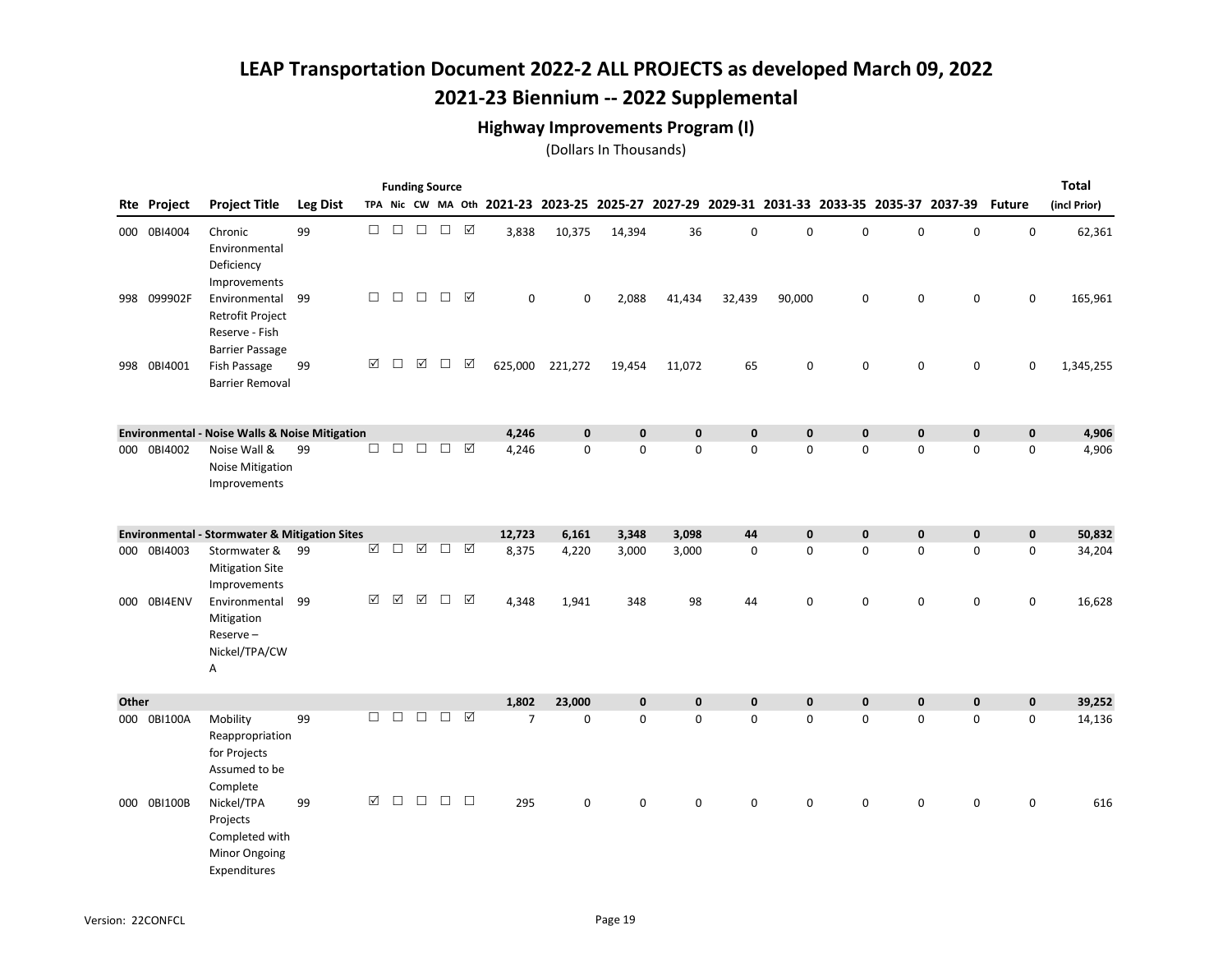# LEAP Transportation Document 2022-2 ALL PROJECTS as developed March 09, 2022

## 2021-23 Biennium -- 2022 Supplemental

### Highway Improvements Program (I)

(Dollars In Thousands)

| Rte | Project | Project Title | Leg Dist | Funding Source TPA | Nic | CW | MA | Oth | 2021-23 | 2023-25 | 2025-27 | 2027-29 | 2029-31 | 2031-33 | 2033-35 | 2035-37 | 2037-39 | Future | Total (incl Prior) |
|---|---|---|---|---|---|---|---|---|---|---|---|---|---|---|---|---|---|---|---|
| 000 | 0BI4004 | Chronic Environmental Deficiency Improvements | 99 | ☐ | ☐ | ☐ | ☐ | ☑ | 3,838 | 10,375 | 14,394 | 36 | 0 | 0 | 0 | 0 | 0 | 0 | 62,361 |
| 998 | 099902F | Environmental Retrofit Project Reserve - Fish Barrier Passage | 99 | ☐ | ☐ | ☐ | ☐ | ☑ | 0 | 0 | 2,088 | 41,434 | 32,439 | 90,000 | 0 | 0 | 0 | 0 | 165,961 |
| 998 | 0BI4001 | Fish Passage Barrier Removal | 99 | ☑ | ☐ | ☑ | ☐ | ☑ | 625,000 | 221,272 | 19,454 | 11,072 | 65 | 0 | 0 | 0 | 0 | 0 | 1,345,255 |
| **Environmental - Noise Walls & Noise Mitigation** | | | | | | | | | **4,246** | **0** | **0** | **0** | **0** | **0** | **0** | **0** | **0** | **0** | **4,906** |
| 000 | 0BI4002 | Noise Wall & Noise Mitigation Improvements | 99 | ☐ | ☐ | ☐ | ☐ | ☑ | 4,246 | 0 | 0 | 0 | 0 | 0 | 0 | 0 | 0 | 0 | 4,906 |
| **Environmental - Stormwater & Mitigation Sites** | | | | | | | | | **12,723** | **6,161** | **3,348** | **3,098** | **44** | **0** | **0** | **0** | **0** | **0** | **50,832** |
| 000 | 0BI4003 | Stormwater & Mitigation Site Improvements | 99 | ☑ | ☐ | ☑ | ☐ | ☑ | 8,375 | 4,220 | 3,000 | 3,000 | 0 | 0 | 0 | 0 | 0 | 0 | 34,204 |
| 000 | 0BI4ENV | Environmental Mitigation Reserve – Nickel/TPA/CWA | 99 | ☑ | ☑ | ☑ | ☐ | ☑ | 4,348 | 1,941 | 348 | 98 | 44 | 0 | 0 | 0 | 0 | 0 | 16,628 |
| **Other** | | | | | | | | | **1,802** | **23,000** | **0** | **0** | **0** | **0** | **0** | **0** | **0** | **0** | **39,252** |
| 000 | 0BI100A | Mobility Reappropriation for Projects Assumed to be Complete | 99 | ☐ | ☐ | ☐ | ☐ | ☑ | 7 | 0 | 0 | 0 | 0 | 0 | 0 | 0 | 0 | 0 | 14,136 |
| 000 | 0BI100B | Nickel/TPA Projects Completed with Minor Ongoing Expenditures | 99 | ☑ | ☐ | ☐ | ☐ | ☐ | 295 | 0 | 0 | 0 | 0 | 0 | 0 | 0 | 0 | 0 | 616 |

Version: 22CONFCL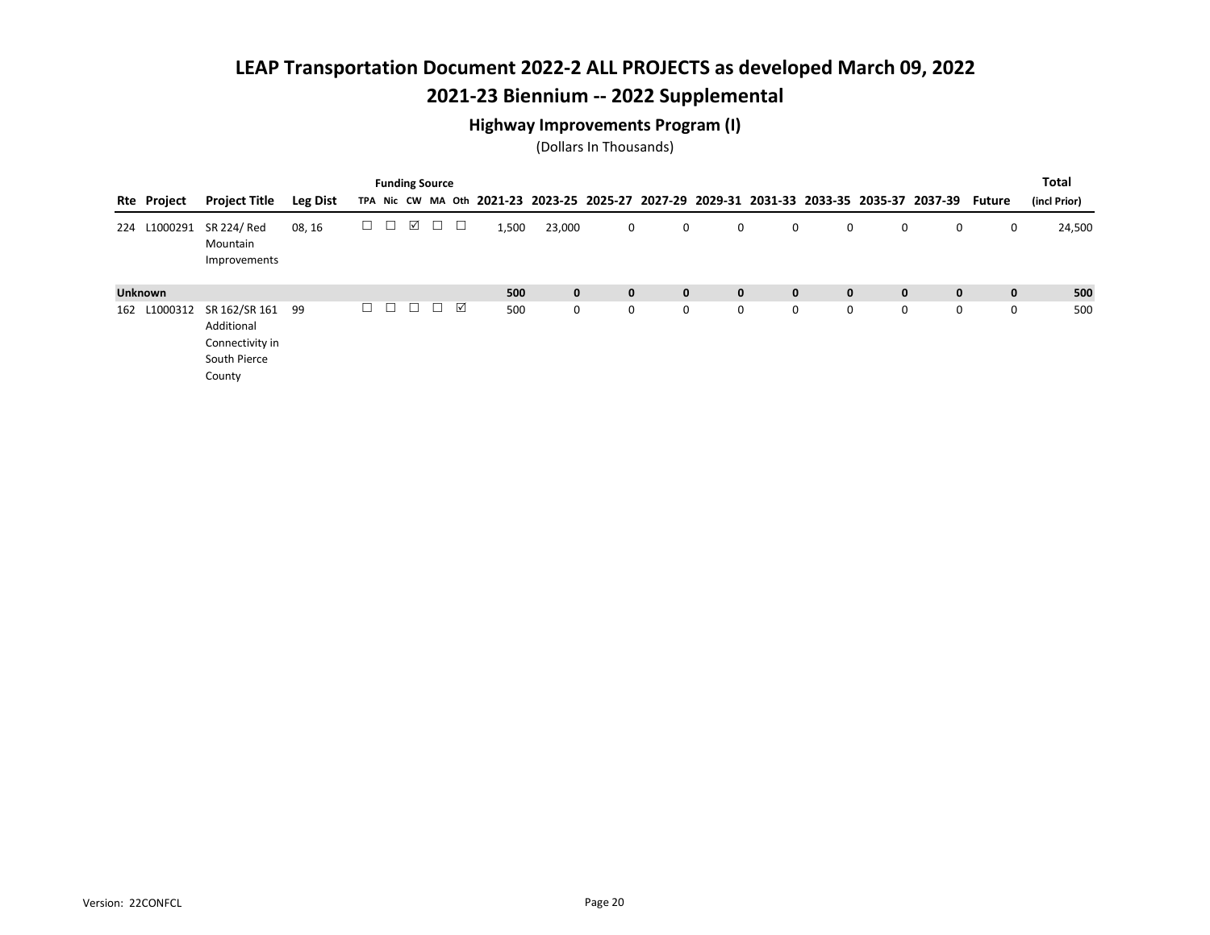# LEAP Transportation Document 2022-2 ALL PROJECTS as developed March 09, 2022

## 2021-23 Biennium -- 2022 Supplemental

### Highway Improvements Program (I)

(Dollars In Thousands)

| Rte | Project | Project Title | Leg Dist | Funding Source TPA | Nic | CW | MA | Oth | 2021-23 | 2023-25 | 2025-27 | 2027-29 | 2029-31 | 2031-33 | 2033-35 | 2035-37 | 2037-39 | Future | Total (incl Prior) |
|---|---|---|---|---|---|---|---|---|---|---|---|---|---|---|---|---|---|---|---|
| 224 | L1000291 | SR 224/ Red Mountain Improvements | 08, 16 | ☐ | ☐ | ☑ | ☐ | ☐ | 1,500 | 23,000 | 0 | 0 | 0 | 0 | 0 | 0 | 0 | 0 | 24,500 |
| **Unknown** | | | | | | | | | **500** | **0** | **0** | **0** | **0** | **0** | **0** | **0** | **0** | **0** | **500** |
| 162 | L1000312 | SR 162/SR 161 Additional Connectivity in South Pierce County | 99 | ☐ | ☐ | ☐ | ☐ | ☑ | 500 | 0 | 0 | 0 | 0 | 0 | 0 | 0 | 0 | 0 | 500 |

Version: 22CONFCL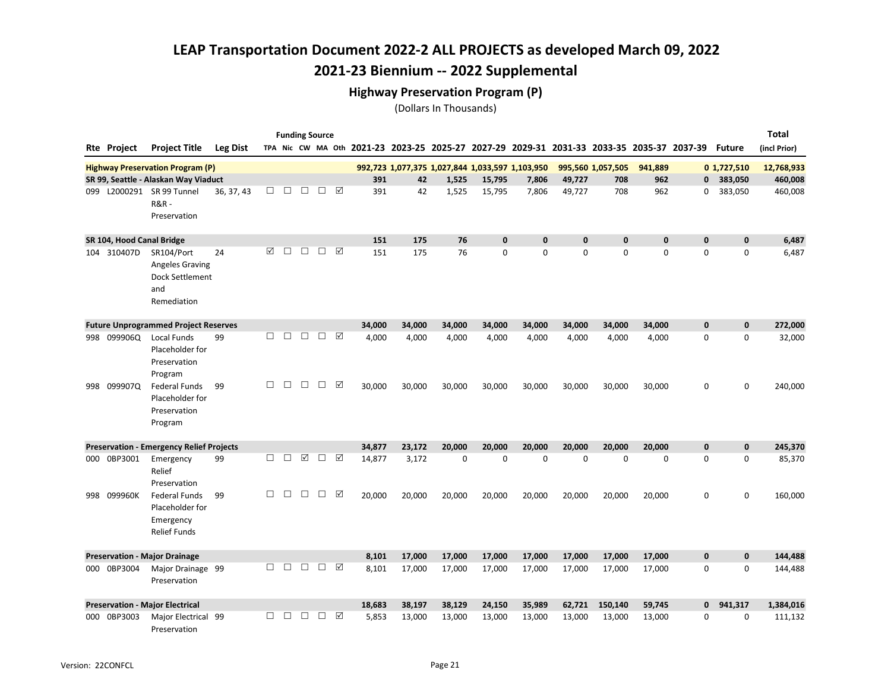# LEAP Transportation Document 2022-2 ALL PROJECTS as developed March 09, 2022

## 2021-23 Biennium -- 2022 Supplemental

### Highway Preservation Program (P)

(Dollars In Thousands)

| Rte | Project | Project Title | Leg Dist | TPA | Nic | CW | MA | Oth | 2021-23 | 2023-25 | 2025-27 | 2027-29 | 2029-31 | 2031-33 | 2033-35 | 2035-37 | 2037-39 | Future | Total (incl Prior) |
|---|---|---|---|---|---|---|---|---|---|---|---|---|---|---|---|---|---|---|---|
| **Highway Preservation Program (P)** | | | | | | | | | **992,723** | **1,077,375** | **1,027,844** | **1,033,597** | **1,103,950** | **995,560** | **1,057,505** | **941,889** | **0** | **1,727,510** | **12,768,933** |
| **SR 99, Seattle - Alaskan Way Viaduct** | | | | | | | | | **391** | **42** | **1,525** | **15,795** | **7,806** | **49,727** | **708** | **962** | **0** | **383,050** | **460,008** |
| 099 | L2000291 | SR 99 Tunnel R&R - Preservation | 36, 37, 43 | ☐ | ☐ | ☐ | ☐ | ☑ | 391 | 42 | 1,525 | 15,795 | 7,806 | 49,727 | 708 | 962 | 0 | 383,050 | 460,008 |
| **SR 104, Hood Canal Bridge** | | | | | | | | | **151** | **175** | **76** | **0** | **0** | **0** | **0** | **0** | **0** | **0** | **6,487** |
| 104 | 310407D | SR104/Port Angeles Graving Dock Settlement and Remediation | 24 | ☑ | ☐ | ☐ | ☐ | ☑ | 151 | 175 | 76 | 0 | 0 | 0 | 0 | 0 | 0 | 0 | 6,487 |
| **Future Unprogrammed Project Reserves** | | | | | | | | | **34,000** | **34,000** | **34,000** | **34,000** | **34,000** | **34,000** | **34,000** | **34,000** | **0** | **0** | **272,000** |
| 998 | 099906Q | Local Funds Placeholder for Preservation Program | 99 | ☐ | ☐ | ☐ | ☐ | ☑ | 4,000 | 4,000 | 4,000 | 4,000 | 4,000 | 4,000 | 4,000 | 4,000 | 0 | 0 | 32,000 |
| 998 | 099907Q | Federal Funds Placeholder for Preservation Program | 99 | ☐ | ☐ | ☐ | ☐ | ☑ | 30,000 | 30,000 | 30,000 | 30,000 | 30,000 | 30,000 | 30,000 | 30,000 | 0 | 0 | 240,000 |
| **Preservation - Emergency Relief Projects** | | | | | | | | | **34,877** | **23,172** | **20,000** | **20,000** | **20,000** | **20,000** | **20,000** | **20,000** | **0** | **0** | **245,370** |
| 000 | 0BP3001 | Emergency Relief Preservation | 99 | ☐ | ☐ | ☑ | ☐ | ☑ | 14,877 | 3,172 | 0 | 0 | 0 | 0 | 0 | 0 | 0 | 0 | 85,370 |
| 998 | 099960K | Federal Funds Placeholder for Emergency Relief Funds | 99 | ☐ | ☐ | ☐ | ☐ | ☑ | 20,000 | 20,000 | 20,000 | 20,000 | 20,000 | 20,000 | 20,000 | 20,000 | 0 | 0 | 160,000 |
| **Preservation - Major Drainage** | | | | | | | | | **8,101** | **17,000** | **17,000** | **17,000** | **17,000** | **17,000** | **17,000** | **17,000** | **0** | **0** | **144,488** |
| 000 | 0BP3004 | Major Drainage Preservation | 99 | ☐ | ☐ | ☐ | ☐ | ☑ | 8,101 | 17,000 | 17,000 | 17,000 | 17,000 | 17,000 | 17,000 | 17,000 | 0 | 0 | 144,488 |
| **Preservation - Major Electrical** | | | | | | | | | **18,683** | **38,197** | **38,129** | **24,150** | **35,989** | **62,721** | **150,140** | **59,745** | **0** | **941,317** | **1,384,016** |
| 000 | 0BP3003 | Major Electrical Preservation | 99 | ☐ | ☐ | ☐ | ☐ | ☑ | 5,853 | 13,000 | 13,000 | 13,000 | 13,000 | 13,000 | 13,000 | 13,000 | 0 | 0 | 111,132 |

Version: 22CONFCL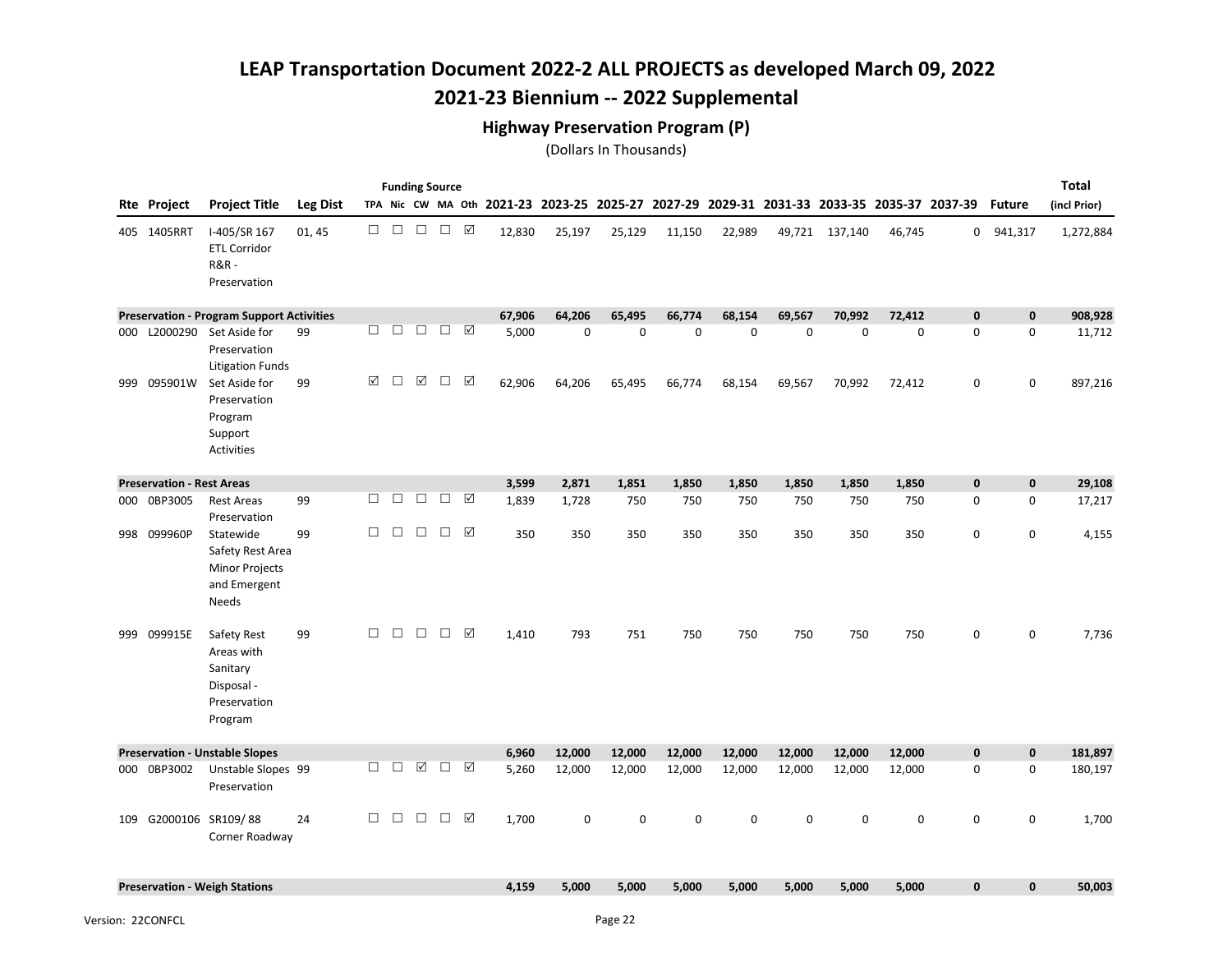# LEAP Transportation Document 2022-2 ALL PROJECTS as developed March 09, 2022

## 2021-23 Biennium -- 2022 Supplemental

### Highway Preservation Program (P)

(Dollars In Thousands)

| Rte | Project | Project Title | Leg Dist | Funding Source TPA | Nic | CW | MA | Oth | 2021-23 | 2023-25 | 2025-27 | 2027-29 | 2029-31 | 2031-33 | 2033-35 | 2035-37 | 2037-39 | Future | Total (incl Prior) |
|---|---|---|---|---|---|---|---|---|---|---|---|---|---|---|---|---|---|---|---|
| 405 | 1405RRT | I-405/SR 167 ETL Corridor R&R - Preservation | 01, 45 | ☐ | ☐ | ☐ | ☐ | ☑ | 12,830 | 25,197 | 25,129 | 11,150 | 22,989 | 49,721 | 137,140 | 46,745 | 0 | 941,317 | 1,272,884 |
| **Preservation - Program Support Activities** | | | | | | | | | **67,906** | **64,206** | **65,495** | **66,774** | **68,154** | **69,567** | **70,992** | **72,412** | **0** | **0** | **908,928** |
| 000 | L2000290 | Set Aside for Preservation Litigation Funds | 99 | ☐ | ☐ | ☐ | ☐ | ☑ | 5,000 | 0 | 0 | 0 | 0 | 0 | 0 | 0 | 0 | 0 | 11,712 |
| 999 | 095901W | Set Aside for Preservation Program Support Activities | 99 | ☑ | ☐ | ☑ | ☐ | ☑ | 62,906 | 64,206 | 65,495 | 66,774 | 68,154 | 69,567 | 70,992 | 72,412 | 0 | 0 | 897,216 |
| **Preservation - Rest Areas** | | | | | | | | | **3,599** | **2,871** | **1,851** | **1,850** | **1,850** | **1,850** | **1,850** | **1,850** | **0** | **0** | **29,108** |
| 000 | 0BP3005 | Rest Areas Preservation | 99 | ☐ | ☐ | ☐ | ☐ | ☑ | 1,839 | 1,728 | 750 | 750 | 750 | 750 | 750 | 750 | 0 | 0 | 17,217 |
| 998 | 099960P | Statewide Safety Rest Area Minor Projects and Emergent Needs | 99 | ☐ | ☐ | ☐ | ☐ | ☑ | 350 | 350 | 350 | 350 | 350 | 350 | 350 | 350 | 0 | 0 | 4,155 |
| 999 | 099915E | Safety Rest Areas with Sanitary Disposal - Preservation Program | 99 | ☐ | ☐ | ☐ | ☐ | ☑ | 1,410 | 793 | 751 | 750 | 750 | 750 | 750 | 750 | 0 | 0 | 7,736 |
| **Preservation - Unstable Slopes** | | | | | | | | | **6,960** | **12,000** | **12,000** | **12,000** | **12,000** | **12,000** | **12,000** | **12,000** | **0** | **0** | **181,897** |
| 000 | 0BP3002 | Unstable Slopes Preservation | 99 | ☐ | ☐ | ☑ | ☐ | ☑ | 5,260 | 12,000 | 12,000 | 12,000 | 12,000 | 12,000 | 12,000 | 12,000 | 0 | 0 | 180,197 |
| 109 | G2000106 | SR109/ 88 Corner Roadway | 24 | ☐ | ☐ | ☐ | ☐ | ☑ | 1,700 | 0 | 0 | 0 | 0 | 0 | 0 | 0 | 0 | 0 | 1,700 |
| **Preservation - Weigh Stations** | | | | | | | | | **4,159** | **5,000** | **5,000** | **5,000** | **5,000** | **5,000** | **5,000** | **5,000** | **0** | **0** | **50,003** |

Version: 22CONFCL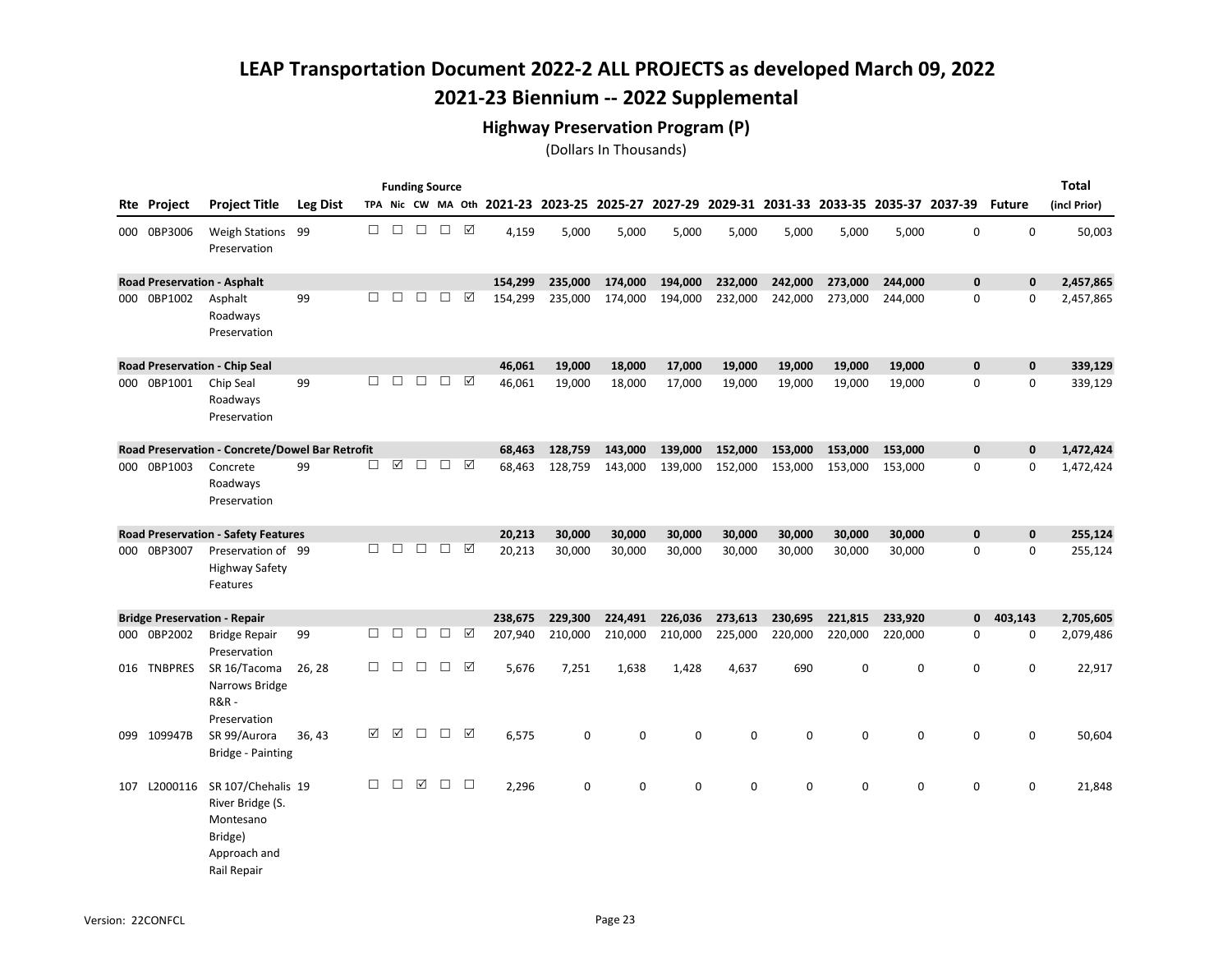# LEAP Transportation Document 2022-2 ALL PROJECTS as developed March 09, 2022

## 2021-23 Biennium -- 2022 Supplemental

### Highway Preservation Program (P)

(Dollars In Thousands)

| Rte | Project | Project Title | Leg Dist | Funding Source TPA | Nic | CW | MA | Oth | 2021-23 | 2023-25 | 2025-27 | 2027-29 | 2029-31 | 2031-33 | 2033-35 | 2035-37 | 2037-39 | Future | Total (incl Prior) |
|---|---|---|---|---|---|---|---|---|---|---|---|---|---|---|---|---|---|---|---|
| 000 | 0BP3006 | Weigh Stations Preservation | 99 | ☐ | ☐ | ☐ | ☐ | ☑ | 4,159 | 5,000 | 5,000 | 5,000 | 5,000 | 5,000 | 5,000 | 5,000 | 0 | 0 | 50,003 |
| **Road Preservation - Asphalt** | | | | | | | | | **154,299** | **235,000** | **174,000** | **194,000** | **232,000** | **242,000** | **273,000** | **244,000** | **0** | **0** | **2,457,865** |
| 000 | 0BP1002 | Asphalt Roadways Preservation | 99 | ☐ | ☐ | ☐ | ☐ | ☑ | 154,299 | 235,000 | 174,000 | 194,000 | 232,000 | 242,000 | 273,000 | 244,000 | 0 | 0 | 2,457,865 |
| **Road Preservation - Chip Seal** | | | | | | | | | **46,061** | **19,000** | **18,000** | **17,000** | **19,000** | **19,000** | **19,000** | **19,000** | **0** | **0** | **339,129** |
| 000 | 0BP1001 | Chip Seal Roadways Preservation | 99 | ☐ | ☐ | ☐ | ☐ | ☑ | 46,061 | 19,000 | 18,000 | 17,000 | 19,000 | 19,000 | 19,000 | 19,000 | 0 | 0 | 339,129 |
| **Road Preservation - Concrete/Dowel Bar Retrofit** | | | | | | | | | **68,463** | **128,759** | **143,000** | **139,000** | **152,000** | **153,000** | **153,000** | **153,000** | **0** | **0** | **1,472,424** |
| 000 | 0BP1003 | Concrete Roadways Preservation | 99 | ☐ | ☑ | ☐ | ☐ | ☑ | 68,463 | 128,759 | 143,000 | 139,000 | 152,000 | 153,000 | 153,000 | 153,000 | 0 | 0 | 1,472,424 |
| **Road Preservation - Safety Features** | | | | | | | | | **20,213** | **30,000** | **30,000** | **30,000** | **30,000** | **30,000** | **30,000** | **30,000** | **0** | **0** | **255,124** |
| 000 | 0BP3007 | Preservation of Highway Safety Features | 99 | ☐ | ☐ | ☐ | ☐ | ☑ | 20,213 | 30,000 | 30,000 | 30,000 | 30,000 | 30,000 | 30,000 | 30,000 | 0 | 0 | 255,124 |
| **Bridge Preservation - Repair** | | | | | | | | | **238,675** | **229,300** | **224,491** | **226,036** | **273,613** | **230,695** | **221,815** | **233,920** | **0** | **403,143** | **2,705,605** |
| 000 | 0BP2002 | Bridge Repair Preservation | 99 | ☐ | ☐ | ☐ | ☐ | ☑ | 207,940 | 210,000 | 210,000 | 210,000 | 225,000 | 220,000 | 220,000 | 220,000 | 0 | 0 | 2,079,486 |
| 016 | TNBPRES | SR 16/Tacoma Narrows Bridge R&R - Preservation | 26, 28 | ☐ | ☐ | ☐ | ☐ | ☑ | 5,676 | 7,251 | 1,638 | 1,428 | 4,637 | 690 | 0 | 0 | 0 | 0 | 22,917 |
| 099 | 109947B | SR 99/Aurora Bridge - Painting | 36, 43 | ☑ | ☑ | ☐ | ☐ | ☑ | 6,575 | 0 | 0 | 0 | 0 | 0 | 0 | 0 | 0 | 0 | 50,604 |
| 107 | L2000116 | SR 107/Chehalis River Bridge (S. Montesano Bridge) Approach and Rail Repair | 19 | ☐ | ☐ | ☑ | ☐ | ☐ | 2,296 | 0 | 0 | 0 | 0 | 0 | 0 | 0 | 0 | 0 | 21,848 |

Version: 22CONFCL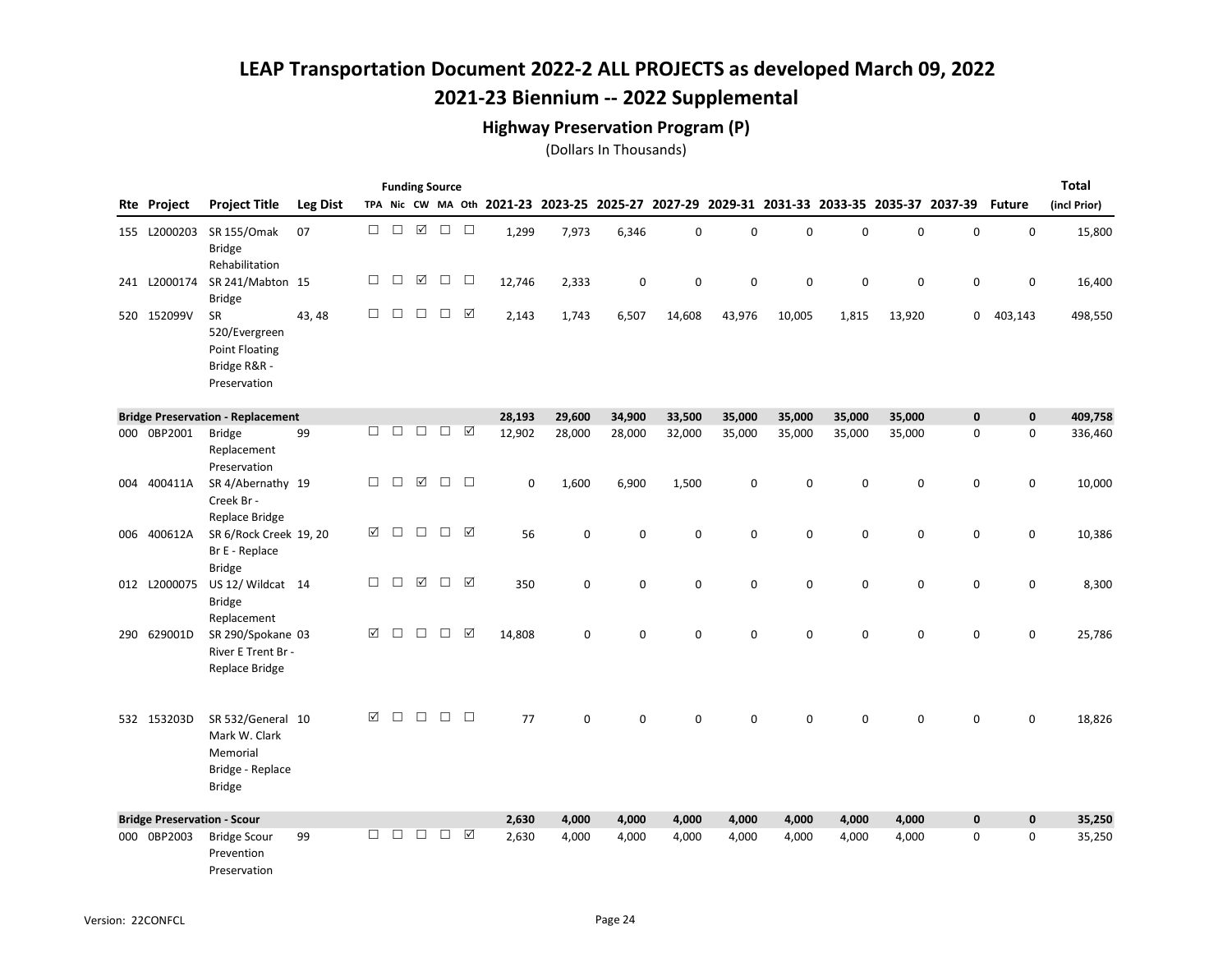# LEAP Transportation Document 2022-2 ALL PROJECTS as developed March 09, 2022

## 2021-23 Biennium -- 2022 Supplemental

### Highway Preservation Program (P)

(Dollars In Thousands)

| Rte | Project | Project Title | Leg Dist | TPA | Nic | CW | MA | Oth | 2021-23 | 2023-25 | 2025-27 | 2027-29 | 2029-31 | 2031-33 | 2033-35 | 2035-37 | 2037-39 | Future | Total (incl Prior) |
|---|---|---|---|---|---|---|---|---|---|---|---|---|---|---|---|---|---|---|---|
| 155 | L2000203 | SR 155/Omak Bridge Rehabilitation | 07 | ☐ | ☐ | ☑ | ☐ | ☐ | 1,299 | 7,973 | 6,346 | 0 | 0 | 0 | 0 | 0 | 0 | 0 | 15,800 |
| 241 | L2000174 | SR 241/Mabton Bridge | 15 | ☐ | ☐ | ☑ | ☐ | ☐ | 12,746 | 2,333 | 0 | 0 | 0 | 0 | 0 | 0 | 0 | 0 | 16,400 |
| 520 | 152099V | SR 520/Evergreen Point Floating Bridge R&R - Preservation | 43, 48 | ☐ | ☐ | ☐ | ☐ | ☑ | 2,143 | 1,743 | 6,507 | 14,608 | 43,976 | 10,005 | 1,815 | 13,920 | 0 | 403,143 | 498,550 |
| **Bridge Preservation - Replacement** | | | | | | | | | **28,193** | **29,600** | **34,900** | **33,500** | **35,000** | **35,000** | **35,000** | **35,000** | **0** | **0** | **409,758** |
| 000 | 0BP2001 | Bridge Replacement Preservation | 99 | ☐ | ☐ | ☐ | ☐ | ☑ | 12,902 | 28,000 | 28,000 | 32,000 | 35,000 | 35,000 | 35,000 | 35,000 | 0 | 0 | 336,460 |
| 004 | 400411A | SR 4/Abernathy Creek Br - Replace Bridge | 19 | ☐ | ☐ | ☑ | ☐ | ☐ | 0 | 1,600 | 6,900 | 1,500 | 0 | 0 | 0 | 0 | 0 | 0 | 10,000 |
| 006 | 400612A | SR 6/Rock Creek Br E - Replace Bridge | 19, 20 | ☑ | ☐ | ☐ | ☐ | ☑ | 56 | 0 | 0 | 0 | 0 | 0 | 0 | 0 | 0 | 0 | 10,386 |
| 012 | L2000075 | US 12/ Wildcat Bridge Replacement | 14 | ☐ | ☐ | ☑ | ☐ | ☑ | 350 | 0 | 0 | 0 | 0 | 0 | 0 | 0 | 0 | 0 | 8,300 |
| 290 | 629001D | SR 290/Spokane River E Trent Br - Replace Bridge | 03 | ☑ | ☐ | ☐ | ☐ | ☑ | 14,808 | 0 | 0 | 0 | 0 | 0 | 0 | 0 | 0 | 0 | 25,786 |
| 532 | 153203D | SR 532/General Mark W. Clark Memorial Bridge - Replace Bridge | 10 | ☑ | ☐ | ☐ | ☐ | ☐ | 77 | 0 | 0 | 0 | 0 | 0 | 0 | 0 | 0 | 0 | 18,826 |
| **Bridge Preservation - Scour** | | | | | | | | | **2,630** | **4,000** | **4,000** | **4,000** | **4,000** | **4,000** | **4,000** | **4,000** | **0** | **0** | **35,250** |
| 000 | 0BP2003 | Bridge Scour Prevention Preservation | 99 | ☐ | ☐ | ☐ | ☐ | ☑ | 2,630 | 4,000 | 4,000 | 4,000 | 4,000 | 4,000 | 4,000 | 4,000 | 0 | 0 | 35,250 |

Version: 22CONFCL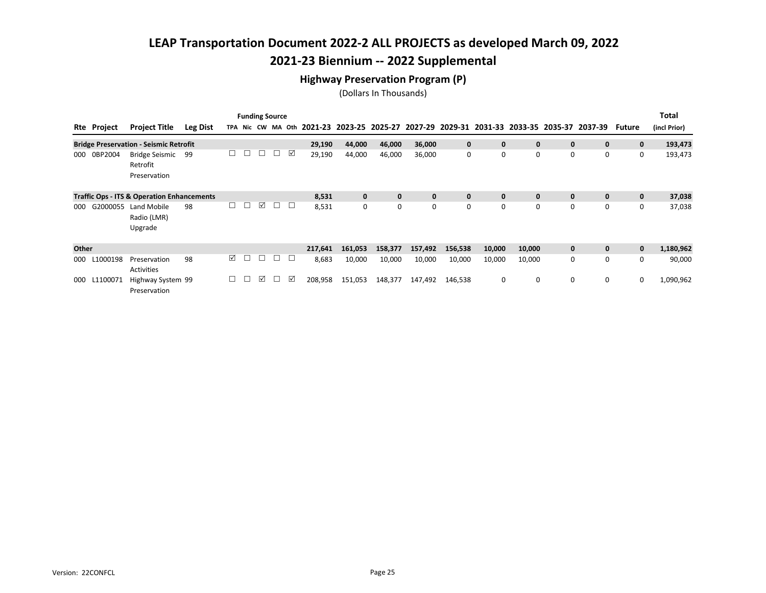# LEAP Transportation Document 2022-2 ALL PROJECTS as developed March 09, 2022

# 2021-23 Biennium -- 2022 Supplemental

### Highway Preservation Program (P)

(Dollars In Thousands)

| Rte | Project | Project Title | Leg Dist | Funding Source TPA | Nic | CW | MA | Oth | 2021-23 | 2023-25 | 2025-27 | 2027-29 | 2029-31 | 2031-33 | 2033-35 | 2035-37 | 2037-39 | Future | Total (incl Prior) |
|---|---|---|---|---|---|---|---|---|---|---|---|---|---|---|---|---|---|---|---|
| **Bridge Preservation - Seismic Retrofit** | | | | | | | | | **29,190** | **44,000** | **46,000** | **36,000** | **0** | **0** | **0** | **0** | **0** | **0** | **193,473** |
| 000 | 0BP2004 | Bridge Seismic Retrofit Preservation | 99 | ☐ | ☐ | ☐ | ☐ | ☑ | 29,190 | 44,000 | 46,000 | 36,000 | 0 | 0 | 0 | 0 | 0 | 0 | 193,473 |
| **Traffic Ops - ITS & Operation Enhancements** | | | | | | | | | **8,531** | **0** | **0** | **0** | **0** | **0** | **0** | **0** | **0** | **0** | **37,038** |
| 000 | G2000055 | Land Mobile Radio (LMR) Upgrade | 98 | ☐ | ☐ | ☑ | ☐ | ☐ | 8,531 | 0 | 0 | 0 | 0 | 0 | 0 | 0 | 0 | 0 | 37,038 |
| **Other** | | | | | | | | | **217,641** | **161,053** | **158,377** | **157,492** | **156,538** | **10,000** | **10,000** | **0** | **0** | **0** | **1,180,962** |
| 000 | L1000198 | Preservation Activities | 98 | ☑ | ☐ | ☐ | ☐ | ☐ | 8,683 | 10,000 | 10,000 | 10,000 | 10,000 | 10,000 | 10,000 | 0 | 0 | 0 | 90,000 |
| 000 | L1100071 | Highway System Preservation | 99 | ☐ | ☐ | ☑ | ☐ | ☑ | 208,958 | 151,053 | 148,377 | 147,492 | 146,538 | 0 | 0 | 0 | 0 | 0 | 1,090,962 |

Version: 22CONFCL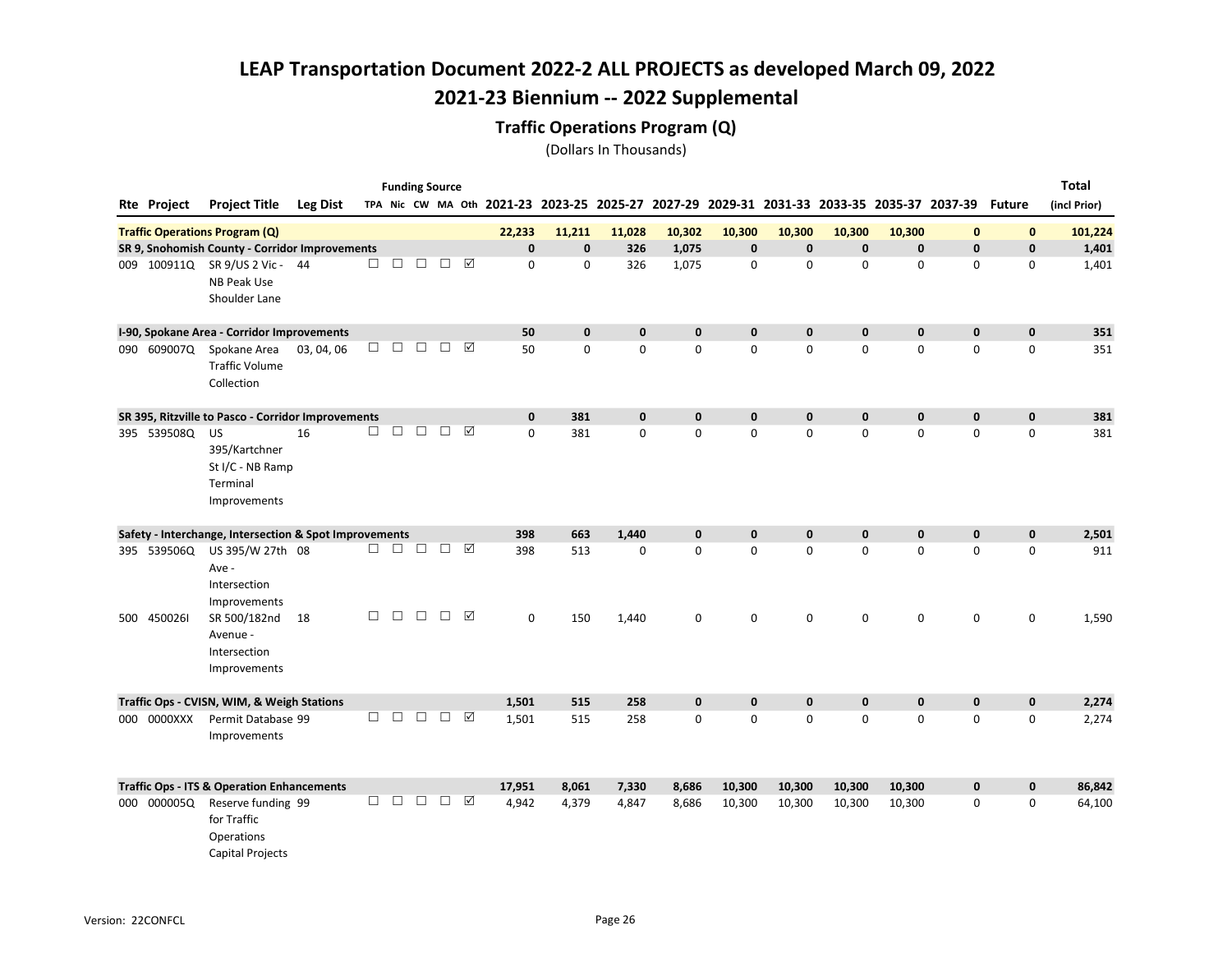# LEAP Transportation Document 2022-2 ALL PROJECTS as developed March 09, 2022

## 2021-23 Biennium -- 2022 Supplemental

### Traffic Operations Program (Q)

(Dollars In Thousands)

| Rte | Project | Project Title | Leg Dist | Funding Source TPA | Nic | CW | MA | Oth | 2021-23 | 2023-25 | 2025-27 | 2027-29 | 2029-31 | 2031-33 | 2033-35 | 2035-37 | 2037-39 | Future | Total (incl Prior) |
|---|---|---|---|---|---|---|---|---|---|---|---|---|---|---|---|---|---|---|---|
| **Traffic Operations Program (Q)** | | | | | | | | | **22,233** | **11,211** | **11,028** | **10,302** | **10,300** | **10,300** | **10,300** | **10,300** | **0** | **0** | **101,224** |
| **SR 9, Snohomish County - Corridor Improvements** | | | | | | | | | **0** | **0** | **326** | **1,075** | **0** | **0** | **0** | **0** | **0** | **0** | **1,401** |
| 009 | 100911Q | SR 9/US 2 Vic - NB Peak Use Shoulder Lane | 44 | ☐ | ☐ | ☐ | ☐ | ☑ | 0 | 0 | 326 | 1,075 | 0 | 0 | 0 | 0 | 0 | 0 | 1,401 |
| **I-90, Spokane Area - Corridor Improvements** | | | | | | | | | **50** | **0** | **0** | **0** | **0** | **0** | **0** | **0** | **0** | **0** | **351** |
| 090 | 609007Q | Spokane Area Traffic Volume Collection | 03, 04, 06 | ☐ | ☐ | ☐ | ☐ | ☑ | 50 | 0 | 0 | 0 | 0 | 0 | 0 | 0 | 0 | 0 | 351 |
| **SR 395, Ritzville to Pasco - Corridor Improvements** | | | | | | | | | **0** | **381** | **0** | **0** | **0** | **0** | **0** | **0** | **0** | **0** | **381** |
| 395 | 539508Q | US 395/Kartchner St I/C - NB Ramp Terminal Improvements | 16 | ☐ | ☐ | ☐ | ☐ | ☑ | 0 | 381 | 0 | 0 | 0 | 0 | 0 | 0 | 0 | 0 | 381 |
| **Safety - Interchange, Intersection & Spot Improvements** | | | | | | | | | **398** | **663** | **1,440** | **0** | **0** | **0** | **0** | **0** | **0** | **0** | **2,501** |
| 395 | 539506Q | US 395/W 27th Ave - Intersection Improvements | 08 | ☐ | ☐ | ☐ | ☐ | ☑ | 398 | 513 | 0 | 0 | 0 | 0 | 0 | 0 | 0 | 0 | 911 |
| 500 | 450026I | SR 500/182nd Avenue - Intersection Improvements | 18 | ☐ | ☐ | ☐ | ☐ | ☑ | 0 | 150 | 1,440 | 0 | 0 | 0 | 0 | 0 | 0 | 0 | 1,590 |
| **Traffic Ops - CVISN, WIM, & Weigh Stations** | | | | | | | | | **1,501** | **515** | **258** | **0** | **0** | **0** | **0** | **0** | **0** | **0** | **2,274** |
| 000 | 0000XXX | Permit Database Improvements | 99 | ☐ | ☐ | ☐ | ☐ | ☑ | 1,501 | 515 | 258 | 0 | 0 | 0 | 0 | 0 | 0 | 0 | 2,274 |
| **Traffic Ops - ITS & Operation Enhancements** | | | | | | | | | **17,951** | **8,061** | **7,330** | **8,686** | **10,300** | **10,300** | **10,300** | **10,300** | **0** | **0** | **86,842** |
| 000 | 000005Q | Reserve funding for Traffic Operations Capital Projects | 99 | ☐ | ☐ | ☐ | ☐ | ☑ | 4,942 | 4,379 | 4,847 | 8,686 | 10,300 | 10,300 | 10,300 | 10,300 | 0 | 0 | 64,100 |

Version: 22CONFCL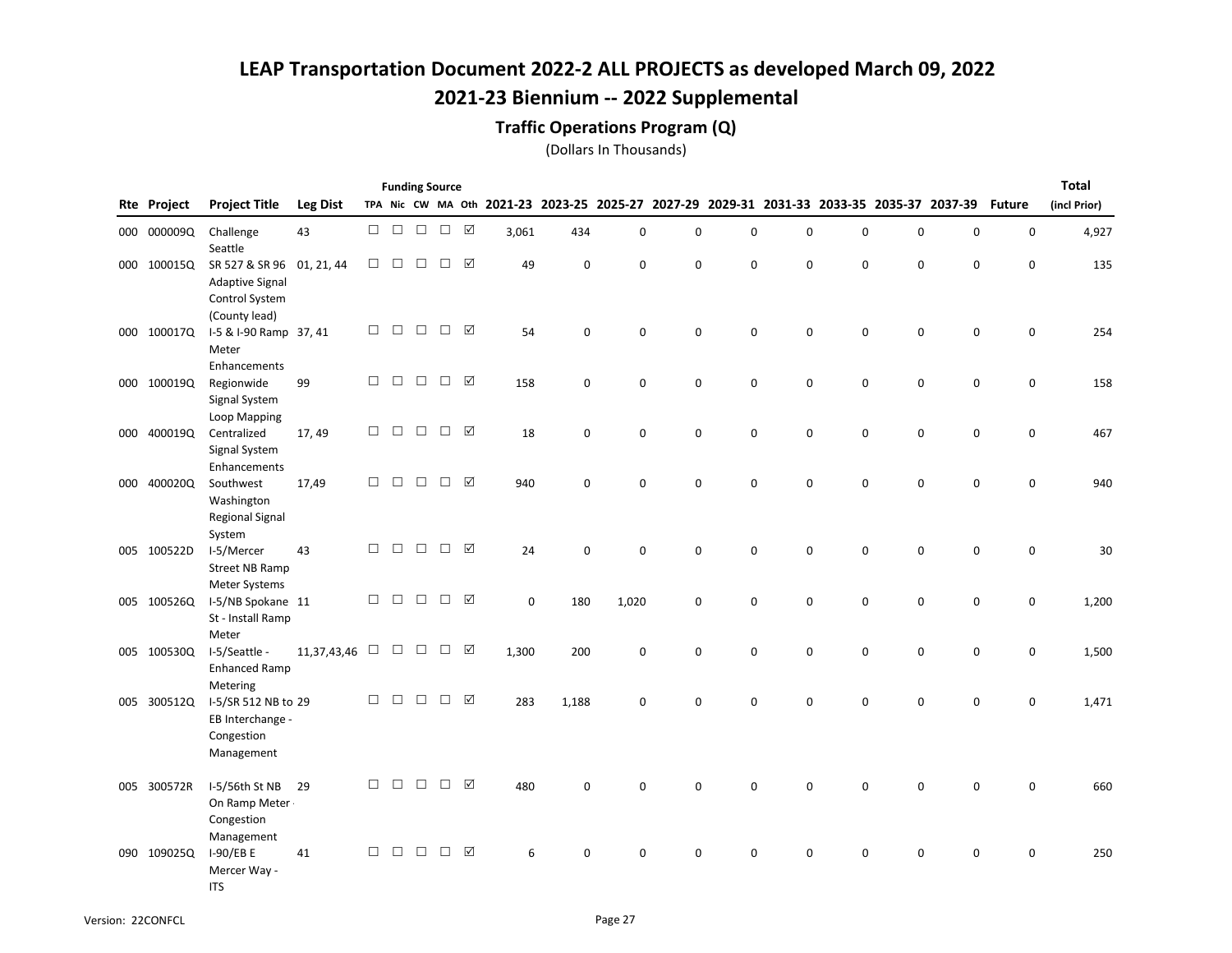# LEAP Transportation Document 2022-2 ALL PROJECTS as developed March 09, 2022

## 2021-23 Biennium -- 2022 Supplemental

### Traffic Operations Program (Q)

(Dollars In Thousands)

| | | | | Funding Source | | | | | | | | | | | | | | | | |
|---|---|---|---|---|---|---|---|---|---|---|---|---|---|---|---|---|---|---|---|---|
| Rte | Project | Project Title | Leg Dist | TPA | Nic | CW | MA | Oth | 2021-23 | 2023-25 | 2025-27 | 2027-29 | 2029-31 | 2031-33 | 2033-35 | 2035-37 | 2037-39 | Future | Total (incl Prior) |
| 000 | 000009Q | Challenge Seattle | 43 | ☐ | ☐ | ☐ | ☐ | ☑ | 3,061 | 434 | 0 | 0 | 0 | 0 | 0 | 0 | 0 | 0 | 4,927 |
| 000 | 100015Q | SR 527 & SR 96 Adaptive Signal Control System (County lead) | 01, 21, 44 | ☐ | ☐ | ☐ | ☐ | ☑ | 49 | 0 | 0 | 0 | 0 | 0 | 0 | 0 | 0 | 0 | 135 |
| 000 | 100017Q | I-5 & I-90 Ramp Meter Enhancements | 37, 41 | ☐ | ☐ | ☐ | ☐ | ☑ | 54 | 0 | 0 | 0 | 0 | 0 | 0 | 0 | 0 | 0 | 254 |
| 000 | 100019Q | Regionwide Signal System Loop Mapping | 99 | ☐ | ☐ | ☐ | ☐ | ☑ | 158 | 0 | 0 | 0 | 0 | 0 | 0 | 0 | 0 | 0 | 158 |
| 000 | 400019Q | Centralized Signal System Enhancements | 17, 49 | ☐ | ☐ | ☐ | ☐ | ☑ | 18 | 0 | 0 | 0 | 0 | 0 | 0 | 0 | 0 | 0 | 467 |
| 000 | 400020Q | Southwest Washington Regional Signal System | 17,49 | ☐ | ☐ | ☐ | ☐ | ☑ | 940 | 0 | 0 | 0 | 0 | 0 | 0 | 0 | 0 | 0 | 940 |
| 005 | 100522D | I-5/Mercer Street NB Ramp Meter Systems | 43 | ☐ | ☐ | ☐ | ☐ | ☑ | 24 | 0 | 0 | 0 | 0 | 0 | 0 | 0 | 0 | 0 | 30 |
| 005 | 100526Q | I-5/NB Spokane St - Install Ramp Meter | 11 | ☐ | ☐ | ☐ | ☐ | ☑ | 0 | 180 | 1,020 | 0 | 0 | 0 | 0 | 0 | 0 | 0 | 1,200 |
| 005 | 100530Q | I-5/Seattle - Enhanced Ramp Metering | 11,37,43,46 | ☐ | ☐ | ☐ | ☐ | ☑ | 1,300 | 200 | 0 | 0 | 0 | 0 | 0 | 0 | 0 | 0 | 1,500 |
| 005 | 300512Q | I-5/SR 512 NB to EB Interchange - Congestion Management | 29 | ☐ | ☐ | ☐ | ☐ | ☑ | 283 | 1,188 | 0 | 0 | 0 | 0 | 0 | 0 | 0 | 0 | 1,471 |
| 005 | 300572R | I-5/56th St NB On Ramp Meter - Congestion Management | 29 | ☐ | ☐ | ☐ | ☐ | ☑ | 480 | 0 | 0 | 0 | 0 | 0 | 0 | 0 | 0 | 0 | 660 |
| 090 | 109025Q | I-90/EB E Mercer Way - ITS | 41 | ☐ | ☐ | ☐ | ☐ | ☑ | 6 | 0 | 0 | 0 | 0 | 0 | 0 | 0 | 0 | 0 | 250 |

Version: 22CONFCL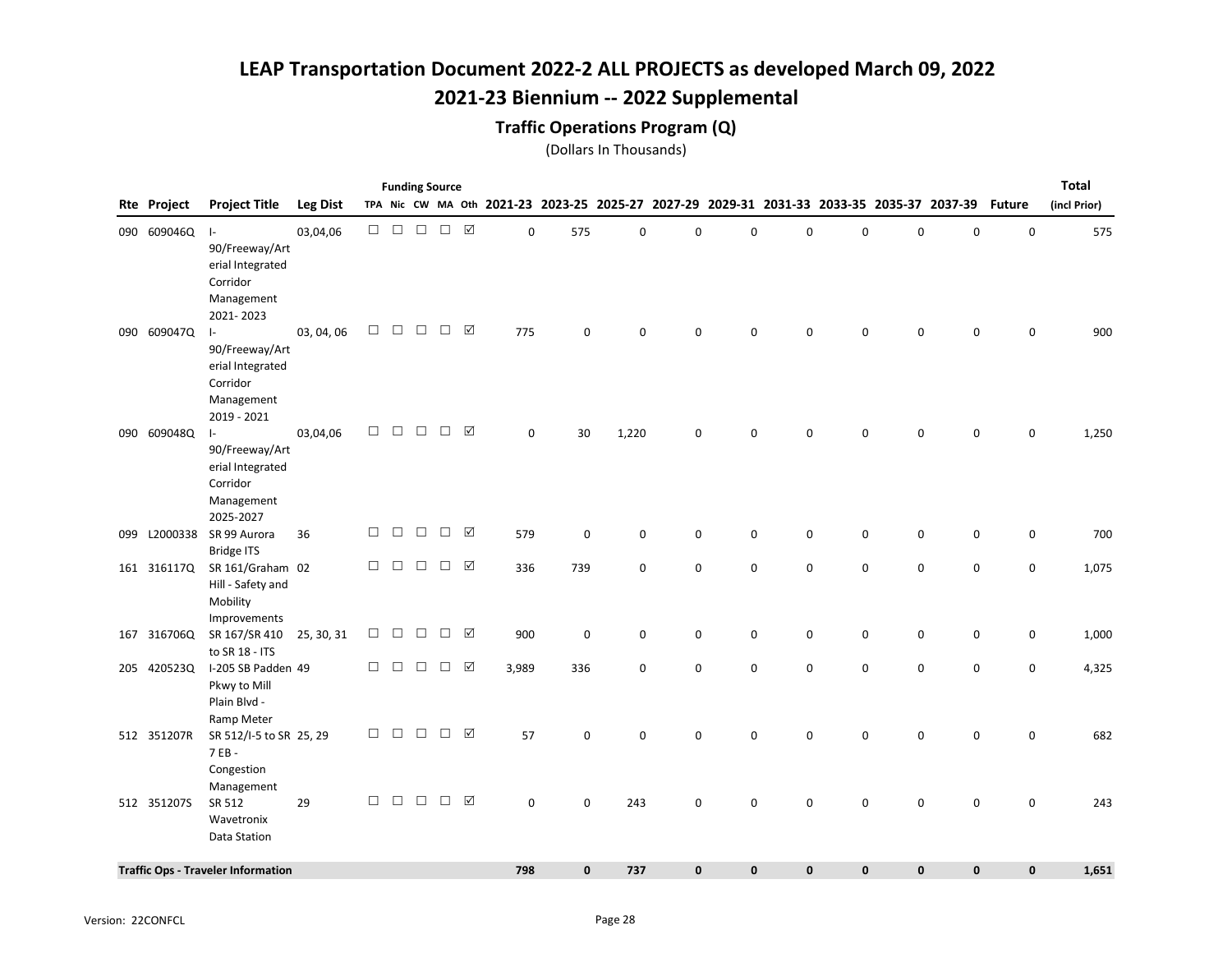# LEAP Transportation Document 2022-2 ALL PROJECTS as developed March 09, 2022

## 2021-23 Biennium -- 2022 Supplemental

### Traffic Operations Program (Q)

(Dollars In Thousands)

| Rte | Project | Project Title | Leg Dist | Funding Source TPA | Nic | CW | MA | Oth | 2021-23 | 2023-25 | 2025-27 | 2027-29 | 2029-31 | 2031-33 | 2033-35 | 2035-37 | 2037-39 | Future | Total (incl Prior) |
|---|---|---|---|---|---|---|---|---|---|---|---|---|---|---|---|---|---|---|---|
| 090 | 609046Q | I-90/Freeway/Arterial Integrated Corridor Management 2021- 2023 | 03,04,06 | ☐ | ☐ | ☐ | ☐ | ☑ | 0 | 575 | 0 | 0 | 0 | 0 | 0 | 0 | 0 | 0 | 575 |
| 090 | 609047Q | I-90/Freeway/Arterial Integrated Corridor Management 2019 - 2021 | 03, 04, 06 | ☐ | ☐ | ☐ | ☐ | ☑ | 775 | 0 | 0 | 0 | 0 | 0 | 0 | 0 | 0 | 0 | 900 |
| 090 | 609048Q | I-90/Freeway/Arterial Integrated Corridor Management 2025-2027 | 03,04,06 | ☐ | ☐ | ☐ | ☐ | ☑ | 0 | 30 | 1,220 | 0 | 0 | 0 | 0 | 0 | 0 | 0 | 1,250 |
| 099 | L2000338 | SR 99 Aurora Bridge ITS | 36 | ☐ | ☐ | ☐ | ☐ | ☑ | 579 | 0 | 0 | 0 | 0 | 0 | 0 | 0 | 0 | 0 | 700 |
| 161 | 316117Q | SR 161/Graham Hill - Safety and Mobility Improvements | 02 | ☐ | ☐ | ☐ | ☐ | ☑ | 336 | 739 | 0 | 0 | 0 | 0 | 0 | 0 | 0 | 0 | 1,075 |
| 167 | 316706Q | SR 167/SR 410 to SR 18 - ITS | 25, 30, 31 | ☐ | ☐ | ☐ | ☐ | ☑ | 900 | 0 | 0 | 0 | 0 | 0 | 0 | 0 | 0 | 0 | 1,000 |
| 205 | 420523Q | I-205 SB Padden Pkwy to Mill Plain Blvd - Ramp Meter | 49 | ☐ | ☐ | ☐ | ☐ | ☑ | 3,989 | 336 | 0 | 0 | 0 | 0 | 0 | 0 | 0 | 0 | 4,325 |
| 512 | 351207R | SR 512/I-5 to SR 7 EB - Congestion Management | 25, 29 | ☐ | ☐ | ☐ | ☐ | ☑ | 57 | 0 | 0 | 0 | 0 | 0 | 0 | 0 | 0 | 0 | 682 |
| 512 | 351207S | SR 512 Wavetronix Data Station | 29 | ☐ | ☐ | ☐ | ☐ | ☑ | 0 | 0 | 243 | 0 | 0 | 0 | 0 | 0 | 0 | 0 | 243 |
| **Traffic Ops - Traveler Information** | | | | | | | | | **798** | **0** | **737** | **0** | **0** | **0** | **0** | **0** | **0** | **0** | **1,651** |

Version: 22CONFCL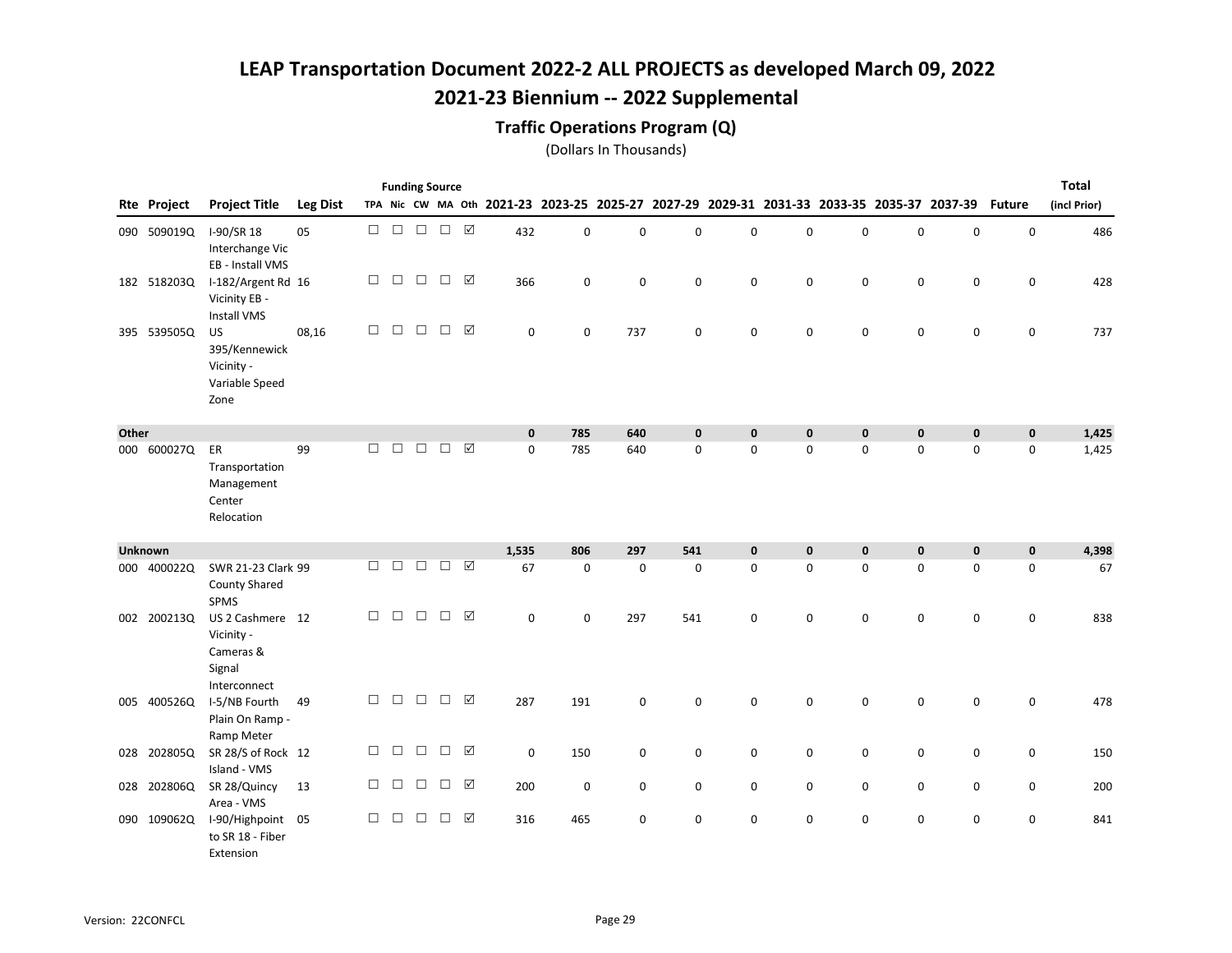# LEAP Transportation Document 2022-2 ALL PROJECTS as developed March 09, 2022

## 2021-23 Biennium -- 2022 Supplemental

### Traffic Operations Program (Q)

(Dollars In Thousands)

| Rte | Project | Project Title | Leg Dist | Funding Source TPA | Nic | CW | MA | Oth | 2021-23 | 2023-25 | 2025-27 | 2027-29 | 2029-31 | 2031-33 | 2033-35 | 2035-37 | 2037-39 | Future | Total (incl Prior) |
|---|---|---|---|---|---|---|---|---|---|---|---|---|---|---|---|---|---|---|---|
| 090 | 509019Q | I-90/SR 18 Interchange Vic EB - Install VMS | 05 | ☐ | ☐ | ☐ | ☐ | ☑ | 432 | 0 | 0 | 0 | 0 | 0 | 0 | 0 | 0 | 0 | 486 |
| 182 | 518203Q | I-182/Argent Rd Vicinity EB - Install VMS | 16 | ☐ | ☐ | ☐ | ☐ | ☑ | 366 | 0 | 0 | 0 | 0 | 0 | 0 | 0 | 0 | 0 | 428 |
| 395 | 539505Q | US 395/Kennewick Vicinity - Variable Speed Zone | 08,16 | ☐ | ☐ | ☐ | ☐ | ☑ | 0 | 0 | 737 | 0 | 0 | 0 | 0 | 0 | 0 | 0 | 737 |
| **Other** | | | | | | | | | **0** | **785** | **640** | **0** | **0** | **0** | **0** | **0** | **0** | **0** | **1,425** |
| 000 | 600027Q | ER Transportation Management Center Relocation | 99 | ☐ | ☐ | ☐ | ☐ | ☑ | 0 | 785 | 640 | 0 | 0 | 0 | 0 | 0 | 0 | 0 | 1,425 |
| **Unknown** | | | | | | | | | **1,535** | **806** | **297** | **541** | **0** | **0** | **0** | **0** | **0** | **0** | **4,398** |
| 000 | 400022Q | SWR 21-23 Clark County Shared SPMS | 99 | ☐ | ☐ | ☐ | ☐ | ☑ | 67 | 0 | 0 | 0 | 0 | 0 | 0 | 0 | 0 | 0 | 67 |
| 002 | 200213Q | US 2 Cashmere Vicinity - Cameras & Signal Interconnect | 12 | ☐ | ☐ | ☐ | ☐ | ☑ | 0 | 0 | 297 | 541 | 0 | 0 | 0 | 0 | 0 | 0 | 838 |
| 005 | 400526Q | I-5/NB Fourth Plain On Ramp - Ramp Meter | 49 | ☐ | ☐ | ☐ | ☐ | ☑ | 287 | 191 | 0 | 0 | 0 | 0 | 0 | 0 | 0 | 0 | 478 |
| 028 | 202805Q | SR 28/S of Rock Island - VMS | 12 | ☐ | ☐ | ☐ | ☐ | ☑ | 0 | 150 | 0 | 0 | 0 | 0 | 0 | 0 | 0 | 0 | 150 |
| 028 | 202806Q | SR 28/Quincy Area - VMS | 13 | ☐ | ☐ | ☐ | ☐ | ☑ | 200 | 0 | 0 | 0 | 0 | 0 | 0 | 0 | 0 | 0 | 200 |
| 090 | 109062Q | I-90/Highpoint to SR 18 - Fiber Extension | 05 | ☐ | ☐ | ☐ | ☐ | ☑ | 316 | 465 | 0 | 0 | 0 | 0 | 0 | 0 | 0 | 0 | 841 |

Version: 22CONFCL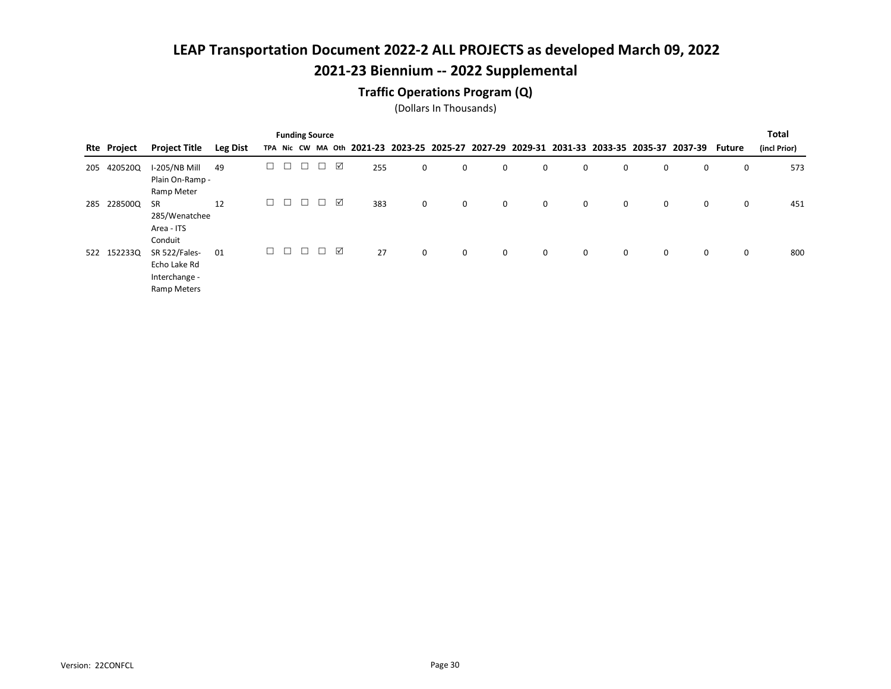# LEAP Transportation Document 2022-2 ALL PROJECTS as developed March 09, 2022

## 2021-23 Biennium -- 2022 Supplemental

### Traffic Operations Program (Q)

(Dollars In Thousands)

| | | | | Funding Source | | | | | | | | | | | | | | | | Total |
|---|---|---|---|---|---|---|---|---|---|---|---|---|---|---|---|---|---|---|---|---|
| Rte | Project | Project Title | Leg Dist | TPA | Nic | CW | MA | Oth | 2021-23 | 2023-25 | 2025-27 | 2027-29 | 2029-31 | 2031-33 | 2033-35 | 2035-37 | 2037-39 | Future | (incl Prior) |
| 205 | 420520Q | I-205/NB Mill Plain On-Ramp - Ramp Meter | 49 | ☐ | ☐ | ☐ | ☐ | ☑ | 255 | 0 | 0 | 0 | 0 | 0 | 0 | 0 | 0 | 0 | 573 |
| 285 | 228500Q | SR 285/Wenatchee Area - ITS Conduit | 12 | ☐ | ☐ | ☐ | ☐ | ☑ | 383 | 0 | 0 | 0 | 0 | 0 | 0 | 0 | 0 | 0 | 451 |
| 522 | 152233Q | SR 522/Fales-Echo Lake Rd Interchange - Ramp Meters | 01 | ☐ | ☐ | ☐ | ☐ | ☑ | 27 | 0 | 0 | 0 | 0 | 0 | 0 | 0 | 0 | 0 | 800 |

Version: 22CONFCL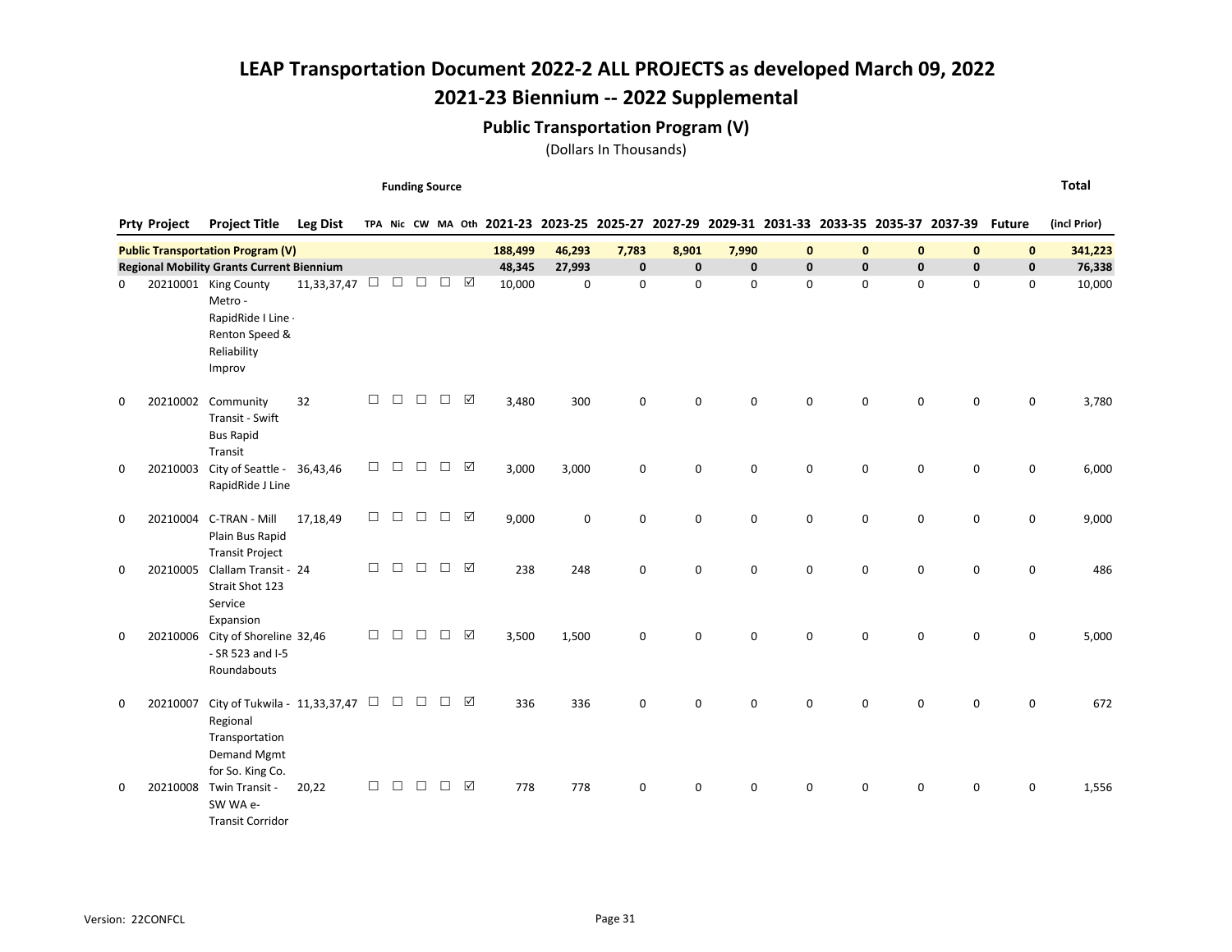# LEAP Transportation Document 2022-2 ALL PROJECTS as developed March 09, 2022

## 2021-23 Biennium -- 2022 Supplemental

### Public Transportation Program (V)

(Dollars In Thousands)

| Prty | Project | Project Title | Leg Dist | Funding Source | | | | | 2021-23 | 2023-25 | 2025-27 | 2027-29 | 2029-31 | 2031-33 | 2033-35 | 2035-37 | 2037-39 | Future | Total |
|---|---|---|---|---|---|---|---|---|---|---|---|---|---|---|---|---|---|---|---|
| | | | | TPA | Nic | CW | MA | Oth | | | | | | | | | | | (incl Prior) |
| **Public Transportation Program (V)** | | | | | | | | | **188,499** | **46,293** | **7,783** | **8,901** | **7,990** | **0** | **0** | **0** | **0** | **0** | **341,223** |
| **Regional Mobility Grants Current Biennium** | | | | | | | | | **48,345** | **27,993** | **0** | **0** | **0** | **0** | **0** | **0** | **0** | **0** | **76,338** |
| 0 | 20210001 | King County Metro - RapidRide I Line - Renton Speed & Reliability Improv | 11,33,37,47 | ☐ | ☐ | ☐ | ☐ | ☑ | 10,000 | 0 | 0 | 0 | 0 | 0 | 0 | 0 | 0 | 0 | 10,000 |
| 0 | 20210002 | Community Transit - Swift Bus Rapid Transit | 32 | ☐ | ☐ | ☐ | ☐ | ☑ | 3,480 | 300 | 0 | 0 | 0 | 0 | 0 | 0 | 0 | 0 | 3,780 |
| 0 | 20210003 | City of Seattle - RapidRide J Line | 36,43,46 | ☐ | ☐ | ☐ | ☐ | ☑ | 3,000 | 3,000 | 0 | 0 | 0 | 0 | 0 | 0 | 0 | 0 | 6,000 |
| 0 | 20210004 | C-TRAN - Mill Plain Bus Rapid Transit Project | 17,18,49 | ☐ | ☐ | ☐ | ☐ | ☑ | 9,000 | 0 | 0 | 0 | 0 | 0 | 0 | 0 | 0 | 0 | 9,000 |
| 0 | 20210005 | Clallam Transit - Strait Shot 123 Service Expansion | 24 | ☐ | ☐ | ☐ | ☐ | ☑ | 238 | 248 | 0 | 0 | 0 | 0 | 0 | 0 | 0 | 0 | 486 |
| 0 | 20210006 | City of Shoreline - SR 523 and I-5 Roundabouts | 32,46 | ☐ | ☐ | ☐ | ☐ | ☑ | 3,500 | 1,500 | 0 | 0 | 0 | 0 | 0 | 0 | 0 | 0 | 5,000 |
| 0 | 20210007 | City of Tukwila - Regional Transportation Demand Mgmt for So. King Co. | 11,33,37,47 | ☐ | ☐ | ☐ | ☐ | ☑ | 336 | 336 | 0 | 0 | 0 | 0 | 0 | 0 | 0 | 0 | 672 |
| 0 | 20210008 | Twin Transit - SW WA e-Transit Corridor | 20,22 | ☐ | ☐ | ☐ | ☐ | ☑ | 778 | 778 | 0 | 0 | 0 | 0 | 0 | 0 | 0 | 0 | 1,556 |

Version: 22CONFCL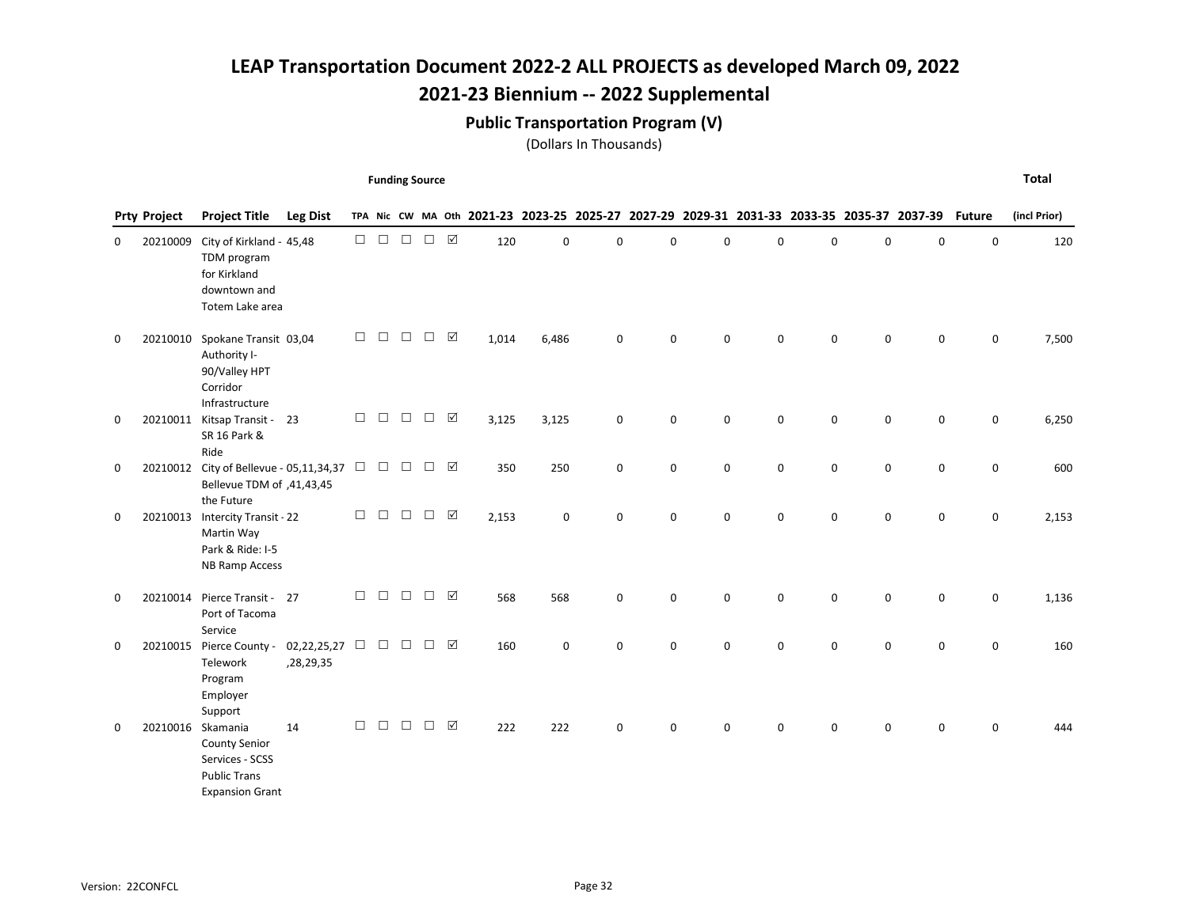# LEAP Transportation Document 2022-2 ALL PROJECTS as developed March 09, 2022

## 2021-23 Biennium -- 2022 Supplemental

### Public Transportation Program (V)

(Dollars In Thousands)

| Prty | Project | Project Title | Leg Dist | Funding Source TPA | Nic | CW | MA | Oth | 2021-23 | 2023-25 | 2025-27 | 2027-29 | 2029-31 | 2031-33 | 2033-35 | 2035-37 | 2037-39 | Future | Total (incl Prior) |
|---|---|---|---|---|---|---|---|---|---|---|---|---|---|---|---|---|---|---|---|
| 0 | 20210009 | City of Kirkland - TDM program for Kirkland downtown and Totem Lake area | 45,48 | ☐ | ☐ | ☐ | ☐ | ☑ | 120 | 0 | 0 | 0 | 0 | 0 | 0 | 0 | 0 | 0 | 120 |
| 0 | 20210010 | Spokane Transit Authority I-90/Valley HPT Corridor Infrastructure | 03,04 | ☐ | ☐ | ☐ | ☐ | ☑ | 1,014 | 6,486 | 0 | 0 | 0 | 0 | 0 | 0 | 0 | 0 | 7,500 |
| 0 | 20210011 | Kitsap Transit - SR 16 Park & Ride | 23 | ☐ | ☐ | ☐ | ☐ | ☑ | 3,125 | 3,125 | 0 | 0 | 0 | 0 | 0 | 0 | 0 | 0 | 6,250 |
| 0 | 20210012 | City of Bellevue - Bellevue TDM of the Future | 05,11,34,37,41,43,45 | ☐ | ☐ | ☐ | ☐ | ☑ | 350 | 250 | 0 | 0 | 0 | 0 | 0 | 0 | 0 | 0 | 600 |
| 0 | 20210013 | Intercity Transit - Martin Way Park & Ride: I-5 NB Ramp Access | 22 | ☐ | ☐ | ☐ | ☐ | ☑ | 2,153 | 0 | 0 | 0 | 0 | 0 | 0 | 0 | 0 | 0 | 2,153 |
| 0 | 20210014 | Pierce Transit - Port of Tacoma Service | 27 | ☐ | ☐ | ☐ | ☐ | ☑ | 568 | 568 | 0 | 0 | 0 | 0 | 0 | 0 | 0 | 0 | 1,136 |
| 0 | 20210015 | Pierce County - Telework Program Employer Support | 02,22,25,27,28,29,35 | ☐ | ☐ | ☐ | ☐ | ☑ | 160 | 0 | 0 | 0 | 0 | 0 | 0 | 0 | 0 | 0 | 160 |
| 0 | 20210016 | Skamania County Senior Services - SCSS Public Trans Expansion Grant | 14 | ☐ | ☐ | ☐ | ☐ | ☑ | 222 | 222 | 0 | 0 | 0 | 0 | 0 | 0 | 0 | 0 | 444 |

Version: 22CONFCL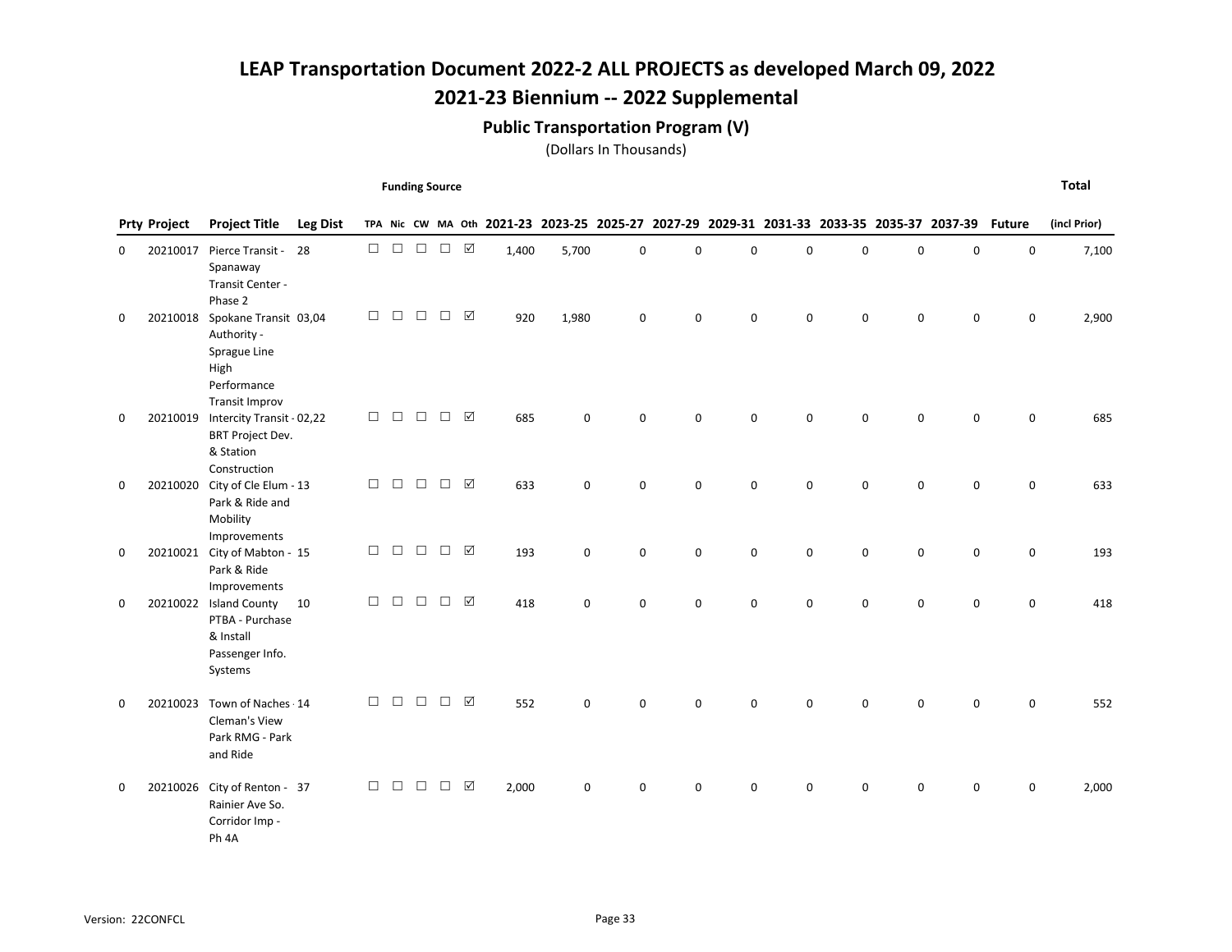# LEAP Transportation Document 2022-2 ALL PROJECTS as developed March 09, 2022

## 2021-23 Biennium -- 2022 Supplemental

### Public Transportation Program (V)

(Dollars In Thousands)

| Prty | Project | Project Title | Leg Dist | Funding Source TPA | Nic | CW | MA | Oth | 2021-23 | 2023-25 | 2025-27 | 2027-29 | 2029-31 | 2031-33 | 2033-35 | 2035-37 | 2037-39 | Future | Total (incl Prior) |
|---|---|---|---|---|---|---|---|---|---|---|---|---|---|---|---|---|---|---|---|
| 0 | 20210017 | Pierce Transit - Spanaway Transit Center - Phase 2 | 28 | ☐ | ☐ | ☐ | ☐ | ☑ | 1,400 | 5,700 | 0 | 0 | 0 | 0 | 0 | 0 | 0 | 0 | 7,100 |
| 0 | 20210018 | Spokane Transit Authority - Sprague Line High Performance Transit Improv | 03,04 | ☐ | ☐ | ☐ | ☐ | ☑ | 920 | 1,980 | 0 | 0 | 0 | 0 | 0 | 0 | 0 | 0 | 2,900 |
| 0 | 20210019 | Intercity Transit - BRT Project Dev. & Station Construction | 02,22 | ☐ | ☐ | ☐ | ☐ | ☑ | 685 | 0 | 0 | 0 | 0 | 0 | 0 | 0 | 0 | 0 | 685 |
| 0 | 20210020 | City of Cle Elum - Park & Ride and Mobility Improvements | 13 | ☐ | ☐ | ☐ | ☐ | ☑ | 633 | 0 | 0 | 0 | 0 | 0 | 0 | 0 | 0 | 0 | 633 |
| 0 | 20210021 | City of Mabton - Park & Ride Improvements | 15 | ☐ | ☐ | ☐ | ☐ | ☑ | 193 | 0 | 0 | 0 | 0 | 0 | 0 | 0 | 0 | 0 | 193 |
| 0 | 20210022 | Island County PTBA - Purchase & Install Passenger Info. Systems | 10 | ☐ | ☐ | ☐ | ☐ | ☑ | 418 | 0 | 0 | 0 | 0 | 0 | 0 | 0 | 0 | 0 | 418 |
| 0 | 20210023 | Town of Naches - Cleman's View Park RMG - Park and Ride | 14 | ☐ | ☐ | ☐ | ☐ | ☑ | 552 | 0 | 0 | 0 | 0 | 0 | 0 | 0 | 0 | 0 | 552 |
| 0 | 20210026 | City of Renton - Rainier Ave So. Corridor Imp - Ph 4A | 37 | ☐ | ☐ | ☐ | ☐ | ☑ | 2,000 | 0 | 0 | 0 | 0 | 0 | 0 | 0 | 0 | 0 | 2,000 |

Version: 22CONFCL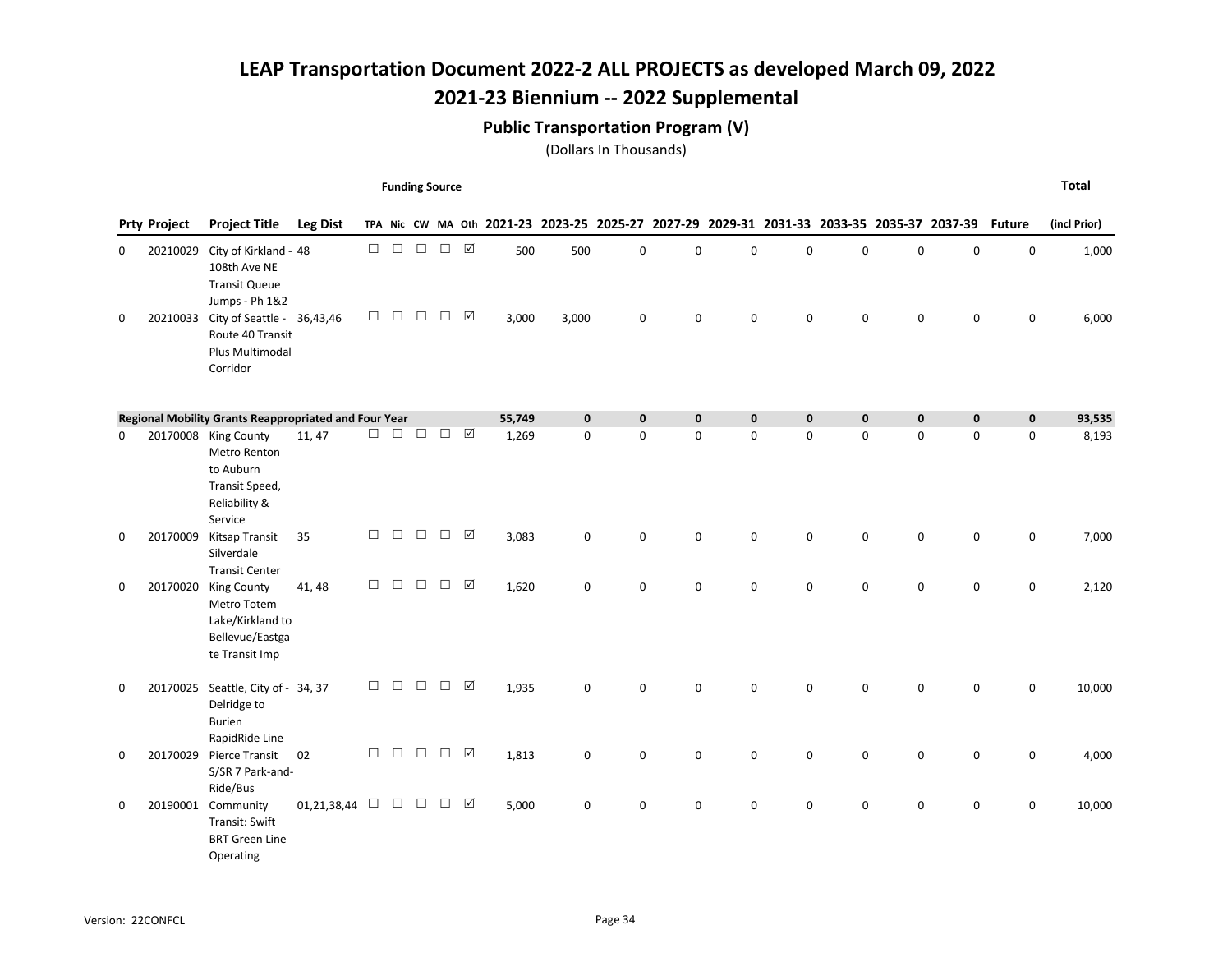# LEAP Transportation Document 2022-2 ALL PROJECTS as developed March 09, 2022

## 2021-23 Biennium -- 2022 Supplemental

### Public Transportation Program (V)

(Dollars In Thousands)

| Prty | Project | Project Title | Leg Dist | TPA | Nic | CW | MA | Oth | 2021-23 | 2023-25 | 2025-27 | 2027-29 | 2029-31 | 2031-33 | 2033-35 | 2035-37 | 2037-39 | Future | Total (incl Prior) |
|---|---|---|---|---|---|---|---|---|---|---|---|---|---|---|---|---|---|---|---|
| 0 | 20210029 | City of Kirkland - 108th Ave NE Transit Queue Jumps - Ph 1&2 | 48 | ☐ | ☐ | ☐ | ☐ | ☑ | 500 | 500 | 0 | 0 | 0 | 0 | 0 | 0 | 0 | 0 | 1,000 |
| 0 | 20210033 | City of Seattle - Route 40 Transit Plus Multimodal Corridor | 36,43,46 | ☐ | ☐ | ☐ | ☐ | ☑ | 3,000 | 3,000 | 0 | 0 | 0 | 0 | 0 | 0 | 0 | 0 | 6,000 |
| **Regional Mobility Grants Reappropriated and Four Year** | | | | | | | | | **55,749** | **0** | **0** | **0** | **0** | **0** | **0** | **0** | **0** | **0** | **93,535** |
| 0 | 20170008 | King County Metro Renton to Auburn Transit Speed, Reliability & Service | 11, 47 | ☐ | ☐ | ☐ | ☐ | ☑ | 1,269 | 0 | 0 | 0 | 0 | 0 | 0 | 0 | 0 | 0 | 8,193 |
| 0 | 20170009 | Kitsap Transit Silverdale Transit Center | 35 | ☐ | ☐ | ☐ | ☐ | ☑ | 3,083 | 0 | 0 | 0 | 0 | 0 | 0 | 0 | 0 | 0 | 7,000 |
| 0 | 20170020 | King County Metro Totem Lake/Kirkland to Bellevue/Eastgate Transit Imp | 41, 48 | ☐ | ☐ | ☐ | ☐ | ☑ | 1,620 | 0 | 0 | 0 | 0 | 0 | 0 | 0 | 0 | 0 | 2,120 |
| 0 | 20170025 | Seattle, City of - Delridge to Burien RapidRide Line | 34, 37 | ☐ | ☐ | ☐ | ☐ | ☑ | 1,935 | 0 | 0 | 0 | 0 | 0 | 0 | 0 | 0 | 0 | 10,000 |
| 0 | 20170029 | Pierce Transit S/SR 7 Park-and-Ride/Bus | 02 | ☐ | ☐ | ☐ | ☐ | ☑ | 1,813 | 0 | 0 | 0 | 0 | 0 | 0 | 0 | 0 | 0 | 4,000 |
| 0 | 20190001 | Community Transit: Swift BRT Green Line Operating | 01,21,38,44 | ☐ | ☐ | ☐ | ☐ | ☑ | 5,000 | 0 | 0 | 0 | 0 | 0 | 0 | 0 | 0 | 0 | 10,000 |

Version: 22CONFCL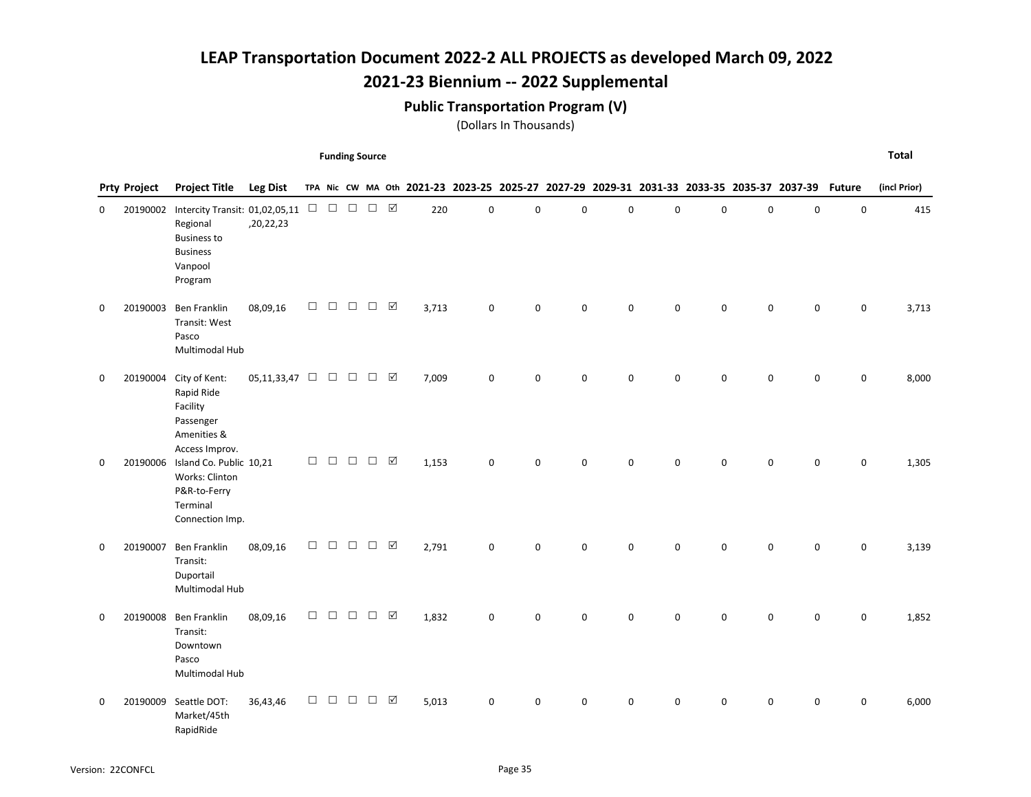# LEAP Transportation Document 2022-2 ALL PROJECTS as developed March 09, 2022

## 2021-23 Biennium -- 2022 Supplemental

### Public Transportation Program (V)

(Dollars In Thousands)

| Prty | Project | Project Title | Leg Dist | Funding Source: TPA | Nic | CW | MA | Oth | 2021-23 | 2023-25 | 2025-27 | 2027-29 | 2029-31 | 2031-33 | 2033-35 | 2035-37 | 2037-39 | Future | Total (incl Prior) |
|---|---|---|---|---|---|---|---|---|---|---|---|---|---|---|---|---|---|---|---|
| 0 | 20190002 | Intercity Transit: Regional Business to Business Vanpool Program | 01,02,05,11,20,22,23 | ☐ | ☐ | ☐ | ☐ | ☑ | 220 | 0 | 0 | 0 | 0 | 0 | 0 | 0 | 0 | 0 | 415 |
| 0 | 20190003 | Ben Franklin Transit: West Pasco Multimodal Hub | 08,09,16 | ☐ | ☐ | ☐ | ☐ | ☑ | 3,713 | 0 | 0 | 0 | 0 | 0 | 0 | 0 | 0 | 0 | 3,713 |
| 0 | 20190004 | City of Kent: Rapid Ride Facility Passenger Amenities & Access Improv. | 05,11,33,47 | ☐ | ☐ | ☐ | ☐ | ☑ | 7,009 | 0 | 0 | 0 | 0 | 0 | 0 | 0 | 0 | 0 | 8,000 |
| 0 | 20190006 | Island Co. Public Works: Clinton P&R-to-Ferry Terminal Connection Imp. | 10,21 | ☐ | ☐ | ☐ | ☐ | ☑ | 1,153 | 0 | 0 | 0 | 0 | 0 | 0 | 0 | 0 | 0 | 1,305 |
| 0 | 20190007 | Ben Franklin Transit: Duportail Multimodal Hub | 08,09,16 | ☐ | ☐ | ☐ | ☐ | ☑ | 2,791 | 0 | 0 | 0 | 0 | 0 | 0 | 0 | 0 | 0 | 3,139 |
| 0 | 20190008 | Ben Franklin Transit: Downtown Pasco Multimodal Hub | 08,09,16 | ☐ | ☐ | ☐ | ☐ | ☑ | 1,832 | 0 | 0 | 0 | 0 | 0 | 0 | 0 | 0 | 0 | 1,852 |
| 0 | 20190009 | Seattle DOT: Market/45th RapidRide | 36,43,46 | ☐ | ☐ | ☐ | ☐ | ☑ | 5,013 | 0 | 0 | 0 | 0 | 0 | 0 | 0 | 0 | 0 | 6,000 |

Version: 22CONFCL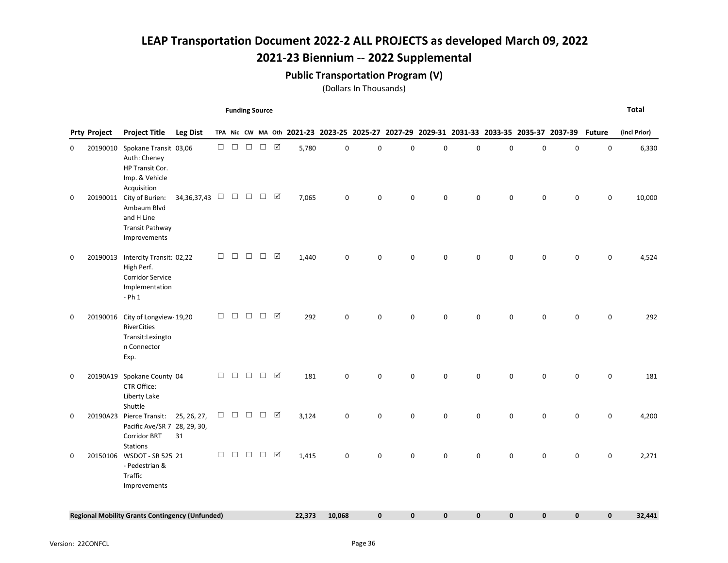# LEAP Transportation Document 2022-2 ALL PROJECTS as developed March 09, 2022

## 2021-23 Biennium -- 2022 Supplemental

### Public Transportation Program (V)

(Dollars In Thousands)

| | | | | Funding Source | | | | | | | | | | | | | | | | Total |
|---|---|---|---|---|---|---|---|---|---|---|---|---|---|---|---|---|---|---|---|---|
| Prty | Project | Project Title | Leg Dist | TPA | Nic | CW | MA | Oth | 2021-23 | 2023-25 | 2025-27 | 2027-29 | 2029-31 | 2031-33 | 2033-35 | 2035-37 | 2037-39 | Future | (incl Prior) |
| 0 | 20190010 | Spokane Transit Auth: Cheney HP Transit Cor. Imp. & Vehicle Acquisition | 03,06 | ☐ | ☐ | ☐ | ☐ | ☑ | 5,780 | 0 | 0 | 0 | 0 | 0 | 0 | 0 | 0 | 0 | 6,330 |
| 0 | 20190011 | City of Burien: Ambaum Blvd and H Line Transit Pathway Improvements | 34,36,37,43 | ☐ | ☐ | ☐ | ☐ | ☑ | 7,065 | 0 | 0 | 0 | 0 | 0 | 0 | 0 | 0 | 0 | 10,000 |
| 0 | 20190013 | Intercity Transit: High Perf. Corridor Service Implementation - Ph 1 | 02,22 | ☐ | ☐ | ☐ | ☐ | ☑ | 1,440 | 0 | 0 | 0 | 0 | 0 | 0 | 0 | 0 | 0 | 4,524 |
| 0 | 20190016 | City of Longview-RiverCities Transit:Lexington Connector Exp. | 19,20 | ☐ | ☐ | ☐ | ☐ | ☑ | 292 | 0 | 0 | 0 | 0 | 0 | 0 | 0 | 0 | 0 | 292 |
| 0 | 20190A19 | Spokane County CTR Office: Liberty Lake Shuttle | 04 | ☐ | ☐ | ☐ | ☐ | ☑ | 181 | 0 | 0 | 0 | 0 | 0 | 0 | 0 | 0 | 0 | 181 |
| 0 | 20190A23 | Pierce Transit: Pacific Ave/SR 7 Corridor BRT Stations | 25, 26, 27, 28, 29, 30, 31 | ☐ | ☐ | ☐ | ☐ | ☑ | 3,124 | 0 | 0 | 0 | 0 | 0 | 0 | 0 | 0 | 0 | 4,200 |
| 0 | 20150106 | WSDOT - SR 525 - Pedestrian & Traffic Improvements | 21 | ☐ | ☐ | ☐ | ☐ | ☑ | 1,415 | 0 | 0 | 0 | 0 | 0 | 0 | 0 | 0 | 0 | 2,271 |
| **Regional Mobility Grants Contingency (Unfunded)** | | | | | | | | | **22,373** | **10,068** | **0** | **0** | **0** | **0** | **0** | **0** | **0** | **0** | **32,441** |

Version: 22CONFCL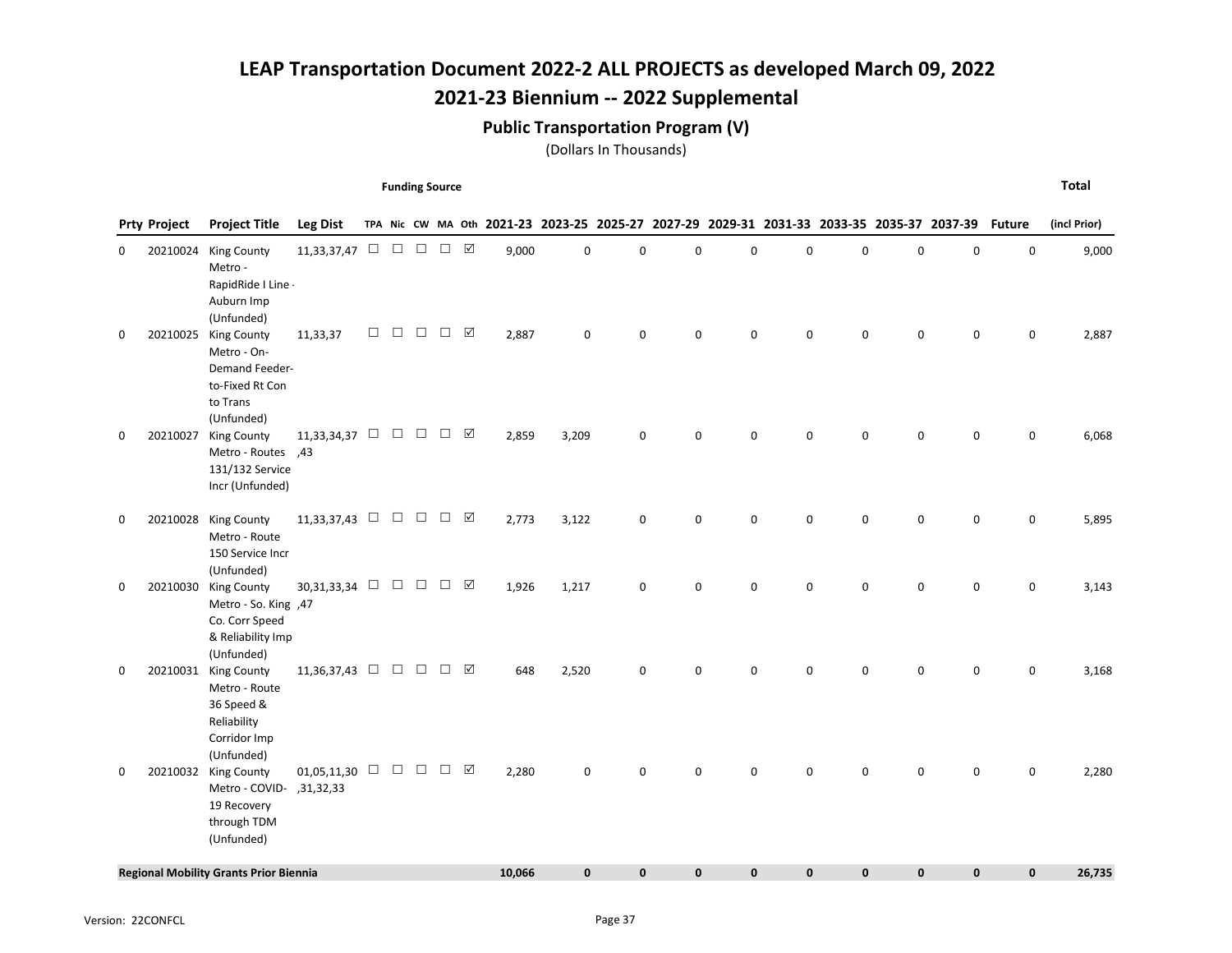# LEAP Transportation Document 2022-2 ALL PROJECTS as developed March 09, 2022

## 2021-23 Biennium -- 2022 Supplemental

### Public Transportation Program (V)

(Dollars In Thousands)

| Prty | Project | Project Title | Leg Dist | TPA | Nic | CW | MA | Oth | 2021-23 | 2023-25 | 2025-27 | 2027-29 | 2029-31 | 2031-33 | 2033-35 | 2035-37 | 2037-39 | Future | Total (incl Prior) |
|---|---|---|---|---|---|---|---|---|---|---|---|---|---|---|---|---|---|---|---|
| 0 | 20210024 | King County Metro - RapidRide I Line - Auburn Imp (Unfunded) | 11,33,37,47 | ☐ | ☐ | ☐ | ☐ | ☑ | 9,000 | 0 | 0 | 0 | 0 | 0 | 0 | 0 | 0 | 0 | 9,000 |
| 0 | 20210025 | King County Metro - On-Demand Feeder-to-Fixed Rt Con to Trans (Unfunded) | 11,33,37 | ☐ | ☐ | ☐ | ☐ | ☑ | 2,887 | 0 | 0 | 0 | 0 | 0 | 0 | 0 | 0 | 0 | 2,887 |
| 0 | 20210027 | King County Metro - Routes 131/132 Service Incr (Unfunded) | 11,33,34,37,43 | ☐ | ☐ | ☐ | ☐ | ☑ | 2,859 | 3,209 | 0 | 0 | 0 | 0 | 0 | 0 | 0 | 0 | 6,068 |
| 0 | 20210028 | King County Metro - Route 150 Service Incr (Unfunded) | 11,33,37,43 | ☐ | ☐ | ☐ | ☐ | ☑ | 2,773 | 3,122 | 0 | 0 | 0 | 0 | 0 | 0 | 0 | 0 | 5,895 |
| 0 | 20210030 | King County Metro - So. King Co. Corr Speed & Reliability Imp (Unfunded) | 30,31,33,34,47 | ☐ | ☐ | ☐ | ☐ | ☑ | 1,926 | 1,217 | 0 | 0 | 0 | 0 | 0 | 0 | 0 | 0 | 3,143 |
| 0 | 20210031 | King County Metro - Route 36 Speed & Reliability Corridor Imp (Unfunded) | 11,36,37,43 | ☐ | ☐ | ☐ | ☐ | ☑ | 648 | 2,520 | 0 | 0 | 0 | 0 | 0 | 0 | 0 | 0 | 3,168 |
| 0 | 20210032 | King County Metro - COVID-19 Recovery through TDM (Unfunded) | 01,05,11,30,31,32,33 | ☐ | ☐ | ☐ | ☐ | ☑ | 2,280 | 0 | 0 | 0 | 0 | 0 | 0 | 0 | 0 | 0 | 2,280 |
| **Regional Mobility Grants Prior Biennia** | | | | | | | | | **10,066** | **0** | **0** | **0** | **0** | **0** | **0** | **0** | **0** | **0** | **26,735** |

Version: 22CONFCL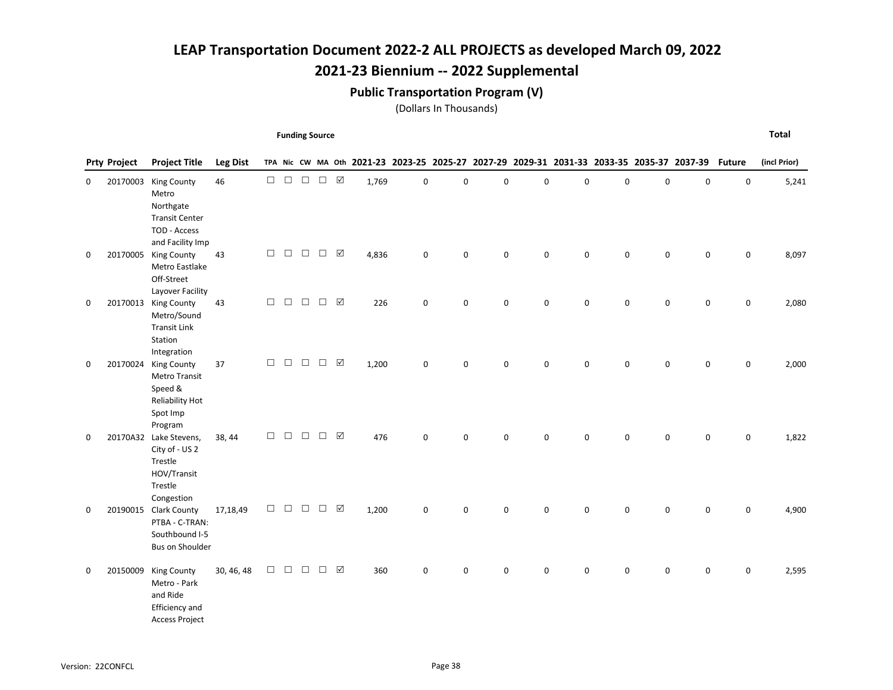# LEAP Transportation Document 2022-2 ALL PROJECTS as developed March 09, 2022

## 2021-23 Biennium -- 2022 Supplemental

### Public Transportation Program (V)

(Dollars In Thousands)

| Prty | Project | Project Title | Leg Dist | Funding Source TPA | Nic | CW | MA | Oth | 2021-23 | 2023-25 | 2025-27 | 2027-29 | 2029-31 | 2031-33 | 2033-35 | 2035-37 | 2037-39 | Future | Total (incl Prior) |
|---|---|---|---|---|---|---|---|---|---|---|---|---|---|---|---|---|---|---|---|
| 0 | 20170003 | King County Metro Northgate Transit Center TOD - Access and Facility Imp | 46 | ☐ | ☐ | ☐ | ☐ | ☑ | 1,769 | 0 | 0 | 0 | 0 | 0 | 0 | 0 | 0 | 0 | 5,241 |
| 0 | 20170005 | King County Metro Eastlake Off-Street Layover Facility | 43 | ☐ | ☐ | ☐ | ☐ | ☑ | 4,836 | 0 | 0 | 0 | 0 | 0 | 0 | 0 | 0 | 0 | 8,097 |
| 0 | 20170013 | King County Metro/Sound Transit Link Station Integration | 43 | ☐ | ☐ | ☐ | ☐ | ☑ | 226 | 0 | 0 | 0 | 0 | 0 | 0 | 0 | 0 | 0 | 2,080 |
| 0 | 20170024 | King County Metro Transit Speed & Reliability Hot Spot Imp Program | 37 | ☐ | ☐ | ☐ | ☐ | ☑ | 1,200 | 0 | 0 | 0 | 0 | 0 | 0 | 0 | 0 | 0 | 2,000 |
| 0 | 20170A32 | Lake Stevens, City of - US 2 Trestle HOV/Transit Trestle Congestion | 38, 44 | ☐ | ☐ | ☐ | ☐ | ☑ | 476 | 0 | 0 | 0 | 0 | 0 | 0 | 0 | 0 | 0 | 1,822 |
| 0 | 20190015 | Clark County PTBA - C-TRAN: Southbound I-5 Bus on Shoulder | 17,18,49 | ☐ | ☐ | ☐ | ☐ | ☑ | 1,200 | 0 | 0 | 0 | 0 | 0 | 0 | 0 | 0 | 0 | 4,900 |
| 0 | 20150009 | King County Metro - Park and Ride Efficiency and Access Project | 30, 46, 48 | ☐ | ☐ | ☐ | ☐ | ☑ | 360 | 0 | 0 | 0 | 0 | 0 | 0 | 0 | 0 | 0 | 2,595 |

Version: 22CONFCL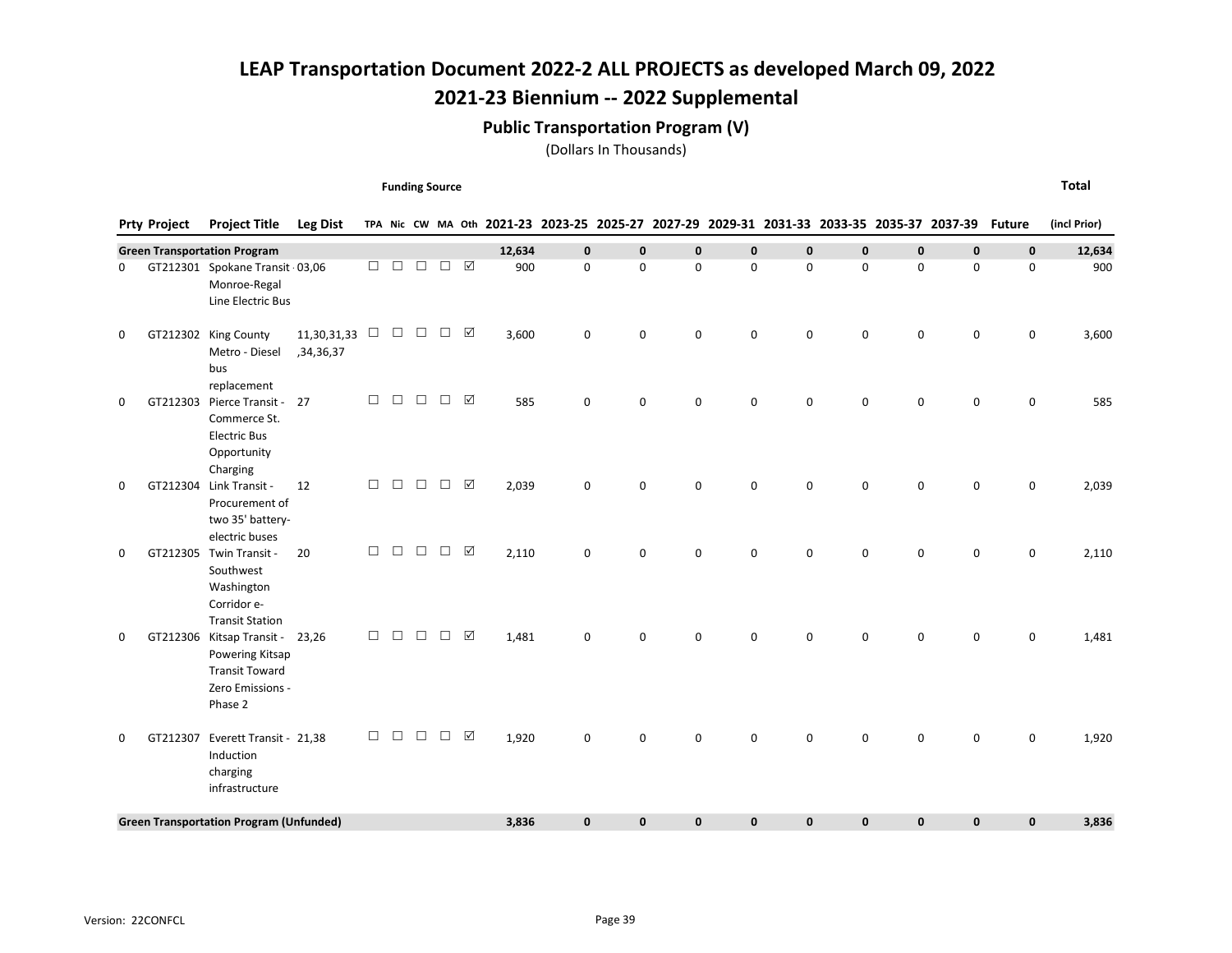# LEAP Transportation Document 2022-2 ALL PROJECTS as developed March 09, 2022

## 2021-23 Biennium -- 2022 Supplemental

### Public Transportation Program (V)

(Dollars In Thousands)

| Prty | Project | Project Title | Leg Dist | Funding Source TPA | Nic | CW | MA | Oth | 2021-23 | 2023-25 | 2025-27 | 2027-29 | 2029-31 | 2031-33 | 2033-35 | 2035-37 | 2037-39 | Future | Total (incl Prior) |
|---|---|---|---|---|---|---|---|---|---|---|---|---|---|---|---|---|---|---|---|
| **Green Transportation Program** | | | | | | | | | **12,634** | **0** | **0** | **0** | **0** | **0** | **0** | **0** | **0** | **0** | **12,634** |
| 0 | GT212301 | Spokane Transit - Monroe-Regal Line Electric Bus | 03,06 | ☐ | ☐ | ☐ | ☐ | ☑ | 900 | 0 | 0 | 0 | 0 | 0 | 0 | 0 | 0 | 0 | 900 |
| 0 | GT212302 | King County Metro - Diesel bus replacement | 11,30,31,33,34,36,37 | ☐ | ☐ | ☐ | ☐ | ☑ | 3,600 | 0 | 0 | 0 | 0 | 0 | 0 | 0 | 0 | 0 | 3,600 |
| 0 | GT212303 | Pierce Transit - Commerce St. Electric Bus Opportunity Charging | 27 | ☐ | ☐ | ☐ | ☐ | ☑ | 585 | 0 | 0 | 0 | 0 | 0 | 0 | 0 | 0 | 0 | 585 |
| 0 | GT212304 | Link Transit - Procurement of two 35' battery-electric buses | 12 | ☐ | ☐ | ☐ | ☐ | ☑ | 2,039 | 0 | 0 | 0 | 0 | 0 | 0 | 0 | 0 | 0 | 2,039 |
| 0 | GT212305 | Twin Transit - Southwest Washington Corridor e-Transit Station | 20 | ☐ | ☐ | ☐ | ☐ | ☑ | 2,110 | 0 | 0 | 0 | 0 | 0 | 0 | 0 | 0 | 0 | 2,110 |
| 0 | GT212306 | Kitsap Transit - Powering Kitsap Transit Toward Zero Emissions - Phase 2 | 23,26 | ☐ | ☐ | ☐ | ☐ | ☑ | 1,481 | 0 | 0 | 0 | 0 | 0 | 0 | 0 | 0 | 0 | 1,481 |
| 0 | GT212307 | Everett Transit - Induction charging infrastructure | 21,38 | ☐ | ☐ | ☐ | ☐ | ☑ | 1,920 | 0 | 0 | 0 | 0 | 0 | 0 | 0 | 0 | 0 | 1,920 |
| **Green Transportation Program (Unfunded)** | | | | | | | | | **3,836** | **0** | **0** | **0** | **0** | **0** | **0** | **0** | **0** | **0** | **3,836** |

Version: 22CONFCL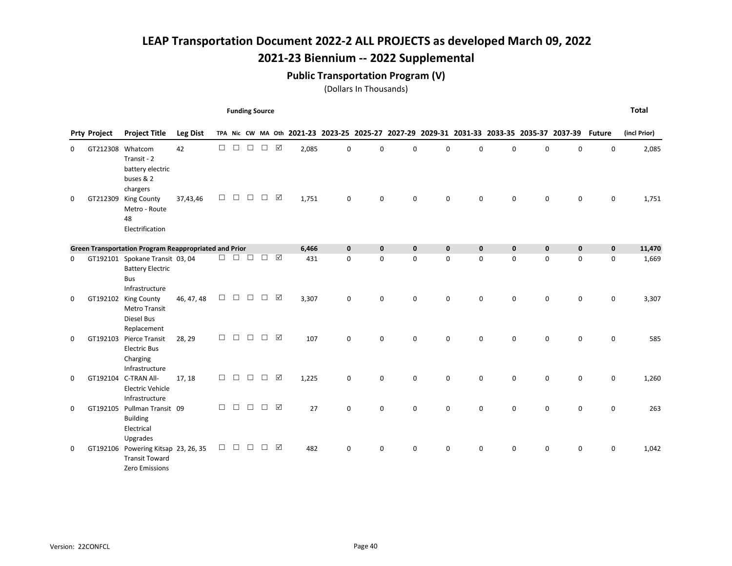# LEAP Transportation Document 2022-2 ALL PROJECTS as developed March 09, 2022

## 2021-23 Biennium -- 2022 Supplemental

### Public Transportation Program (V)

(Dollars In Thousands)

| Prty | Project | Project Title | Leg Dist | TPA | Nic | CW | MA | Oth | 2021-23 | 2023-25 | 2025-27 | 2027-29 | 2029-31 | 2031-33 | 2033-35 | 2035-37 | 2037-39 | Future | Total (incl Prior) |
|---|---|---|---|---|---|---|---|---|---|---|---|---|---|---|---|---|---|---|---|
| 0 | GT212308 | Whatcom Transit - 2 battery electric buses & 2 chargers | 42 | ☐ | ☐ | ☐ | ☐ | ☑ | 2,085 | 0 | 0 | 0 | 0 | 0 | 0 | 0 | 0 | 0 | 2,085 |
| 0 | GT212309 | King County Metro - Route 48 Electrification | 37,43,46 | ☐ | ☐ | ☐ | ☐ | ☑ | 1,751 | 0 | 0 | 0 | 0 | 0 | 0 | 0 | 0 | 0 | 1,751 |
| **Green Transportation Program Reappropriated and Prior** | | | | | | | | | **6,466** | **0** | **0** | **0** | **0** | **0** | **0** | **0** | **0** | **0** | **11,470** |
| 0 | GT192101 | Spokane Transit Battery Electric Bus Infrastructure | 03, 04 | ☐ | ☐ | ☐ | ☐ | ☑ | 431 | 0 | 0 | 0 | 0 | 0 | 0 | 0 | 0 | 0 | 1,669 |
| 0 | GT192102 | King County Metro Transit Diesel Bus Replacement | 46, 47, 48 | ☐ | ☐ | ☐ | ☐ | ☑ | 3,307 | 0 | 0 | 0 | 0 | 0 | 0 | 0 | 0 | 0 | 3,307 |
| 0 | GT192103 | Pierce Transit Electric Bus Charging Infrastructure | 28, 29 | ☐ | ☐ | ☐ | ☐ | ☑ | 107 | 0 | 0 | 0 | 0 | 0 | 0 | 0 | 0 | 0 | 585 |
| 0 | GT192104 | C-TRAN All-Electric Vehicle Infrastructure | 17, 18 | ☐ | ☐ | ☐ | ☐ | ☑ | 1,225 | 0 | 0 | 0 | 0 | 0 | 0 | 0 | 0 | 0 | 1,260 |
| 0 | GT192105 | Pullman Transit Building Electrical Upgrades | 09 | ☐ | ☐ | ☐ | ☐ | ☑ | 27 | 0 | 0 | 0 | 0 | 0 | 0 | 0 | 0 | 0 | 263 |
| 0 | GT192106 | Powering Kitsap Transit Toward Zero Emissions | 23, 26, 35 | ☐ | ☐ | ☐ | ☐ | ☑ | 482 | 0 | 0 | 0 | 0 | 0 | 0 | 0 | 0 | 0 | 1,042 |

Version: 22CONFCL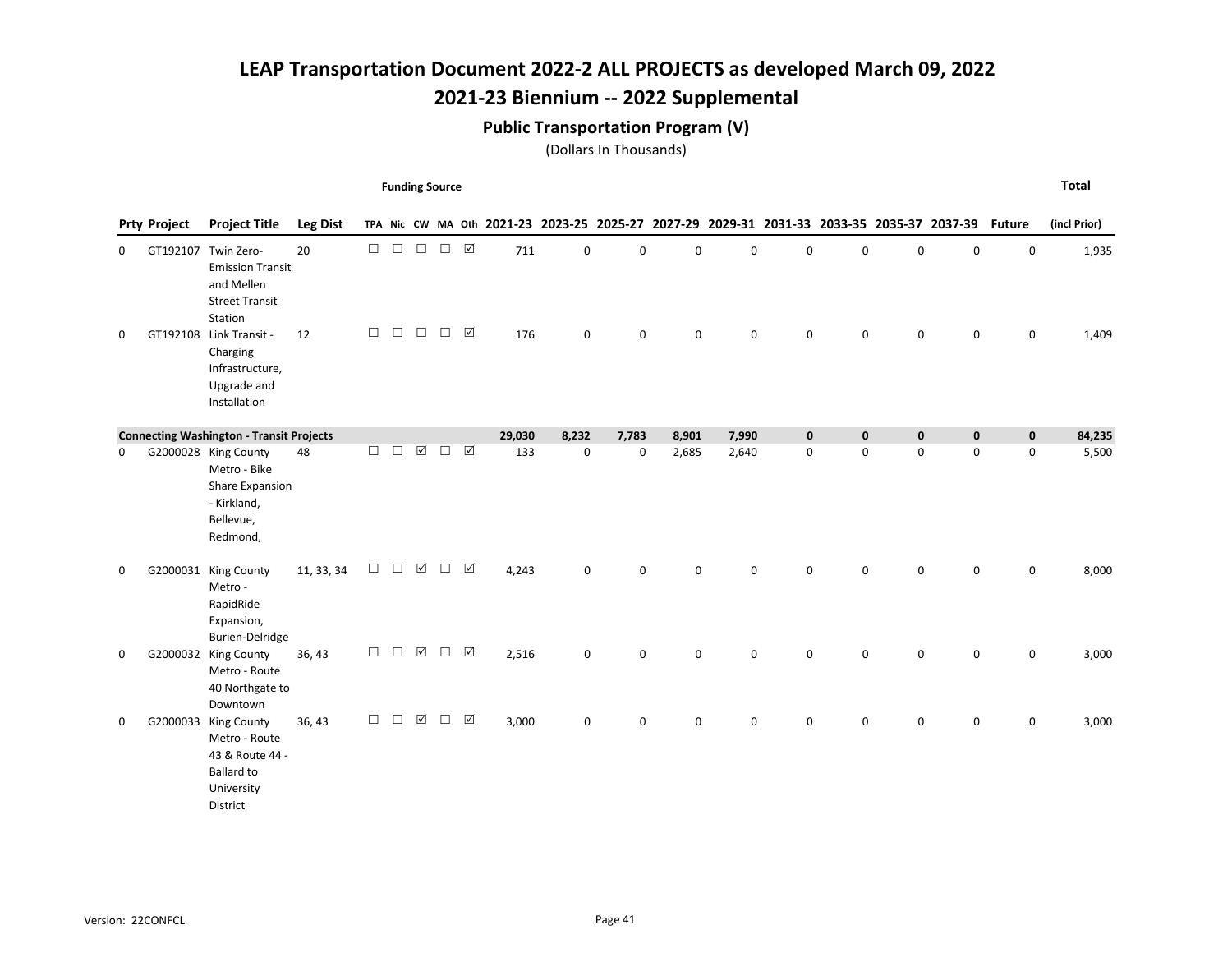# LEAP Transportation Document 2022-2 ALL PROJECTS as developed March 09, 2022

## 2021-23 Biennium -- 2022 Supplemental

### Public Transportation Program (V)

(Dollars In Thousands)

| Prty | Project | Project Title | Leg Dist | TPA | Nic | CW | MA | Oth | 2021-23 | 2023-25 | 2025-27 | 2027-29 | 2029-31 | 2031-33 | 2033-35 | 2035-37 | 2037-39 | Future | Total (incl Prior) |
|---|---|---|---|---|---|---|---|---|---|---|---|---|---|---|---|---|---|---|---|
| 0 | GT192107 | Twin Zero-Emission Transit and Mellen Street Transit Station | 20 | ☐ | ☐ | ☐ | ☐ | ☑ | 711 | 0 | 0 | 0 | 0 | 0 | 0 | 0 | 0 | 0 | 1,935 |
| 0 | GT192108 | Link Transit - Charging Infrastructure, Upgrade and Installation | 12 | ☐ | ☐ | ☐ | ☐ | ☑ | 176 | 0 | 0 | 0 | 0 | 0 | 0 | 0 | 0 | 0 | 1,409 |
| **Connecting Washington - Transit Projects** | | | | | | | | | **29,030** | **8,232** | **7,783** | **8,901** | **7,990** | **0** | **0** | **0** | **0** | **0** | **84,235** |
| 0 | G2000028 | King County Metro - Bike Share Expansion - Kirkland, Bellevue, Redmond, | 48 | ☐ | ☐ | ☑ | ☐ | ☑ | 133 | 0 | 0 | 2,685 | 2,640 | 0 | 0 | 0 | 0 | 0 | 5,500 |
| 0 | G2000031 | King County Metro - RapidRide Expansion, Burien-Delridge | 11, 33, 34 | ☐ | ☐ | ☑ | ☐ | ☑ | 4,243 | 0 | 0 | 0 | 0 | 0 | 0 | 0 | 0 | 0 | 8,000 |
| 0 | G2000032 | King County Metro - Route 40 Northgate to Downtown | 36, 43 | ☐ | ☐ | ☑ | ☐ | ☑ | 2,516 | 0 | 0 | 0 | 0 | 0 | 0 | 0 | 0 | 0 | 3,000 |
| 0 | G2000033 | King County Metro - Route 43 & Route 44 - Ballard to University District | 36, 43 | ☐ | ☐ | ☑ | ☐ | ☑ | 3,000 | 0 | 0 | 0 | 0 | 0 | 0 | 0 | 0 | 0 | 3,000 |

Version: 22CONFCL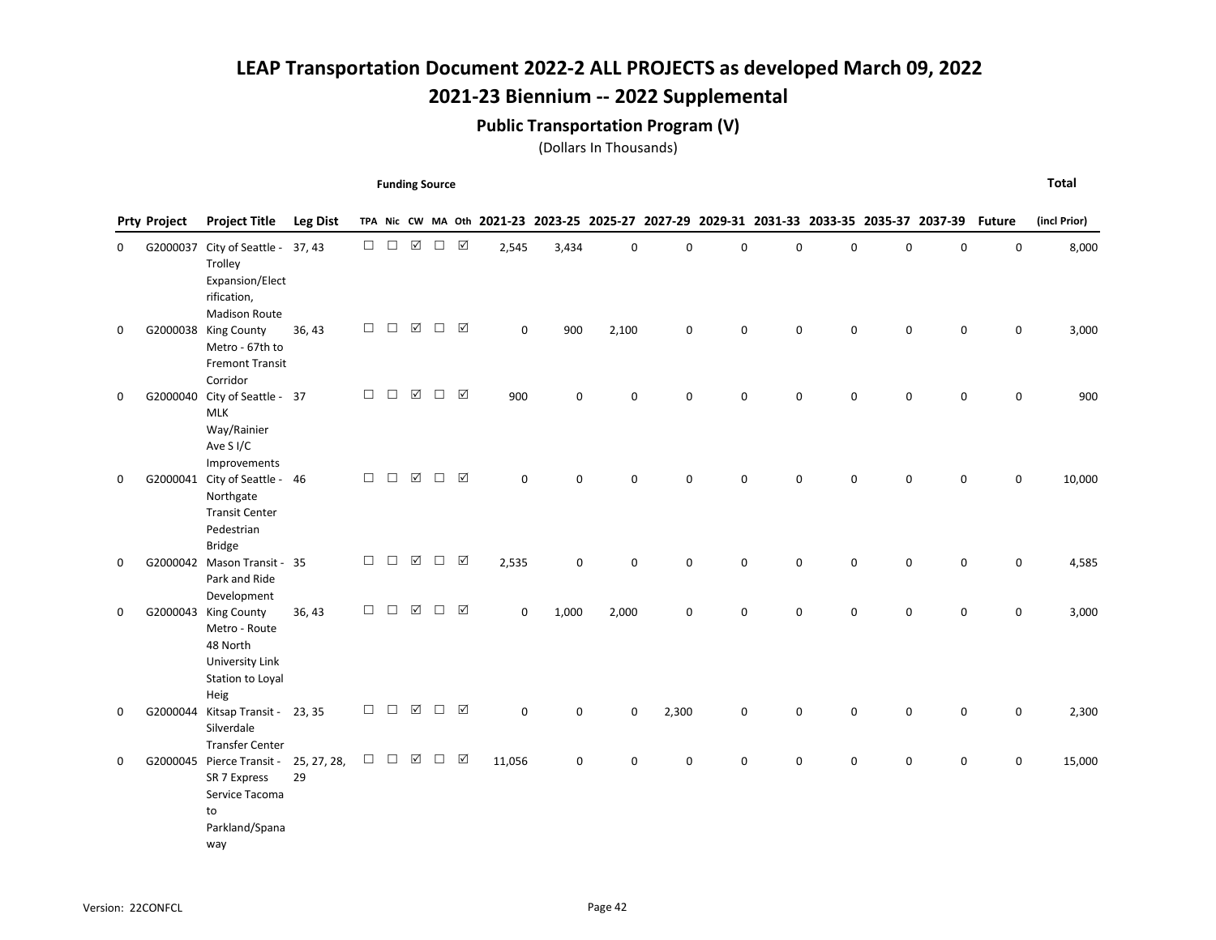# LEAP Transportation Document 2022-2 ALL PROJECTS as developed March 09, 2022

## 2021-23 Biennium -- 2022 Supplemental

### Public Transportation Program (V)

(Dollars In Thousands)

| Prty | Project | Project Title | Leg Dist | TPA | Nic | CW | MA | Oth | 2021-23 | 2023-25 | 2025-27 | 2027-29 | 2029-31 | 2031-33 | 2033-35 | 2035-37 | 2037-39 | Future | Total (incl Prior) |
|---|---|---|---|---|---|---|---|---|---|---|---|---|---|---|---|---|---|---|---|
| 0 | G2000037 | City of Seattle - Trolley Expansion/Electrification, Madison Route | 37, 43 | ☐ | ☐ | ☑ | ☐ | ☑ | 2,545 | 3,434 | 0 | 0 | 0 | 0 | 0 | 0 | 0 | 0 | 8,000 |
| 0 | G2000038 | King County Metro - 67th to Fremont Transit Corridor | 36, 43 | ☐ | ☐ | ☑ | ☐ | ☑ | 0 | 900 | 2,100 | 0 | 0 | 0 | 0 | 0 | 0 | 0 | 3,000 |
| 0 | G2000040 | City of Seattle - MLK Way/Rainier Ave S I/C Improvements | 37 | ☐ | ☐ | ☑ | ☐ | ☑ | 900 | 0 | 0 | 0 | 0 | 0 | 0 | 0 | 0 | 0 | 900 |
| 0 | G2000041 | City of Seattle - Northgate Transit Center Pedestrian Bridge | 46 | ☐ | ☐ | ☑ | ☐ | ☑ | 0 | 0 | 0 | 0 | 0 | 0 | 0 | 0 | 0 | 0 | 10,000 |
| 0 | G2000042 | Mason Transit - Park and Ride Development | 35 | ☐ | ☐ | ☑ | ☐ | ☑ | 2,535 | 0 | 0 | 0 | 0 | 0 | 0 | 0 | 0 | 0 | 4,585 |
| 0 | G2000043 | King County Metro - Route 48 North University Link Station to Loyal Heig | 36, 43 | ☐ | ☐ | ☑ | ☐ | ☑ | 0 | 1,000 | 2,000 | 0 | 0 | 0 | 0 | 0 | 0 | 0 | 3,000 |
| 0 | G2000044 | Kitsap Transit - Silverdale Transfer Center | 23, 35 | ☐ | ☐ | ☑ | ☐ | ☑ | 0 | 0 | 0 | 2,300 | 0 | 0 | 0 | 0 | 0 | 0 | 2,300 |
| 0 | G2000045 | Pierce Transit - SR 7 Express Service Tacoma to Parkland/Spanaway | 25, 27, 28, 29 | ☐ | ☐ | ☑ | ☐ | ☑ | 11,056 | 0 | 0 | 0 | 0 | 0 | 0 | 0 | 0 | 0 | 15,000 |

Version: 22CONFCL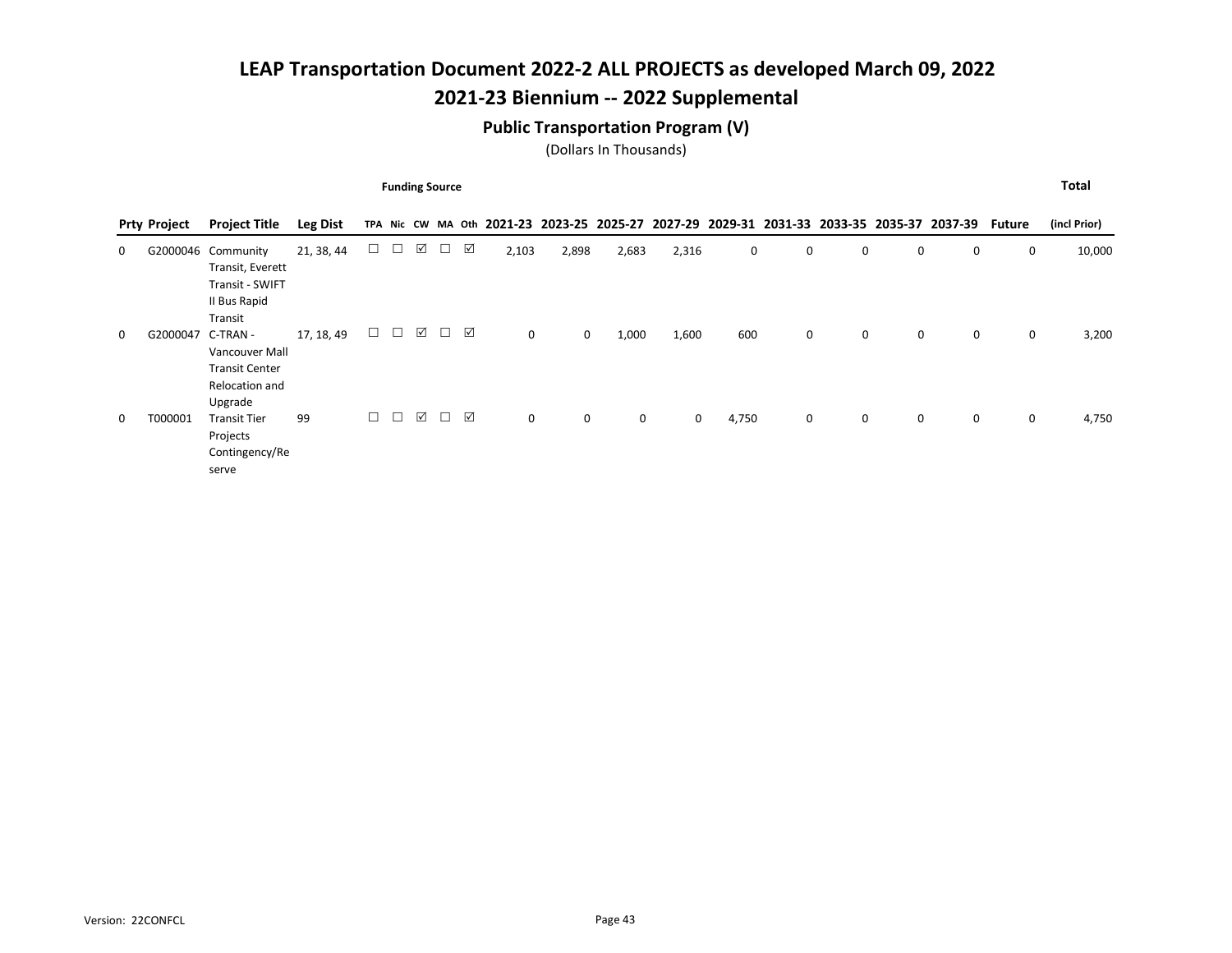# LEAP Transportation Document 2022-2 ALL PROJECTS as developed March 09, 2022

## 2021-23 Biennium -- 2022 Supplemental

### Public Transportation Program (V)

(Dollars In Thousands)

| | | | | Funding Source | | | | | | | | | | | | | | | | Total |
|---|---|---|---|---|---|---|---|---|---|---|---|---|---|---|---|---|---|---|---|---|
| Prty | Project | Project Title | Leg Dist | TPA | Nic | CW | MA | Oth | 2021-23 | 2023-25 | 2025-27 | 2027-29 | 2029-31 | 2031-33 | 2033-35 | 2035-37 | 2037-39 | Future | | (incl Prior) |
| 0 | G2000046 | Community Transit, Everett Transit - SWIFT II Bus Rapid Transit | 21, 38, 44 | ☐ | ☐ | ☑ | ☐ | ☑ | 2,103 | 2,898 | 2,683 | 2,316 | 0 | 0 | 0 | 0 | 0 | 0 | | 10,000 |
| 0 | G2000047 | C-TRAN - Vancouver Mall Transit Center Relocation and Upgrade | 17, 18, 49 | ☐ | ☐ | ☑ | ☐ | ☑ | 0 | 0 | 1,000 | 1,600 | 600 | 0 | 0 | 0 | 0 | 0 | | 3,200 |
| 0 | T000001 | Transit Tier Projects Contingency/Reserve | 99 | ☐ | ☐ | ☑ | ☐ | ☑ | 0 | 0 | 0 | 0 | 4,750 | 0 | 0 | 0 | 0 | 0 | | 4,750 |

Version: 22CONFCL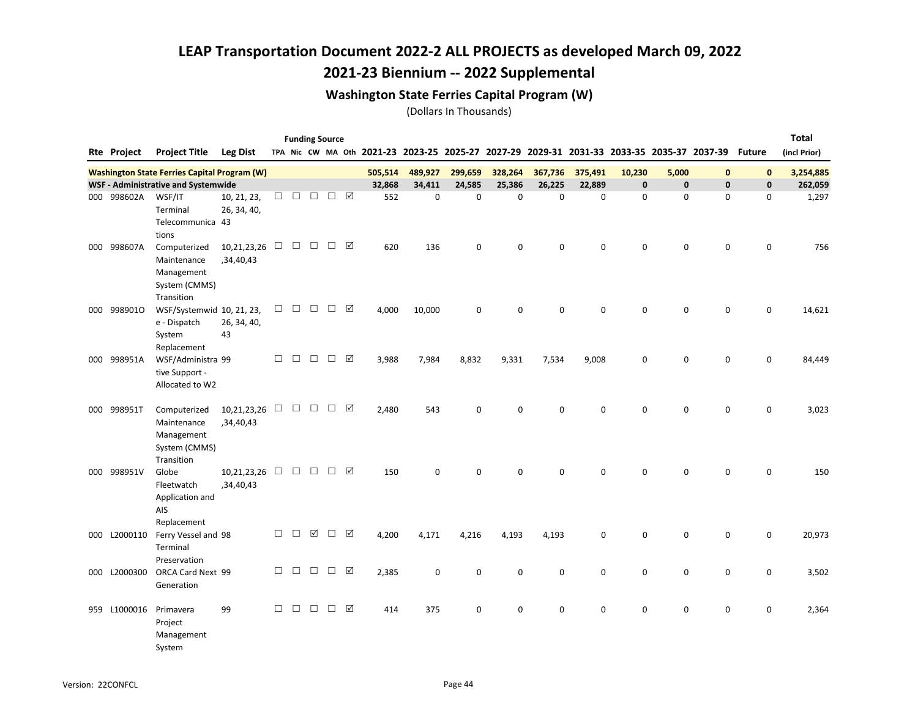# LEAP Transportation Document 2022-2 ALL PROJECTS as developed March 09, 2022

## 2021-23 Biennium -- 2022 Supplemental

### Washington State Ferries Capital Program (W)

(Dollars In Thousands)

| Rte | Project | Project Title | Leg Dist | Funding Source TPA | Nic | CW | MA | Oth | 2021-23 | 2023-25 | 2025-27 | 2027-29 | 2029-31 | 2031-33 | 2033-35 | 2035-37 | 2037-39 | Future | Total (incl Prior) |
|---|---|---|---|---|---|---|---|---|---|---|---|---|---|---|---|---|---|---|---|
| **Washington State Ferries Capital Program (W)** | | | | | | | | | **505,514** | **489,927** | **299,659** | **328,264** | **367,736** | **375,491** | **10,230** | **5,000** | **0** | **0** | **3,254,885** |
| **WSF - Administrative and Systemwide** | | | | | | | | | **32,868** | **34,411** | **24,585** | **25,386** | **26,225** | **22,889** | **0** | **0** | **0** | **0** | **262,059** |
| 000 | 998602A | WSF/IT Terminal Telecommunications | 10, 21, 23, 26, 34, 40, 43 | ☐ | ☐ | ☐ | ☐ | ☑ | 552 | 0 | 0 | 0 | 0 | 0 | 0 | 0 | 0 | 0 | 1,297 |
| 000 | 998607A | Computerized Maintenance Management System (CMMS) Transition | 10,21,23,26,34,40,43 | ☐ | ☐ | ☐ | ☐ | ☑ | 620 | 136 | 0 | 0 | 0 | 0 | 0 | 0 | 0 | 0 | 756 |
| 000 | 998901O | WSF/Systemwide - Dispatch System Replacement | 10, 21, 23, 26, 34, 40, 43 | ☐ | ☐ | ☐ | ☐ | ☑ | 4,000 | 10,000 | 0 | 0 | 0 | 0 | 0 | 0 | 0 | 0 | 14,621 |
| 000 | 998951A | WSF/Administrative Support - Allocated to W2 | 99 | ☐ | ☐ | ☐ | ☐ | ☑ | 3,988 | 7,984 | 8,832 | 9,331 | 7,534 | 9,008 | 0 | 0 | 0 | 0 | 84,449 |
| 000 | 998951T | Computerized Maintenance Management System (CMMS) Transition | 10,21,23,26,34,40,43 | ☐ | ☐ | ☐ | ☐ | ☑ | 2,480 | 543 | 0 | 0 | 0 | 0 | 0 | 0 | 0 | 0 | 3,023 |
| 000 | 998951V | Globe Fleetwatch Application and AIS Replacement | 10,21,23,26,34,40,43 | ☐ | ☐ | ☐ | ☐ | ☑ | 150 | 0 | 0 | 0 | 0 | 0 | 0 | 0 | 0 | 0 | 150 |
| 000 | L2000110 | Ferry Vessel and Terminal Preservation | 98 | ☐ | ☐ | ☑ | ☐ | ☑ | 4,200 | 4,171 | 4,216 | 4,193 | 4,193 | 0 | 0 | 0 | 0 | 0 | 20,973 |
| 000 | L2000300 | ORCA Card Next Generation | 99 | ☐ | ☐ | ☐ | ☐ | ☑ | 2,385 | 0 | 0 | 0 | 0 | 0 | 0 | 0 | 0 | 0 | 3,502 |
| 959 | L1000016 | Primavera Project Management System | 99 | ☐ | ☐ | ☐ | ☐ | ☑ | 414 | 375 | 0 | 0 | 0 | 0 | 0 | 0 | 0 | 0 | 2,364 |

Version: 22CONFCL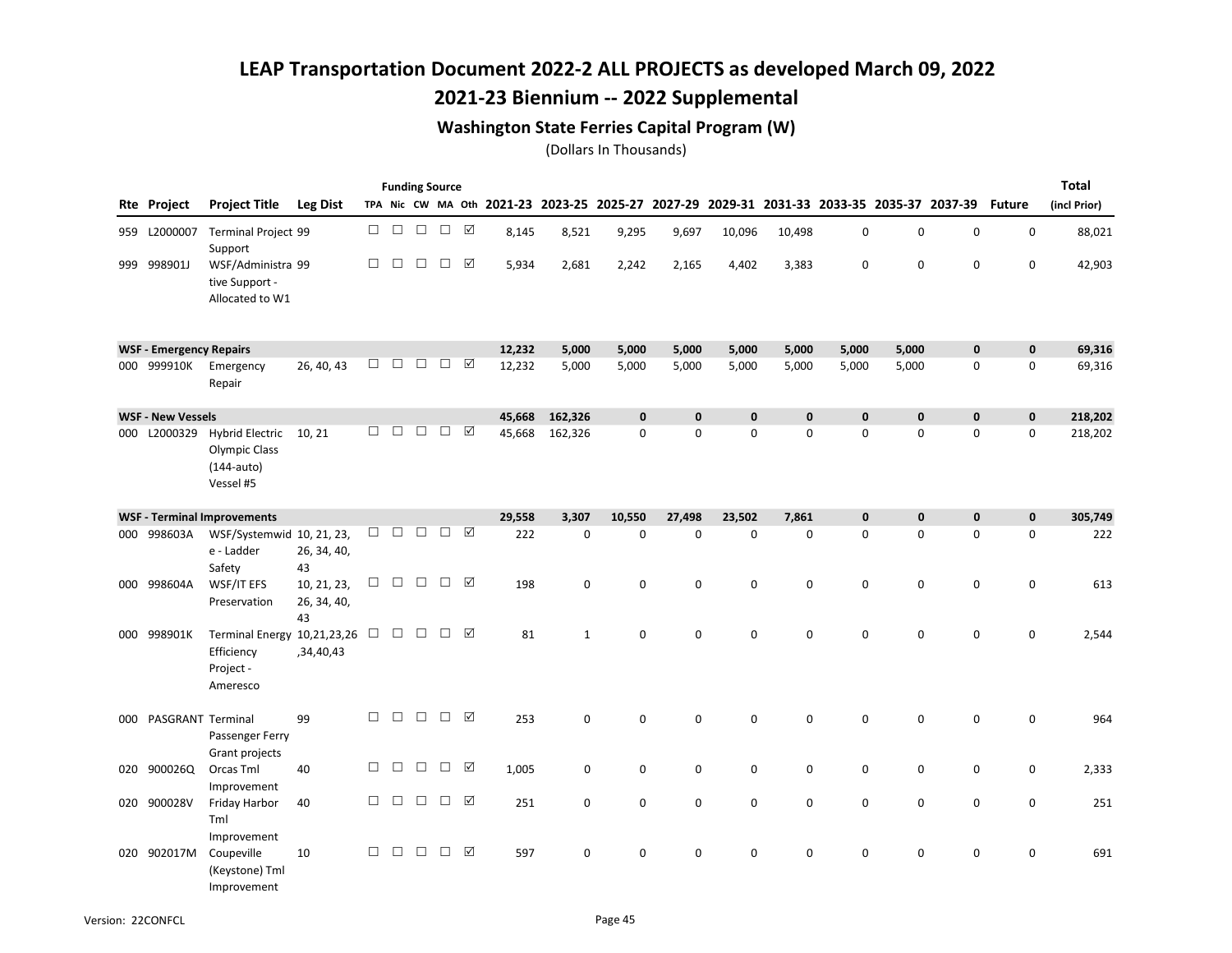# LEAP Transportation Document 2022-2 ALL PROJECTS as developed March 09, 2022

## 2021-23 Biennium -- 2022 Supplemental

### Washington State Ferries Capital Program (W)

(Dollars In Thousands)

| Rte | Project | Project Title | Leg Dist | TPA | Nic | CW | MA | Oth | 2021-23 | 2023-25 | 2025-27 | 2027-29 | 2029-31 | 2031-33 | 2033-35 | 2035-37 | 2037-39 | Future | Total (incl Prior) |
|---|---|---|---|---|---|---|---|---|---|---|---|---|---|---|---|---|---|---|---|
| 959 | L2000007 | Terminal Project Support | 99 | ☐ | ☐ | ☐ | ☐ | ☑ | 8,145 | 8,521 | 9,295 | 9,697 | 10,096 | 10,498 | 0 | 0 | 0 | 0 | 88,021 |
| 999 | 998901J | WSF/Administrative Support - Allocated to W1 | 99 | ☐ | ☐ | ☐ | ☐ | ☑ | 5,934 | 2,681 | 2,242 | 2,165 | 4,402 | 3,383 | 0 | 0 | 0 | 0 | 42,903 |
| **WSF - Emergency Repairs** | | | | | | | | | **12,232** | **5,000** | **5,000** | **5,000** | **5,000** | **5,000** | **5,000** | **5,000** | **0** | **0** | **69,316** |
| 000 | 999910K | Emergency Repair | 26, 40, 43 | ☐ | ☐ | ☐ | ☐ | ☑ | 12,232 | 5,000 | 5,000 | 5,000 | 5,000 | 5,000 | 5,000 | 5,000 | 0 | 0 | 69,316 |
| **WSF - New Vessels** | | | | | | | | | **45,668** | **162,326** | **0** | **0** | **0** | **0** | **0** | **0** | **0** | **0** | **218,202** |
| 000 | L2000329 | Hybrid Electric Olympic Class (144-auto) Vessel #5 | 10, 21 | ☐ | ☐ | ☐ | ☐ | ☑ | 45,668 | 162,326 | 0 | 0 | 0 | 0 | 0 | 0 | 0 | 0 | 218,202 |
| **WSF - Terminal Improvements** | | | | | | | | | **29,558** | **3,307** | **10,550** | **27,498** | **23,502** | **7,861** | **0** | **0** | **0** | **0** | **305,749** |
| 000 | 998603A | WSF/Systemwide - Ladder Safety | 10, 21, 23, 26, 34, 40, 43 | ☐ | ☐ | ☐ | ☐ | ☑ | 222 | 0 | 0 | 0 | 0 | 0 | 0 | 0 | 0 | 0 | 222 |
| 000 | 998604A | WSF/IT EFS Preservation | 10, 21, 23, 26, 34, 40, 43 | ☐ | ☐ | ☐ | ☐ | ☑ | 198 | 0 | 0 | 0 | 0 | 0 | 0 | 0 | 0 | 0 | 613 |
| 000 | 998901K | Terminal Energy Efficiency Project - Ameresco | 10,21,23,26,34,40,43 | ☐ | ☐ | ☐ | ☐ | ☑ | 81 | 1 | 0 | 0 | 0 | 0 | 0 | 0 | 0 | 0 | 2,544 |
| 000 | PASGRANT | Terminal Passenger Ferry Grant projects | 99 | ☐ | ☐ | ☐ | ☐ | ☑ | 253 | 0 | 0 | 0 | 0 | 0 | 0 | 0 | 0 | 0 | 964 |
| 020 | 900026Q | Orcas Tml Improvement | 40 | ☐ | ☐ | ☐ | ☐ | ☑ | 1,005 | 0 | 0 | 0 | 0 | 0 | 0 | 0 | 0 | 0 | 2,333 |
| 020 | 900028V | Friday Harbor Tml Improvement | 40 | ☐ | ☐ | ☐ | ☐ | ☑ | 251 | 0 | 0 | 0 | 0 | 0 | 0 | 0 | 0 | 0 | 251 |
| 020 | 902017M | Coupeville (Keystone) Tml Improvement | 10 | ☐ | ☐ | ☐ | ☐ | ☑ | 597 | 0 | 0 | 0 | 0 | 0 | 0 | 0 | 0 | 0 | 691 |

Version: 22CONFCL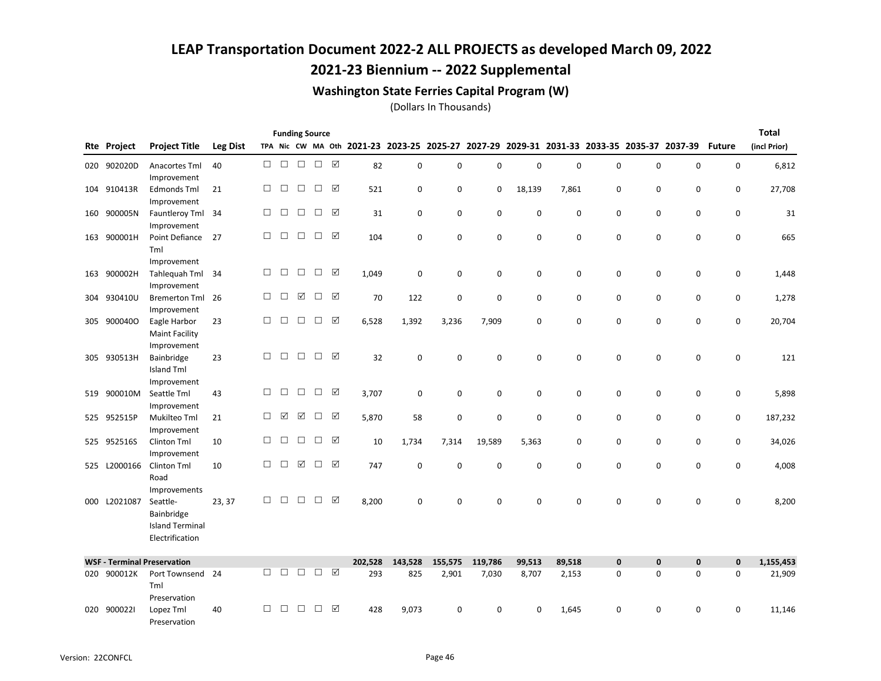# LEAP Transportation Document 2022-2 ALL PROJECTS as developed March 09, 2022

## 2021-23 Biennium -- 2022 Supplemental

### Washington State Ferries Capital Program (W)

(Dollars In Thousands)

| Rte | Project | Project Title | Leg Dist | Funding Source TPA | Nic | CW | MA | Oth | 2021-23 | 2023-25 | 2025-27 | 2027-29 | 2029-31 | 2031-33 | 2033-35 | 2035-37 | 2037-39 | Future | Total (incl Prior) |
|---|---|---|---|---|---|---|---|---|---|---|---|---|---|---|---|---|---|---|---|
| 020 | 902020D | Anacortes Tml Improvement | 40 | ☐ | ☐ | ☐ | ☐ | ☑ | 82 | 0 | 0 | 0 | 0 | 0 | 0 | 0 | 0 | 0 | 6,812 |
| 104 | 910413R | Edmonds Tml Improvement | 21 | ☐ | ☐ | ☐ | ☐ | ☑ | 521 | 0 | 0 | 0 | 18,139 | 7,861 | 0 | 0 | 0 | 0 | 27,708 |
| 160 | 900005N | Fauntleroy Tml Improvement | 34 | ☐ | ☐ | ☐ | ☐ | ☑ | 31 | 0 | 0 | 0 | 0 | 0 | 0 | 0 | 0 | 0 | 31 |
| 163 | 900001H | Point Defiance Tml Improvement | 27 | ☐ | ☐ | ☐ | ☐ | ☑ | 104 | 0 | 0 | 0 | 0 | 0 | 0 | 0 | 0 | 0 | 665 |
| 163 | 900002H | Tahlequah Tml Improvement | 34 | ☐ | ☐ | ☐ | ☐ | ☑ | 1,049 | 0 | 0 | 0 | 0 | 0 | 0 | 0 | 0 | 0 | 1,448 |
| 304 | 930410U | Bremerton Tml Improvement | 26 | ☐ | ☐ | ☑ | ☐ | ☑ | 70 | 122 | 0 | 0 | 0 | 0 | 0 | 0 | 0 | 0 | 1,278 |
| 305 | 900040O | Eagle Harbor Maint Facility Improvement | 23 | ☐ | ☐ | ☐ | ☐ | ☑ | 6,528 | 1,392 | 3,236 | 7,909 | 0 | 0 | 0 | 0 | 0 | 0 | 20,704 |
| 305 | 930513H | Bainbridge Island Tml Improvement | 23 | ☐ | ☐ | ☐ | ☐ | ☑ | 32 | 0 | 0 | 0 | 0 | 0 | 0 | 0 | 0 | 0 | 121 |
| 519 | 900010M | Seattle Tml Improvement | 43 | ☐ | ☐ | ☐ | ☐ | ☑ | 3,707 | 0 | 0 | 0 | 0 | 0 | 0 | 0 | 0 | 0 | 5,898 |
| 525 | 952515P | Mukilteo Tml Improvement | 21 | ☐ | ☑ | ☑ | ☐ | ☑ | 5,870 | 58 | 0 | 0 | 0 | 0 | 0 | 0 | 0 | 0 | 187,232 |
| 525 | 952516S | Clinton Tml Improvement | 10 | ☐ | ☐ | ☐ | ☐ | ☑ | 10 | 1,734 | 7,314 | 19,589 | 5,363 | 0 | 0 | 0 | 0 | 0 | 34,026 |
| 525 | L2000166 | Clinton Tml Road Improvements | 10 | ☐ | ☐ | ☑ | ☐ | ☑ | 747 | 0 | 0 | 0 | 0 | 0 | 0 | 0 | 0 | 0 | 4,008 |
| 000 | L2021087 | Seattle-Bainbridge Island Terminal Electrification | 23, 37 | ☐ | ☐ | ☐ | ☐ | ☑ | 8,200 | 0 | 0 | 0 | 0 | 0 | 0 | 0 | 0 | 0 | 8,200 |
| **WSF - Terminal Preservation** | | | | | | | | | **202,528** | **143,528** | **155,575** | **119,786** | **99,513** | **89,518** | **0** | **0** | **0** | **0** | **1,155,453** |
| 020 | 900012K | Port Townsend Tml Preservation | 24 | ☐ | ☐ | ☐ | ☐ | ☑ | 293 | 825 | 2,901 | 7,030 | 8,707 | 2,153 | 0 | 0 | 0 | 0 | 21,909 |
| 020 | 900022I | Lopez Tml Preservation | 40 | ☐ | ☐ | ☐ | ☐ | ☑ | 428 | 9,073 | 0 | 0 | 0 | 1,645 | 0 | 0 | 0 | 0 | 11,146 |

Version: 22CONFCL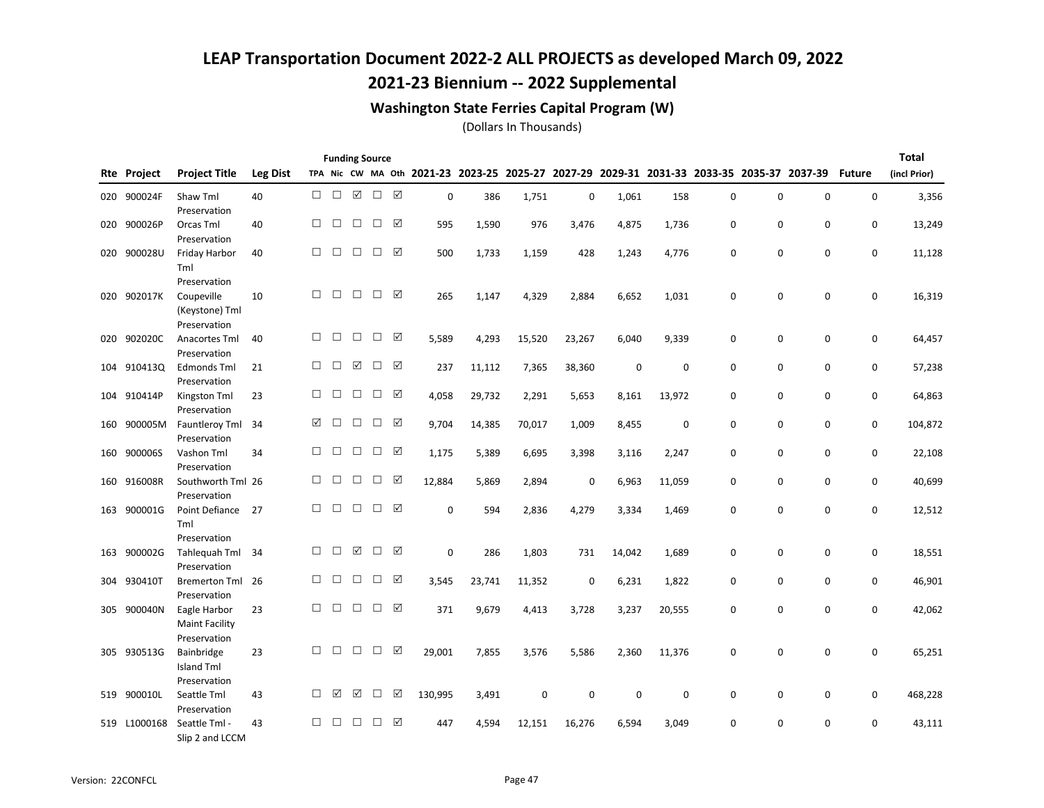# LEAP Transportation Document 2022-2 ALL PROJECTS as developed March 09, 2022

## 2021-23 Biennium -- 2022 Supplemental

### Washington State Ferries Capital Program (W)

(Dollars In Thousands)

| | | | | Funding Source | | | | | | | | | | | | | | | |
|---|---|---|---|---|---|---|---|---|---|---|---|---|---|---|---|---|---|---|---|
| Rte | Project | Project Title | Leg Dist | TPA | Nic | CW | MA | Oth | 2021-23 | 2023-25 | 2025-27 | 2027-29 | 2029-31 | 2031-33 | 2033-35 | 2035-37 | 2037-39 | Future | Total (incl Prior) |
| 020 | 900024F | Shaw Tml Preservation | 40 | ☐ | ☐ | ☑ | ☐ | ☑ | 0 | 386 | 1,751 | 0 | 1,061 | 158 | 0 | 0 | 0 | 0 | 3,356 |
| 020 | 900026P | Orcas Tml Preservation | 40 | ☐ | ☐ | ☐ | ☐ | ☑ | 595 | 1,590 | 976 | 3,476 | 4,875 | 1,736 | 0 | 0 | 0 | 0 | 13,249 |
| 020 | 900028U | Friday Harbor Tml Preservation | 40 | ☐ | ☐ | ☐ | ☐ | ☑ | 500 | 1,733 | 1,159 | 428 | 1,243 | 4,776 | 0 | 0 | 0 | 0 | 11,128 |
| 020 | 902017K | Coupeville (Keystone) Tml Preservation | 10 | ☐ | ☐ | ☐ | ☐ | ☑ | 265 | 1,147 | 4,329 | 2,884 | 6,652 | 1,031 | 0 | 0 | 0 | 0 | 16,319 |
| 020 | 902020C | Anacortes Tml Preservation | 40 | ☐ | ☐ | ☐ | ☐ | ☑ | 5,589 | 4,293 | 15,520 | 23,267 | 6,040 | 9,339 | 0 | 0 | 0 | 0 | 64,457 |
| 104 | 910413Q | Edmonds Tml Preservation | 21 | ☐ | ☐ | ☑ | ☐ | ☑ | 237 | 11,112 | 7,365 | 38,360 | 0 | 0 | 0 | 0 | 0 | 0 | 57,238 |
| 104 | 910414P | Kingston Tml Preservation | 23 | ☐ | ☐ | ☐ | ☐ | ☑ | 4,058 | 29,732 | 2,291 | 5,653 | 8,161 | 13,972 | 0 | 0 | 0 | 0 | 64,863 |
| 160 | 900005M | Fauntleroy Tml Preservation | 34 | ☑ | ☐ | ☐ | ☐ | ☑ | 9,704 | 14,385 | 70,017 | 1,009 | 8,455 | 0 | 0 | 0 | 0 | 0 | 104,872 |
| 160 | 900006S | Vashon Tml Preservation | 34 | ☐ | ☐ | ☐ | ☐ | ☑ | 1,175 | 5,389 | 6,695 | 3,398 | 3,116 | 2,247 | 0 | 0 | 0 | 0 | 22,108 |
| 160 | 916008R | Southworth Tml Preservation | 26 | ☐ | ☐ | ☐ | ☐ | ☑ | 12,884 | 5,869 | 2,894 | 0 | 6,963 | 11,059 | 0 | 0 | 0 | 0 | 40,699 |
| 163 | 900001G | Point Defiance Tml Preservation | 27 | ☐ | ☐ | ☐ | ☐ | ☑ | 0 | 594 | 2,836 | 4,279 | 3,334 | 1,469 | 0 | 0 | 0 | 0 | 12,512 |
| 163 | 900002G | Tahlequah Tml Preservation | 34 | ☐ | ☐ | ☑ | ☐ | ☑ | 0 | 286 | 1,803 | 731 | 14,042 | 1,689 | 0 | 0 | 0 | 0 | 18,551 |
| 304 | 930410T | Bremerton Tml Preservation | 26 | ☐ | ☐ | ☐ | ☐ | ☑ | 3,545 | 23,741 | 11,352 | 0 | 6,231 | 1,822 | 0 | 0 | 0 | 0 | 46,901 |
| 305 | 900040N | Eagle Harbor Maint Facility Preservation | 23 | ☐ | ☐ | ☐ | ☐ | ☑ | 371 | 9,679 | 4,413 | 3,728 | 3,237 | 20,555 | 0 | 0 | 0 | 0 | 42,062 |
| 305 | 930513G | Bainbridge Island Tml Preservation | 23 | ☐ | ☐ | ☐ | ☐ | ☑ | 29,001 | 7,855 | 3,576 | 5,586 | 2,360 | 11,376 | 0 | 0 | 0 | 0 | 65,251 |
| 519 | 900010L | Seattle Tml Preservation | 43 | ☐ | ☑ | ☑ | ☐ | ☑ | 130,995 | 3,491 | 0 | 0 | 0 | 0 | 0 | 0 | 0 | 0 | 468,228 |
| 519 | L1000168 | Seattle Tml - Slip 2 and LCCM | 43 | ☐ | ☐ | ☐ | ☐ | ☑ | 447 | 4,594 | 12,151 | 16,276 | 6,594 | 3,049 | 0 | 0 | 0 | 0 | 43,111 |

Version: 22CONFCL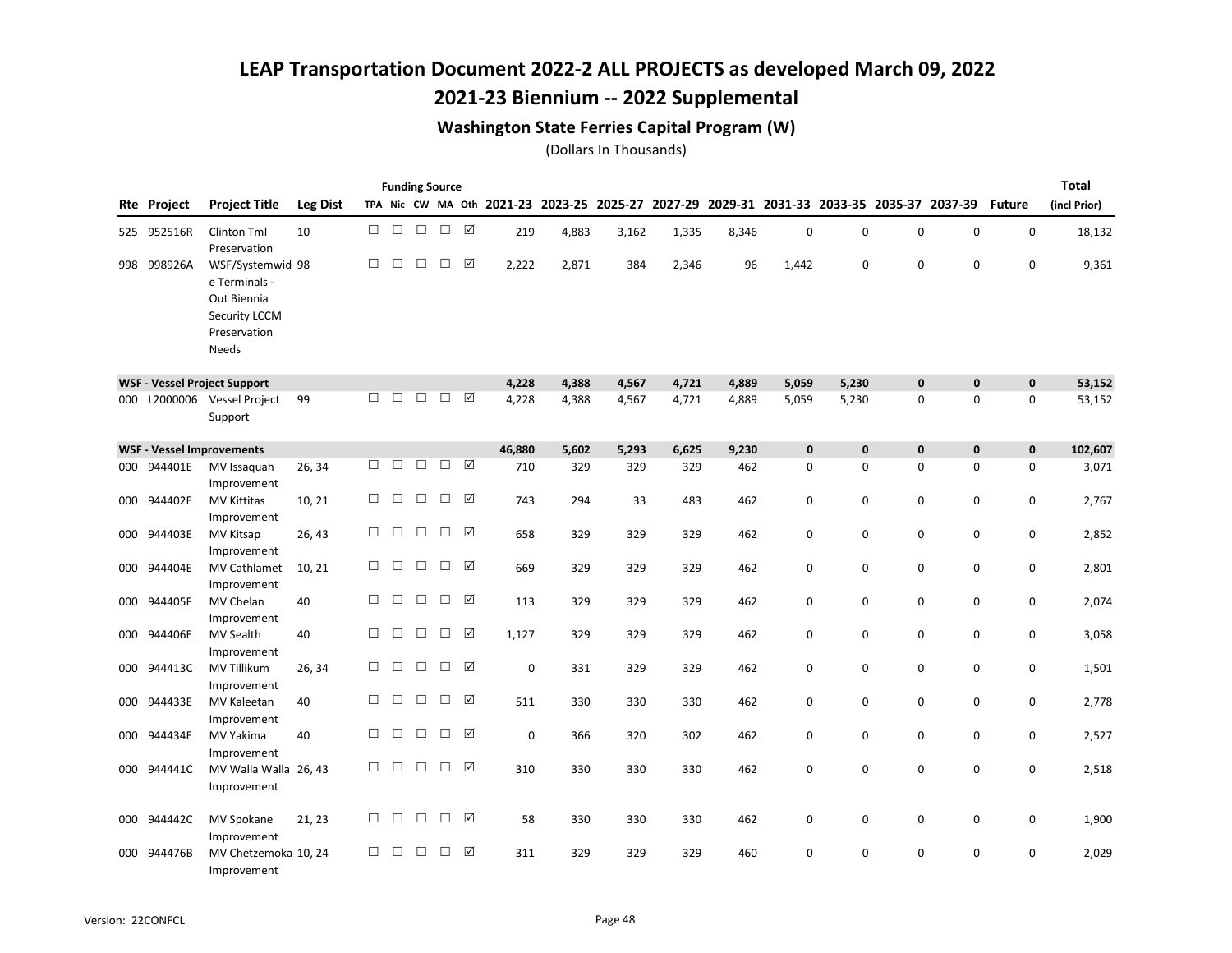# LEAP Transportation Document 2022-2 ALL PROJECTS as developed March 09, 2022

## 2021-23 Biennium -- 2022 Supplemental

### Washington State Ferries Capital Program (W)

(Dollars In Thousands)

| Rte | Project | Project Title | Leg Dist | Funding Source TPA | Nic | CW | MA | Oth | 2021-23 | 2023-25 | 2025-27 | 2027-29 | 2029-31 | 2031-33 | 2033-35 | 2035-37 | 2037-39 | Future | Total (incl Prior) |
|---|---|---|---|---|---|---|---|---|---|---|---|---|---|---|---|---|---|---|---|
| 525 | 952516R | Clinton Tml Preservation | 10 | ☐ | ☐ | ☐ | ☐ | ☑ | 219 | 4,883 | 3,162 | 1,335 | 8,346 | 0 | 0 | 0 | 0 | 0 | 18,132 |
| 998 | 998926A | WSF/Systemwide Terminals - Out Biennia Security LCCM Preservation Needs | 98 | ☐ | ☐ | ☐ | ☐ | ☑ | 2,222 | 2,871 | 384 | 2,346 | 96 | 1,442 | 0 | 0 | 0 | 0 | 9,361 |
| **WSF - Vessel Project Support** | | | | | | | | | **4,228** | **4,388** | **4,567** | **4,721** | **4,889** | **5,059** | **5,230** | **0** | **0** | **0** | **53,152** |
| 000 | L2000006 | Vessel Project Support | 99 | ☐ | ☐ | ☐ | ☐ | ☑ | 4,228 | 4,388 | 4,567 | 4,721 | 4,889 | 5,059 | 5,230 | 0 | 0 | 0 | 53,152 |
| **WSF - Vessel Improvements** | | | | | | | | | **46,880** | **5,602** | **5,293** | **6,625** | **9,230** | **0** | **0** | **0** | **0** | **0** | **102,607** |
| 000 | 944401E | MV Issaquah Improvement | 26, 34 | ☐ | ☐ | ☐ | ☐ | ☑ | 710 | 329 | 329 | 329 | 462 | 0 | 0 | 0 | 0 | 0 | 3,071 |
| 000 | 944402E | MV Kittitas Improvement | 10, 21 | ☐ | ☐ | ☐ | ☐ | ☑ | 743 | 294 | 33 | 483 | 462 | 0 | 0 | 0 | 0 | 0 | 2,767 |
| 000 | 944403E | MV Kitsap Improvement | 26, 43 | ☐ | ☐ | ☐ | ☐ | ☑ | 658 | 329 | 329 | 329 | 462 | 0 | 0 | 0 | 0 | 0 | 2,852 |
| 000 | 944404E | MV Cathlamet Improvement | 10, 21 | ☐ | ☐ | ☐ | ☐ | ☑ | 669 | 329 | 329 | 329 | 462 | 0 | 0 | 0 | 0 | 0 | 2,801 |
| 000 | 944405F | MV Chelan Improvement | 40 | ☐ | ☐ | ☐ | ☐ | ☑ | 113 | 329 | 329 | 329 | 462 | 0 | 0 | 0 | 0 | 0 | 2,074 |
| 000 | 944406E | MV Sealth Improvement | 40 | ☐ | ☐ | ☐ | ☐ | ☑ | 1,127 | 329 | 329 | 329 | 462 | 0 | 0 | 0 | 0 | 0 | 3,058 |
| 000 | 944413C | MV Tillikum Improvement | 26, 34 | ☐ | ☐ | ☐ | ☐ | ☑ | 0 | 331 | 329 | 329 | 462 | 0 | 0 | 0 | 0 | 0 | 1,501 |
| 000 | 944433E | MV Kaleetan Improvement | 40 | ☐ | ☐ | ☐ | ☐ | ☑ | 511 | 330 | 330 | 330 | 462 | 0 | 0 | 0 | 0 | 0 | 2,778 |
| 000 | 944434E | MV Yakima Improvement | 40 | ☐ | ☐ | ☐ | ☐ | ☑ | 0 | 366 | 320 | 302 | 462 | 0 | 0 | 0 | 0 | 0 | 2,527 |
| 000 | 944441C | MV Walla Walla Improvement | 26, 43 | ☐ | ☐ | ☐ | ☐ | ☑ | 310 | 330 | 330 | 330 | 462 | 0 | 0 | 0 | 0 | 0 | 2,518 |
| 000 | 944442C | MV Spokane Improvement | 21, 23 | ☐ | ☐ | ☐ | ☐ | ☑ | 58 | 330 | 330 | 330 | 462 | 0 | 0 | 0 | 0 | 0 | 1,900 |
| 000 | 944476B | MV Chetzemoka Improvement | 10, 24 | ☐ | ☐ | ☐ | ☐ | ☑ | 311 | 329 | 329 | 329 | 460 | 0 | 0 | 0 | 0 | 0 | 2,029 |

Version: 22CONFCL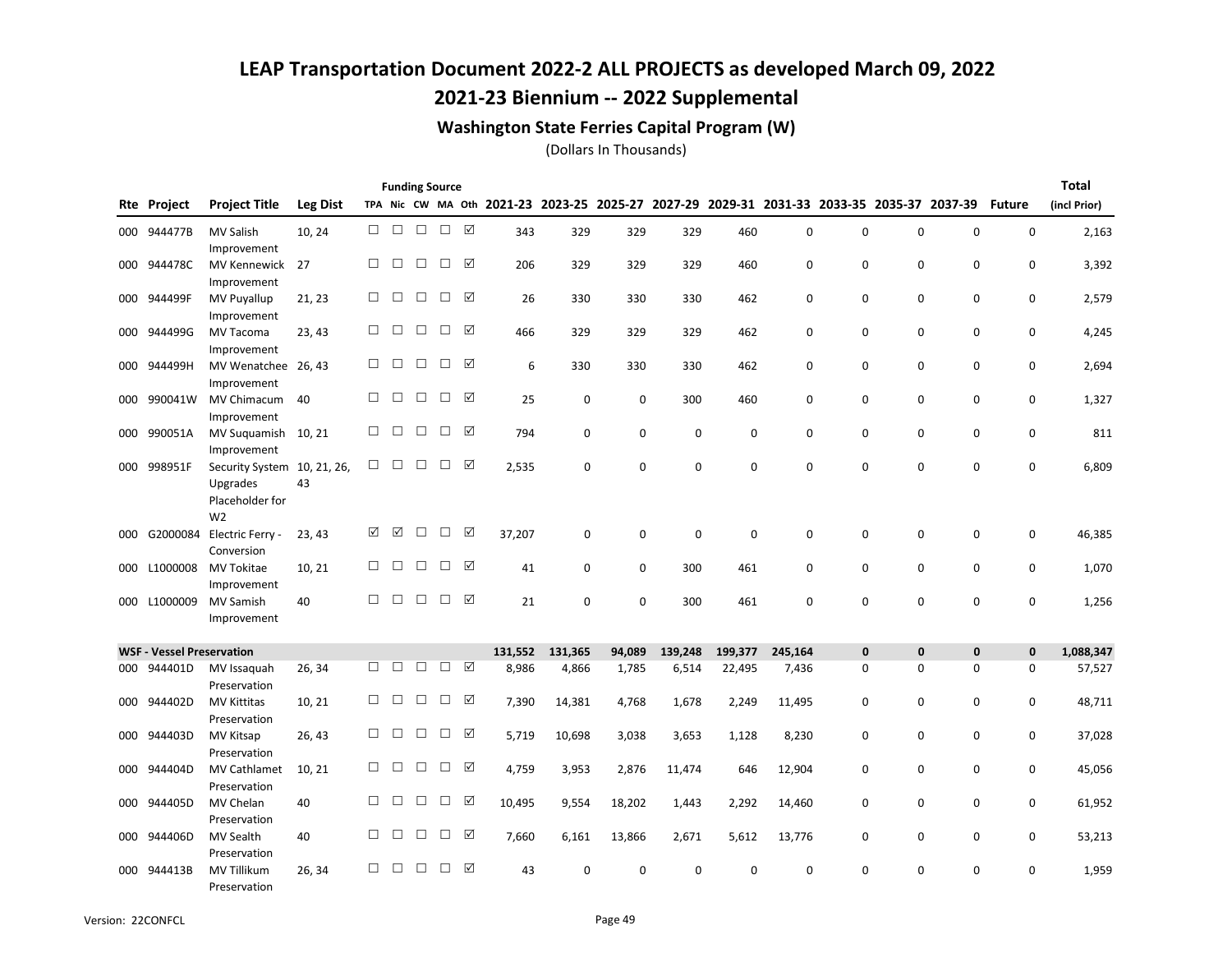# LEAP Transportation Document 2022-2 ALL PROJECTS as developed March 09, 2022

## 2021-23 Biennium -- 2022 Supplemental

### Washington State Ferries Capital Program (W)

(Dollars In Thousands)

| Rte | Project | Project Title | Leg Dist | Funding Source TPA | Nic | CW | MA | Oth | 2021-23 | 2023-25 | 2025-27 | 2027-29 | 2029-31 | 2031-33 | 2033-35 | 2035-37 | 2037-39 | Future | Total (incl Prior) |
|---|---|---|---|---|---|---|---|---|---|---|---|---|---|---|---|---|---|---|---|
| 000 | 944477B | MV Salish Improvement | 10, 24 | ☐ | ☐ | ☐ | ☐ | ☑ | 343 | 329 | 329 | 329 | 460 | 0 | 0 | 0 | 0 | 0 | 2,163 |
| 000 | 944478C | MV Kennewick Improvement | 27 | ☐ | ☐ | ☐ | ☐ | ☑ | 206 | 329 | 329 | 329 | 460 | 0 | 0 | 0 | 0 | 0 | 3,392 |
| 000 | 944499F | MV Puyallup Improvement | 21, 23 | ☐ | ☐ | ☐ | ☐ | ☑ | 26 | 330 | 330 | 330 | 462 | 0 | 0 | 0 | 0 | 0 | 2,579 |
| 000 | 944499G | MV Tacoma Improvement | 23, 43 | ☐ | ☐ | ☐ | ☐ | ☑ | 466 | 329 | 329 | 329 | 462 | 0 | 0 | 0 | 0 | 0 | 4,245 |
| 000 | 944499H | MV Wenatchee Improvement | 26, 43 | ☐ | ☐ | ☐ | ☐ | ☑ | 6 | 330 | 330 | 330 | 462 | 0 | 0 | 0 | 0 | 0 | 2,694 |
| 000 | 990041W | MV Chimacum Improvement | 40 | ☐ | ☐ | ☐ | ☐ | ☑ | 25 | 0 | 0 | 300 | 460 | 0 | 0 | 0 | 0 | 0 | 1,327 |
| 000 | 990051A | MV Suquamish Improvement | 10, 21 | ☐ | ☐ | ☐ | ☐ | ☑ | 794 | 0 | 0 | 0 | 0 | 0 | 0 | 0 | 0 | 0 | 811 |
| 000 | 998951F | Security System Upgrades Placeholder for W2 | 10, 21, 26, 43 | ☐ | ☐ | ☐ | ☐ | ☑ | 2,535 | 0 | 0 | 0 | 0 | 0 | 0 | 0 | 0 | 0 | 6,809 |
| 000 | G2000084 | Electric Ferry - Conversion | 23, 43 | ☑ | ☑ | ☐ | ☐ | ☑ | 37,207 | 0 | 0 | 0 | 0 | 0 | 0 | 0 | 0 | 0 | 46,385 |
| 000 | L1000008 | MV Tokitae Improvement | 10, 21 | ☐ | ☐ | ☐ | ☐ | ☑ | 41 | 0 | 0 | 300 | 461 | 0 | 0 | 0 | 0 | 0 | 1,070 |
| 000 | L1000009 | MV Samish Improvement | 40 | ☐ | ☐ | ☐ | ☐ | ☑ | 21 | 0 | 0 | 300 | 461 | 0 | 0 | 0 | 0 | 0 | 1,256 |
| **WSF - Vessel Preservation** | | | | | | | | | **131,552** | **131,365** | **94,089** | **139,248** | **199,377** | **245,164** | **0** | **0** | **0** | **0** | **1,088,347** |
| 000 | 944401D | MV Issaquah Preservation | 26, 34 | ☐ | ☐ | ☐ | ☐ | ☑ | 8,986 | 4,866 | 1,785 | 6,514 | 22,495 | 7,436 | 0 | 0 | 0 | 0 | 57,527 |
| 000 | 944402D | MV Kittitas Preservation | 10, 21 | ☐ | ☐ | ☐ | ☐ | ☑ | 7,390 | 14,381 | 4,768 | 1,678 | 2,249 | 11,495 | 0 | 0 | 0 | 0 | 48,711 |
| 000 | 944403D | MV Kitsap Preservation | 26, 43 | ☐ | ☐ | ☐ | ☐ | ☑ | 5,719 | 10,698 | 3,038 | 3,653 | 1,128 | 8,230 | 0 | 0 | 0 | 0 | 37,028 |
| 000 | 944404D | MV Cathlamet Preservation | 10, 21 | ☐ | ☐ | ☐ | ☐ | ☑ | 4,759 | 3,953 | 2,876 | 11,474 | 646 | 12,904 | 0 | 0 | 0 | 0 | 45,056 |
| 000 | 944405D | MV Chelan Preservation | 40 | ☐ | ☐ | ☐ | ☐ | ☑ | 10,495 | 9,554 | 18,202 | 1,443 | 2,292 | 14,460 | 0 | 0 | 0 | 0 | 61,952 |
| 000 | 944406D | MV Sealth Preservation | 40 | ☐ | ☐ | ☐ | ☐ | ☑ | 7,660 | 6,161 | 13,866 | 2,671 | 5,612 | 13,776 | 0 | 0 | 0 | 0 | 53,213 |
| 000 | 944413B | MV Tillikum Preservation | 26, 34 | ☐ | ☐ | ☐ | ☐ | ☑ | 43 | 0 | 0 | 0 | 0 | 0 | 0 | 0 | 0 | 0 | 1,959 |

Version: 22CONFCL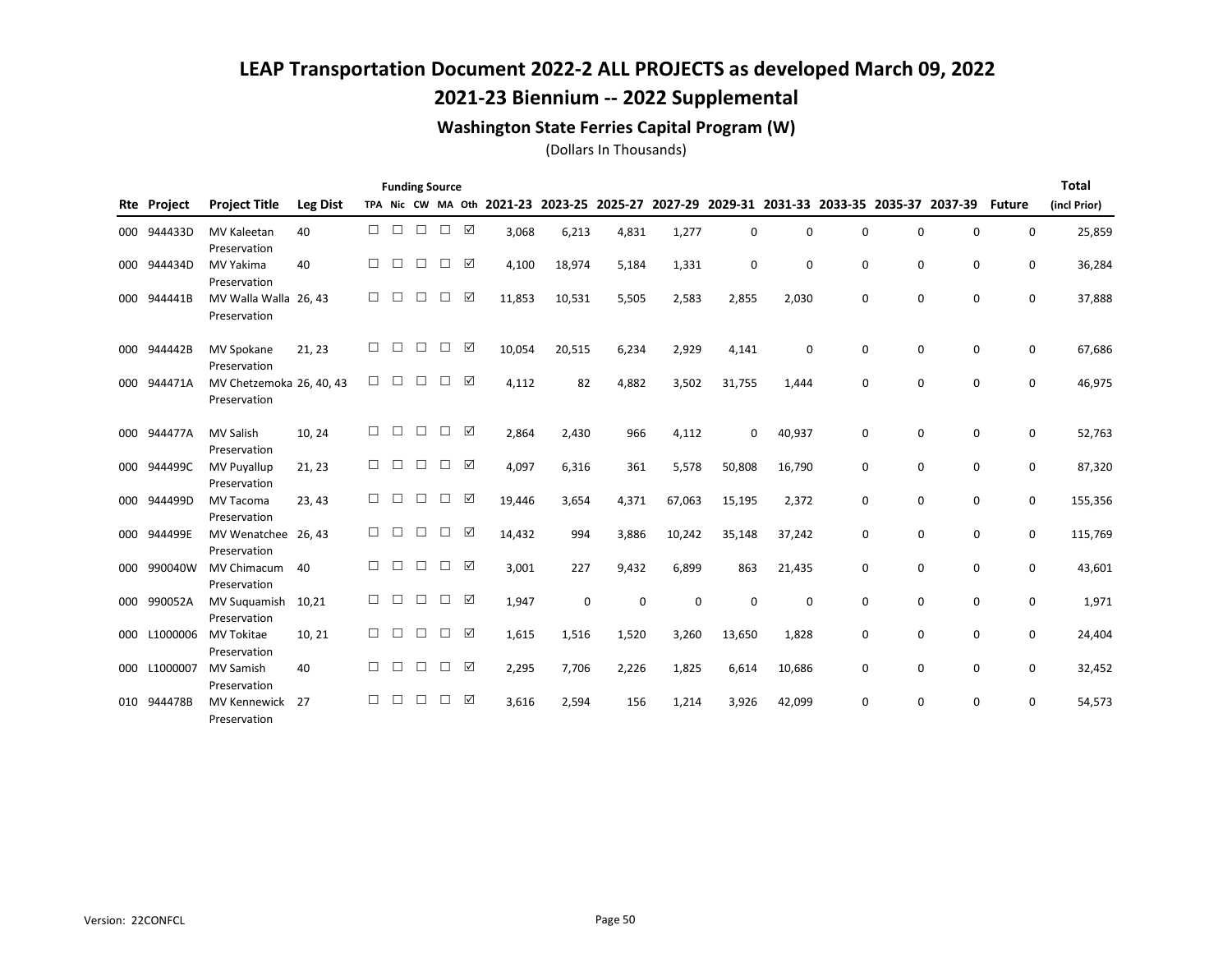# LEAP Transportation Document 2022-2 ALL PROJECTS as developed March 09, 2022

## 2021-23 Biennium -- 2022 Supplemental

### Washington State Ferries Capital Program (W)

(Dollars In Thousands)

| Rte | Project | Project Title | Leg Dist | Funding Source TPA | Nic | CW | MA | Oth | 2021-23 | 2023-25 | 2025-27 | 2027-29 | 2029-31 | 2031-33 | 2033-35 | 2035-37 | 2037-39 | Future | Total (incl Prior) |
|---|---|---|---|---|---|---|---|---|---|---|---|---|---|---|---|---|---|---|---|
| 000 | 944433D | MV Kaleetan Preservation | 40 | ☐ | ☐ | ☐ | ☐ | ☑ | 3,068 | 6,213 | 4,831 | 1,277 | 0 | 0 | 0 | 0 | 0 | 0 | 25,859 |
| 000 | 944434D | MV Yakima Preservation | 40 | ☐ | ☐ | ☐ | ☐ | ☑ | 4,100 | 18,974 | 5,184 | 1,331 | 0 | 0 | 0 | 0 | 0 | 0 | 36,284 |
| 000 | 944441B | MV Walla Walla Preservation | 26, 43 | ☐ | ☐ | ☐ | ☐ | ☑ | 11,853 | 10,531 | 5,505 | 2,583 | 2,855 | 2,030 | 0 | 0 | 0 | 0 | 37,888 |
| 000 | 944442B | MV Spokane Preservation | 21, 23 | ☐ | ☐ | ☐ | ☐ | ☑ | 10,054 | 20,515 | 6,234 | 2,929 | 4,141 | 0 | 0 | 0 | 0 | 0 | 67,686 |
| 000 | 944471A | MV Chetzemoka Preservation | 26, 40, 43 | ☐ | ☐ | ☐ | ☐ | ☑ | 4,112 | 82 | 4,882 | 3,502 | 31,755 | 1,444 | 0 | 0 | 0 | 0 | 46,975 |
| 000 | 944477A | MV Salish Preservation | 10, 24 | ☐ | ☐ | ☐ | ☐ | ☑ | 2,864 | 2,430 | 966 | 4,112 | 0 | 40,937 | 0 | 0 | 0 | 0 | 52,763 |
| 000 | 944499C | MV Puyallup Preservation | 21, 23 | ☐ | ☐ | ☐ | ☐ | ☑ | 4,097 | 6,316 | 361 | 5,578 | 50,808 | 16,790 | 0 | 0 | 0 | 0 | 87,320 |
| 000 | 944499D | MV Tacoma Preservation | 23, 43 | ☐ | ☐ | ☐ | ☐ | ☑ | 19,446 | 3,654 | 4,371 | 67,063 | 15,195 | 2,372 | 0 | 0 | 0 | 0 | 155,356 |
| 000 | 944499E | MV Wenatchee Preservation | 26, 43 | ☐ | ☐ | ☐ | ☐ | ☑ | 14,432 | 994 | 3,886 | 10,242 | 35,148 | 37,242 | 0 | 0 | 0 | 0 | 115,769 |
| 000 | 990040W | MV Chimacum Preservation | 40 | ☐ | ☐ | ☐ | ☐ | ☑ | 3,001 | 227 | 9,432 | 6,899 | 863 | 21,435 | 0 | 0 | 0 | 0 | 43,601 |
| 000 | 990052A | MV Suquamish Preservation | 10,21 | ☐ | ☐ | ☐ | ☐ | ☑ | 1,947 | 0 | 0 | 0 | 0 | 0 | 0 | 0 | 0 | 0 | 1,971 |
| 000 | L1000006 | MV Tokitae Preservation | 10, 21 | ☐ | ☐ | ☐ | ☐ | ☑ | 1,615 | 1,516 | 1,520 | 3,260 | 13,650 | 1,828 | 0 | 0 | 0 | 0 | 24,404 |
| 000 | L1000007 | MV Samish Preservation | 40 | ☐ | ☐ | ☐ | ☐ | ☑ | 2,295 | 7,706 | 2,226 | 1,825 | 6,614 | 10,686 | 0 | 0 | 0 | 0 | 32,452 |
| 010 | 944478B | MV Kennewick Preservation | 27 | ☐ | ☐ | ☐ | ☐ | ☑ | 3,616 | 2,594 | 156 | 1,214 | 3,926 | 42,099 | 0 | 0 | 0 | 0 | 54,573 |

Version: 22CONFCL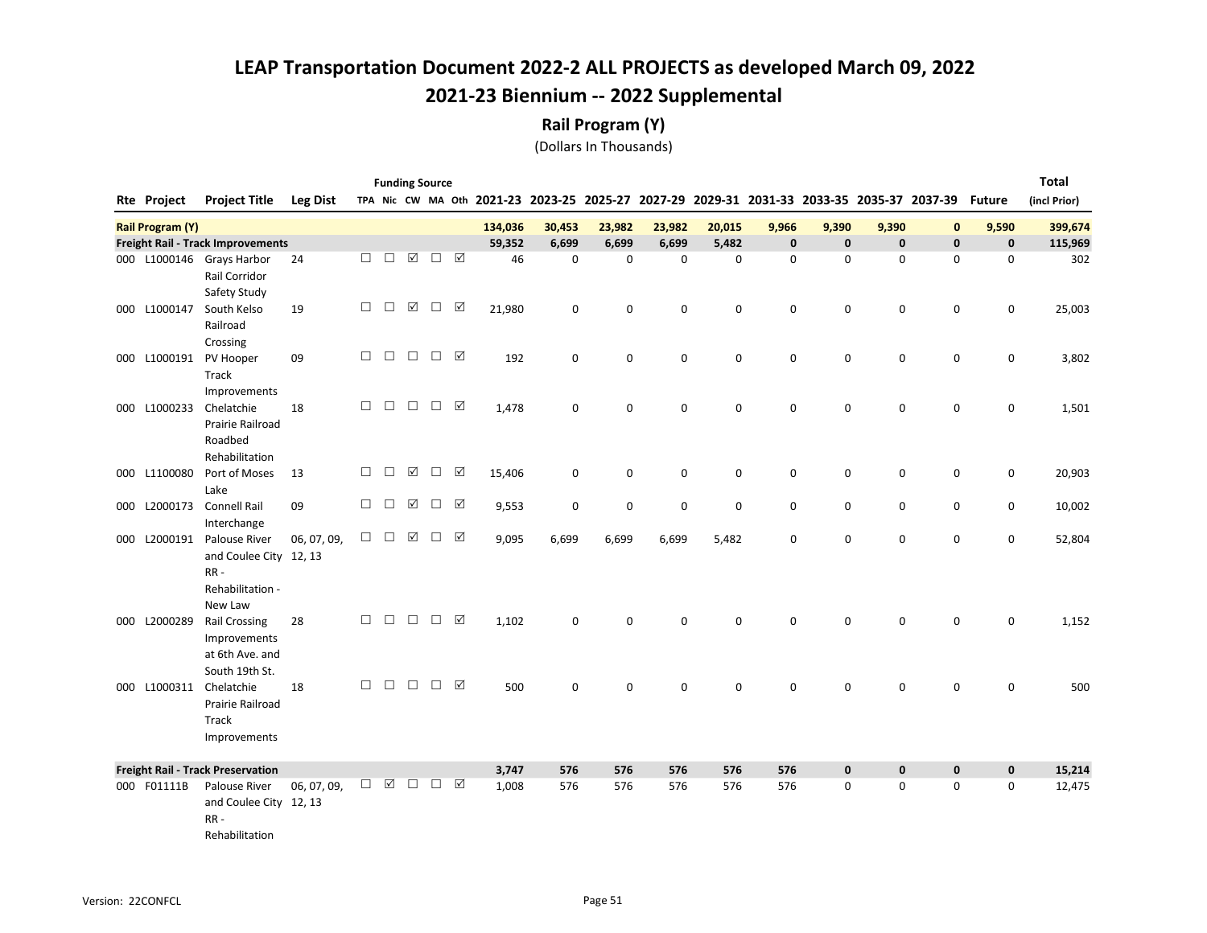# LEAP Transportation Document 2022-2 ALL PROJECTS as developed March 09, 2022

## 2021-23 Biennium -- 2022 Supplemental

### Rail Program (Y)

(Dollars In Thousands)

| Rte | Project | Project Title | Leg Dist | Funding Source TPA | Nic | CW | MA | Oth | 2021-23 | 2023-25 | 2025-27 | 2027-29 | 2029-31 | 2031-33 | 2033-35 | 2035-37 | 2037-39 | Future | Total (incl Prior) |
|---|---|---|---|---|---|---|---|---|---|---|---|---|---|---|---|---|---|---|---|
| **Rail Program (Y)** | | | | | | | | | **134,036** | **30,453** | **23,982** | **23,982** | **20,015** | **9,966** | **9,390** | **9,390** | **0** | **9,590** | **399,674** |
| **Freight Rail - Track Improvements** | | | | | | | | | **59,352** | **6,699** | **6,699** | **6,699** | **5,482** | **0** | **0** | **0** | **0** | **0** | **115,969** |
| 000 | L1000146 | Grays Harbor Rail Corridor Safety Study | 24 | ☐ | ☐ | ☑ | ☐ | ☑ | 46 | 0 | 0 | 0 | 0 | 0 | 0 | 0 | 0 | 0 | 302 |
| 000 | L1000147 | South Kelso Railroad Crossing | 19 | ☐ | ☐ | ☑ | ☐ | ☑ | 21,980 | 0 | 0 | 0 | 0 | 0 | 0 | 0 | 0 | 0 | 25,003 |
| 000 | L1000191 | PV Hooper Track Improvements | 09 | ☐ | ☐ | ☐ | ☐ | ☑ | 192 | 0 | 0 | 0 | 0 | 0 | 0 | 0 | 0 | 0 | 3,802 |
| 000 | L1000233 | Chelatchie Prairie Railroad Roadbed Rehabilitation | 18 | ☐ | ☐ | ☐ | ☐ | ☑ | 1,478 | 0 | 0 | 0 | 0 | 0 | 0 | 0 | 0 | 0 | 1,501 |
| 000 | L1100080 | Port of Moses Lake | 13 | ☐ | ☐ | ☑ | ☐ | ☑ | 15,406 | 0 | 0 | 0 | 0 | 0 | 0 | 0 | 0 | 0 | 20,903 |
| 000 | L2000173 | Connell Rail Interchange | 09 | ☐ | ☐ | ☑ | ☐ | ☑ | 9,553 | 0 | 0 | 0 | 0 | 0 | 0 | 0 | 0 | 0 | 10,002 |
| 000 | L2000191 | Palouse River and Coulee City RR - Rehabilitation - New Law | 06, 07, 09, 12, 13 | ☐ | ☐ | ☑ | ☐ | ☑ | 9,095 | 6,699 | 6,699 | 6,699 | 5,482 | 0 | 0 | 0 | 0 | 0 | 52,804 |
| 000 | L2000289 | Rail Crossing Improvements at 6th Ave. and South 19th St. | 28 | ☐ | ☐ | ☐ | ☐ | ☑ | 1,102 | 0 | 0 | 0 | 0 | 0 | 0 | 0 | 0 | 0 | 1,152 |
| 000 | L1000311 | Chelatchie Prairie Railroad Track Improvements | 18 | ☐ | ☐ | ☐ | ☐ | ☑ | 500 | 0 | 0 | 0 | 0 | 0 | 0 | 0 | 0 | 0 | 500 |
| **Freight Rail - Track Preservation** | | | | | | | | | **3,747** | **576** | **576** | **576** | **576** | **576** | **0** | **0** | **0** | **0** | **15,214** |
| 000 | F01111B | Palouse River and Coulee City RR - Rehabilitation | 06, 07, 09, 12, 13 | ☐ | ☑ | ☐ | ☐ | ☑ | 1,008 | 576 | 576 | 576 | 576 | 576 | 0 | 0 | 0 | 0 | 12,475 |

Version: 22CONFCL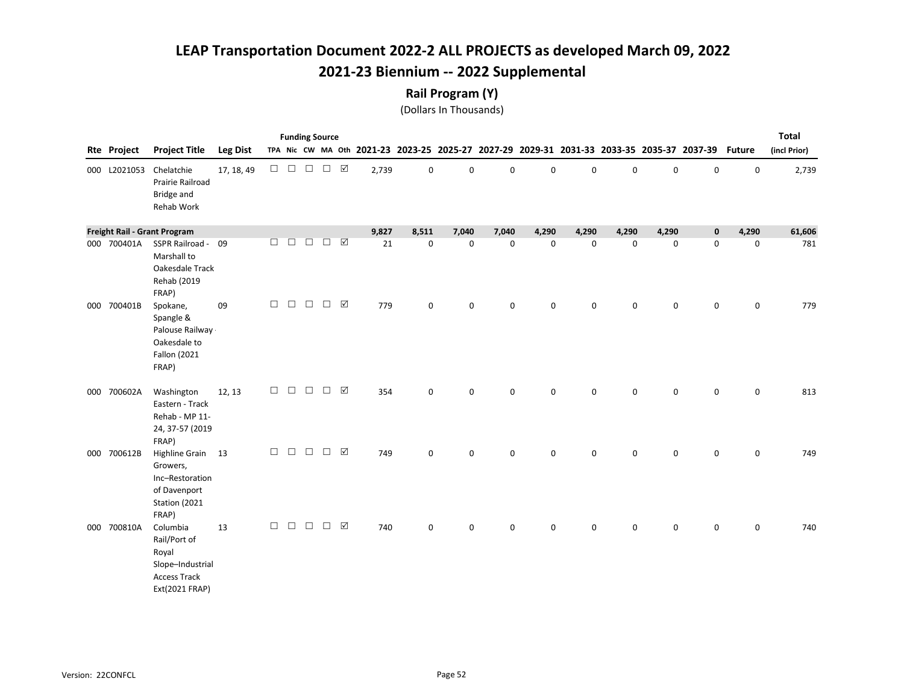# LEAP Transportation Document 2022-2 ALL PROJECTS as developed March 09, 2022

## 2021-23 Biennium -- 2022 Supplemental

### Rail Program (Y)

(Dollars In Thousands)

| Rte | Project | Project Title | Leg Dist | Funding Source TPA | Nic | CW | MA | Oth | 2021-23 | 2023-25 | 2025-27 | 2027-29 | 2029-31 | 2031-33 | 2033-35 | 2035-37 | 2037-39 | Future | Total (incl Prior) |
|---|---|---|---|---|---|---|---|---|---|---|---|---|---|---|---|---|---|---|---|
| 000 | L2021053 | Chelatchie Prairie Railroad Bridge and Rehab Work | 17, 18, 49 | ☐ | ☐ | ☐ | ☐ | ☑ | 2,739 | 0 | 0 | 0 | 0 | 0 | 0 | 0 | 0 | 0 | 2,739 |
| **Freight Rail - Grant Program** | | | | | | | | | **9,827** | **8,511** | **7,040** | **7,040** | **4,290** | **4,290** | **4,290** | **4,290** | **0** | **4,290** | **61,606** |
| 000 | 700401A | SSPR Railroad - Marshall to Oakesdale Track Rehab (2019 FRAP) | 09 | ☐ | ☐ | ☐ | ☐ | ☑ | 21 | 0 | 0 | 0 | 0 | 0 | 0 | 0 | 0 | 0 | 781 |
| 000 | 700401B | Spokane, Spangle & Palouse Railway - Oakesdale to Fallon (2021 FRAP) | 09 | ☐ | ☐ | ☐ | ☐ | ☑ | 779 | 0 | 0 | 0 | 0 | 0 | 0 | 0 | 0 | 0 | 779 |
| 000 | 700602A | Washington Eastern - Track Rehab - MP 11-24, 37-57 (2019 FRAP) | 12, 13 | ☐ | ☐ | ☐ | ☐ | ☑ | 354 | 0 | 0 | 0 | 0 | 0 | 0 | 0 | 0 | 0 | 813 |
| 000 | 700612B | Highline Grain Growers, Inc–Restoration of Davenport Station (2021 FRAP) | 13 | ☐ | ☐ | ☐ | ☐ | ☑ | 749 | 0 | 0 | 0 | 0 | 0 | 0 | 0 | 0 | 0 | 749 |
| 000 | 700810A | Columbia Rail/Port of Royal Slope–Industrial Access Track Ext(2021 FRAP) | 13 | ☐ | ☐ | ☐ | ☐ | ☑ | 740 | 0 | 0 | 0 | 0 | 0 | 0 | 0 | 0 | 0 | 740 |

Version: 22CONFCL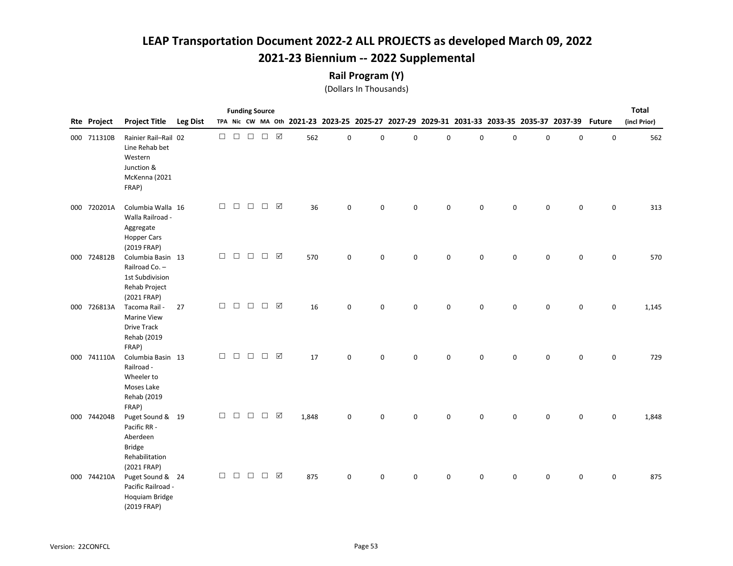# LEAP Transportation Document 2022-2 ALL PROJECTS as developed March 09, 2022

## 2021-23 Biennium -- 2022 Supplemental

### Rail Program (Y)

(Dollars In Thousands)

| Rte | Project | Project Title | Leg Dist | Funding Source TPA | Nic | CW | MA | Oth | 2021-23 | 2023-25 | 2025-27 | 2027-29 | 2029-31 | 2031-33 | 2033-35 | 2035-37 | 2037-39 | Future | Total (incl Prior) |
|---|---|---|---|---|---|---|---|---|---|---|---|---|---|---|---|---|---|---|---|
| 000 | 711310B | Rainier Rail–Rail Line Rehab bet Western Junction & McKenna (2021 FRAP) | 02 | ☐ | ☐ | ☐ | ☐ | ☑ | 562 | 0 | 0 | 0 | 0 | 0 | 0 | 0 | 0 | 0 | 562 |
| 000 | 720201A | Columbia Walla Walla Railroad - Aggregate Hopper Cars (2019 FRAP) | 16 | ☐ | ☐ | ☐ | ☐ | ☑ | 36 | 0 | 0 | 0 | 0 | 0 | 0 | 0 | 0 | 0 | 313 |
| 000 | 724812B | Columbia Basin Railroad Co. – 1st Subdivision Rehab Project (2021 FRAP) | 13 | ☐ | ☐ | ☐ | ☐ | ☑ | 570 | 0 | 0 | 0 | 0 | 0 | 0 | 0 | 0 | 0 | 570 |
| 000 | 726813A | Tacoma Rail - Marine View Drive Track Rehab (2019 FRAP) | 27 | ☐ | ☐ | ☐ | ☐ | ☑ | 16 | 0 | 0 | 0 | 0 | 0 | 0 | 0 | 0 | 0 | 1,145 |
| 000 | 741110A | Columbia Basin Railroad - Wheeler to Moses Lake Rehab (2019 FRAP) | 13 | ☐ | ☐ | ☐ | ☐ | ☑ | 17 | 0 | 0 | 0 | 0 | 0 | 0 | 0 | 0 | 0 | 729 |
| 000 | 744204B | Puget Sound & Pacific RR - Aberdeen Bridge Rehabilitation (2021 FRAP) | 19 | ☐ | ☐ | ☐ | ☐ | ☑ | 1,848 | 0 | 0 | 0 | 0 | 0 | 0 | 0 | 0 | 0 | 1,848 |
| 000 | 744210A | Puget Sound & Pacific Railroad - Hoquiam Bridge (2019 FRAP) | 24 | ☐ | ☐ | ☐ | ☐ | ☑ | 875 | 0 | 0 | 0 | 0 | 0 | 0 | 0 | 0 | 0 | 875 |

Version: 22CONFCL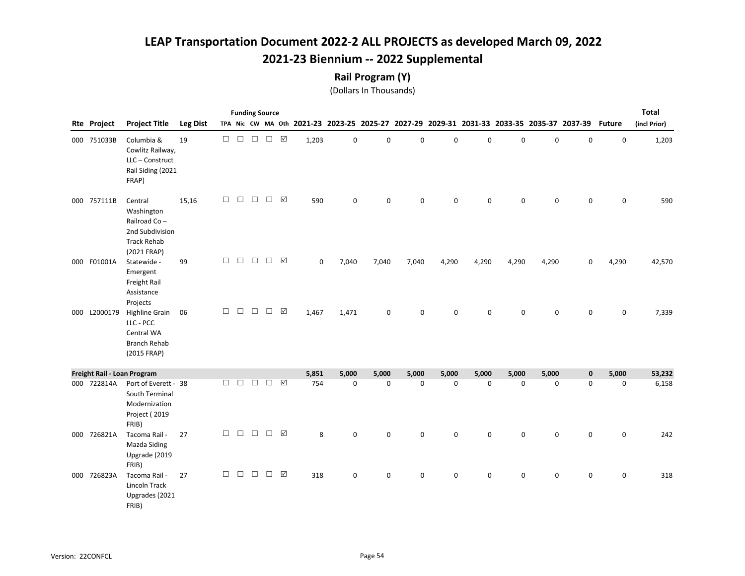# LEAP Transportation Document 2022-2 ALL PROJECTS as developed March 09, 2022

## 2021-23 Biennium -- 2022 Supplemental

### Rail Program (Y)

(Dollars In Thousands)

| Rte | Project | Project Title | Leg Dist | Funding Source TPA | Nic | CW | MA | Oth | 2021-23 | 2023-25 | 2025-27 | 2027-29 | 2029-31 | 2031-33 | 2033-35 | 2035-37 | 2037-39 | Future | Total (incl Prior) |
|---|---|---|---|---|---|---|---|---|---|---|---|---|---|---|---|---|---|---|---|
| 000 | 751033B | Columbia & Cowlitz Railway, LLC – Construct Rail Siding (2021 FRAP) | 19 | ☐ | ☐ | ☐ | ☐ | ☑ | 1,203 | 0 | 0 | 0 | 0 | 0 | 0 | 0 | 0 | 0 | 1,203 |
| 000 | 757111B | Central Washington Railroad Co – 2nd Subdivision Track Rehab (2021 FRAP) | 15,16 | ☐ | ☐ | ☐ | ☐ | ☑ | 590 | 0 | 0 | 0 | 0 | 0 | 0 | 0 | 0 | 0 | 590 |
| 000 | F01001A | Statewide - Emergent Freight Rail Assistance Projects | 99 | ☐ | ☐ | ☐ | ☐ | ☑ | 0 | 7,040 | 7,040 | 7,040 | 4,290 | 4,290 | 4,290 | 4,290 | 0 | 4,290 | 42,570 |
| 000 | L2000179 | Highline Grain LLC - PCC Central WA Branch Rehab (2015 FRAP) | 06 | ☐ | ☐ | ☐ | ☐ | ☑ | 1,467 | 1,471 | 0 | 0 | 0 | 0 | 0 | 0 | 0 | 0 | 7,339 |
| **Freight Rail - Loan Program** | | | | | | | | | **5,851** | **5,000** | **5,000** | **5,000** | **5,000** | **5,000** | **5,000** | **5,000** | **0** | **5,000** | **53,232** |
| 000 | 722814A | Port of Everett - South Terminal Modernization Project ( 2019 FRIB) | 38 | ☐ | ☐ | ☐ | ☐ | ☑ | 754 | 0 | 0 | 0 | 0 | 0 | 0 | 0 | 0 | 0 | 6,158 |
| 000 | 726821A | Tacoma Rail - Mazda Siding Upgrade (2019 FRIB) | 27 | ☐ | ☐ | ☐ | ☐ | ☑ | 8 | 0 | 0 | 0 | 0 | 0 | 0 | 0 | 0 | 0 | 242 |
| 000 | 726823A | Tacoma Rail - Lincoln Track Upgrades (2021 FRIB) | 27 | ☐ | ☐ | ☐ | ☐ | ☑ | 318 | 0 | 0 | 0 | 0 | 0 | 0 | 0 | 0 | 0 | 318 |

Version: 22CONFCL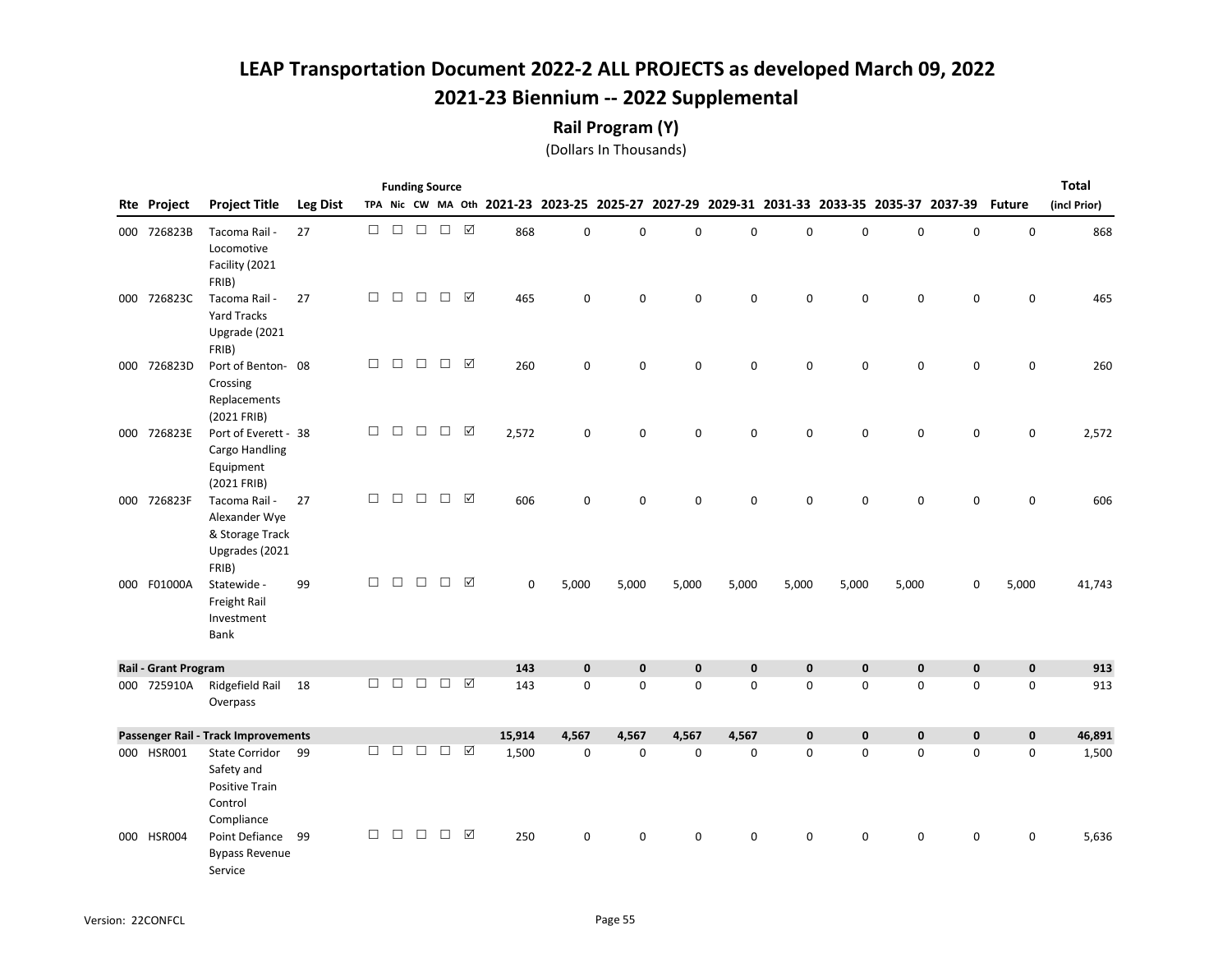# LEAP Transportation Document 2022-2 ALL PROJECTS as developed March 09, 2022

## 2021-23 Biennium -- 2022 Supplemental

### Rail Program (Y)

(Dollars In Thousands)

| Rte | Project | Project Title | Leg Dist | Funding Source TPA | Nic | CW | MA | Oth | 2021-23 | 2023-25 | 2025-27 | 2027-29 | 2029-31 | 2031-33 | 2033-35 | 2035-37 | 2037-39 | Future | Total (incl Prior) |
|---|---|---|---|---|---|---|---|---|---|---|---|---|---|---|---|---|---|---|---|
| 000 | 726823B | Tacoma Rail - Locomotive Facility (2021 FRIB) | 27 | ☐ | ☐ | ☐ | ☐ | ☑ | 868 | 0 | 0 | 0 | 0 | 0 | 0 | 0 | 0 | 0 | 868 |
| 000 | 726823C | Tacoma Rail - Yard Tracks Upgrade (2021 FRIB) | 27 | ☐ | ☐ | ☐ | ☐ | ☑ | 465 | 0 | 0 | 0 | 0 | 0 | 0 | 0 | 0 | 0 | 465 |
| 000 | 726823D | Port of Benton- Crossing Replacements (2021 FRIB) | 08 | ☐ | ☐ | ☐ | ☐ | ☑ | 260 | 0 | 0 | 0 | 0 | 0 | 0 | 0 | 0 | 0 | 260 |
| 000 | 726823E | Port of Everett - Cargo Handling Equipment (2021 FRIB) | 38 | ☐ | ☐ | ☐ | ☐ | ☑ | 2,572 | 0 | 0 | 0 | 0 | 0 | 0 | 0 | 0 | 0 | 2,572 |
| 000 | 726823F | Tacoma Rail - Alexander Wye & Storage Track Upgrades (2021 FRIB) | 27 | ☐ | ☐ | ☐ | ☐ | ☑ | 606 | 0 | 0 | 0 | 0 | 0 | 0 | 0 | 0 | 0 | 606 |
| 000 | F01000A | Statewide - Freight Rail Investment Bank | 99 | ☐ | ☐ | ☐ | ☐ | ☑ | 0 | 5,000 | 5,000 | 5,000 | 5,000 | 5,000 | 5,000 | 5,000 | 0 | 5,000 | 41,743 |
| **Rail - Grant Program** | | | | | | | | | **143** | **0** | **0** | **0** | **0** | **0** | **0** | **0** | **0** | **0** | **913** |
| 000 | 725910A | Ridgefield Rail Overpass | 18 | ☐ | ☐ | ☐ | ☐ | ☑ | 143 | 0 | 0 | 0 | 0 | 0 | 0 | 0 | 0 | 0 | 913 |
| **Passenger Rail - Track Improvements** | | | | | | | | | **15,914** | **4,567** | **4,567** | **4,567** | **4,567** | **0** | **0** | **0** | **0** | **0** | **46,891** |
| 000 | HSR001 | State Corridor Safety and Positive Train Control Compliance | 99 | ☐ | ☐ | ☐ | ☐ | ☑ | 1,500 | 0 | 0 | 0 | 0 | 0 | 0 | 0 | 0 | 0 | 1,500 |
| 000 | HSR004 | Point Defiance Bypass Revenue Service | 99 | ☐ | ☐ | ☐ | ☐ | ☑ | 250 | 0 | 0 | 0 | 0 | 0 | 0 | 0 | 0 | 0 | 5,636 |

Version: 22CONFCL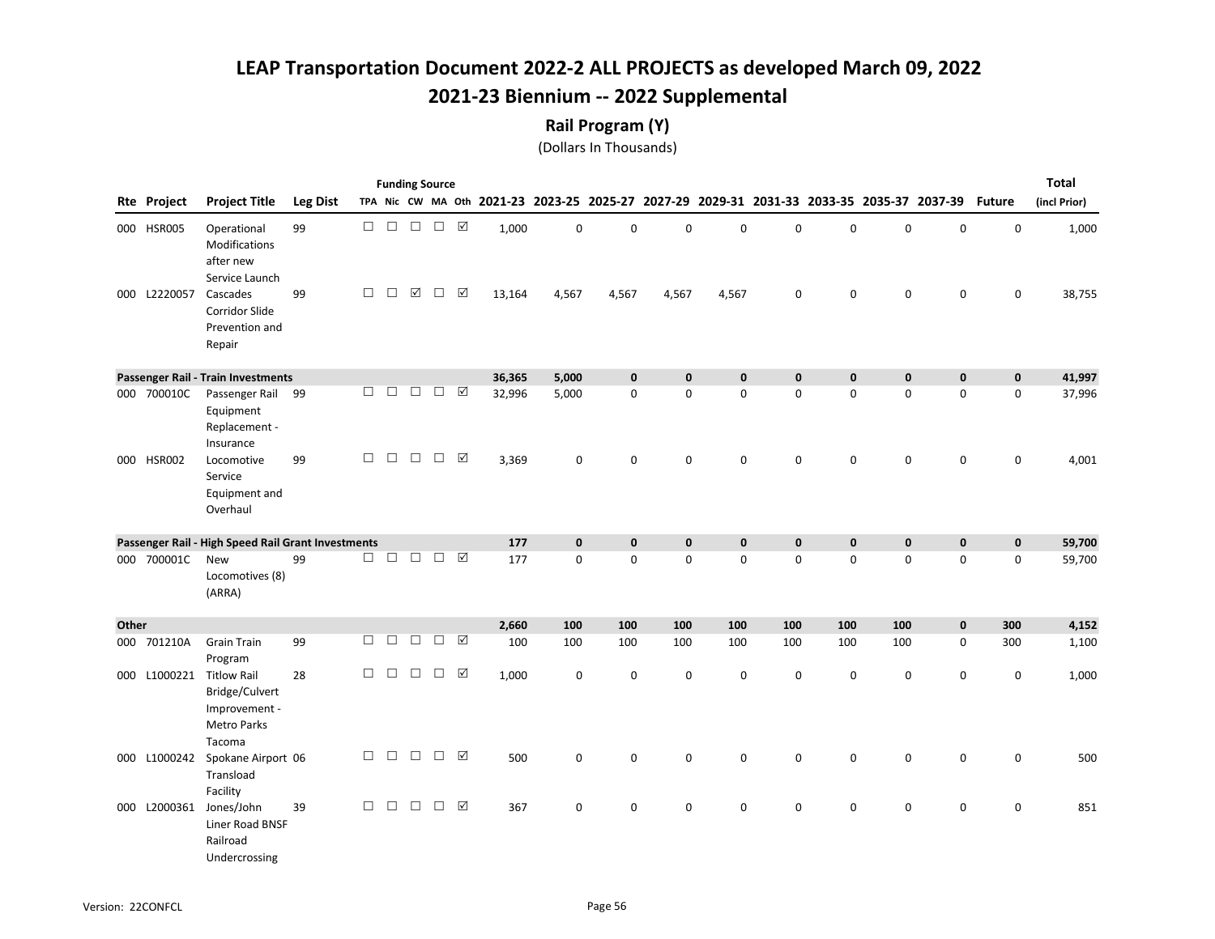# LEAP Transportation Document 2022-2 ALL PROJECTS as developed March 09, 2022

## 2021-23 Biennium -- 2022 Supplemental

### Rail Program (Y)

(Dollars In Thousands)

| Rte | Project | Project Title | Leg Dist | Funding Source TPA | Nic | CW | MA | Oth | 2021-23 | 2023-25 | 2025-27 | 2027-29 | 2029-31 | 2031-33 | 2033-35 | 2035-37 | 2037-39 | Future | Total (incl Prior) |
|---|---|---|---|---|---|---|---|---|---|---|---|---|---|---|---|---|---|---|---|
| 000 | HSR005 | Operational Modifications after new Service Launch | 99 | ☐ | ☐ | ☐ | ☐ | ☑ | 1,000 | 0 | 0 | 0 | 0 | 0 | 0 | 0 | 0 | 0 | 1,000 |
| 000 | L2220057 | Cascades Corridor Slide Prevention and Repair | 99 | ☐ | ☐ | ☑ | ☐ | ☑ | 13,164 | 4,567 | 4,567 | 4,567 | 4,567 | 0 | 0 | 0 | 0 | 0 | 38,755 |
| **Passenger Rail - Train Investments** | | | | | | | | | **36,365** | **5,000** | **0** | **0** | **0** | **0** | **0** | **0** | **0** | **0** | **41,997** |
| 000 | 700010C | Passenger Rail Equipment Replacement - Insurance | 99 | ☐ | ☐ | ☐ | ☐ | ☑ | 32,996 | 5,000 | 0 | 0 | 0 | 0 | 0 | 0 | 0 | 0 | 37,996 |
| 000 | HSR002 | Locomotive Service Equipment and Overhaul | 99 | ☐ | ☐ | ☐ | ☐ | ☑ | 3,369 | 0 | 0 | 0 | 0 | 0 | 0 | 0 | 0 | 0 | 4,001 |
| **Passenger Rail - High Speed Rail Grant Investments** | | | | | | | | | **177** | **0** | **0** | **0** | **0** | **0** | **0** | **0** | **0** | **0** | **59,700** |
| 000 | 700001C | New Locomotives (8) (ARRA) | 99 | ☐ | ☐ | ☐ | ☐ | ☑ | 177 | 0 | 0 | 0 | 0 | 0 | 0 | 0 | 0 | 0 | 59,700 |
| **Other** | | | | | | | | | **2,660** | **100** | **100** | **100** | **100** | **100** | **100** | **100** | **0** | **300** | **4,152** |
| 000 | 701210A | Grain Train Program | 99 | ☐ | ☐ | ☐ | ☐ | ☑ | 100 | 100 | 100 | 100 | 100 | 100 | 100 | 100 | 0 | 300 | 1,100 |
| 000 | L1000221 | Titlow Rail Bridge/Culvert Improvement - Metro Parks Tacoma | 28 | ☐ | ☐ | ☐ | ☐ | ☑ | 1,000 | 0 | 0 | 0 | 0 | 0 | 0 | 0 | 0 | 0 | 1,000 |
| 000 | L1000242 | Spokane Airport Transload Facility | 06 | ☐ | ☐ | ☐ | ☐ | ☑ | 500 | 0 | 0 | 0 | 0 | 0 | 0 | 0 | 0 | 0 | 500 |
| 000 | L2000361 | Jones/John Liner Road BNSF Railroad Undercrossing | 39 | ☐ | ☐ | ☐ | ☐ | ☑ | 367 | 0 | 0 | 0 | 0 | 0 | 0 | 0 | 0 | 0 | 851 |

Version: 22CONFCL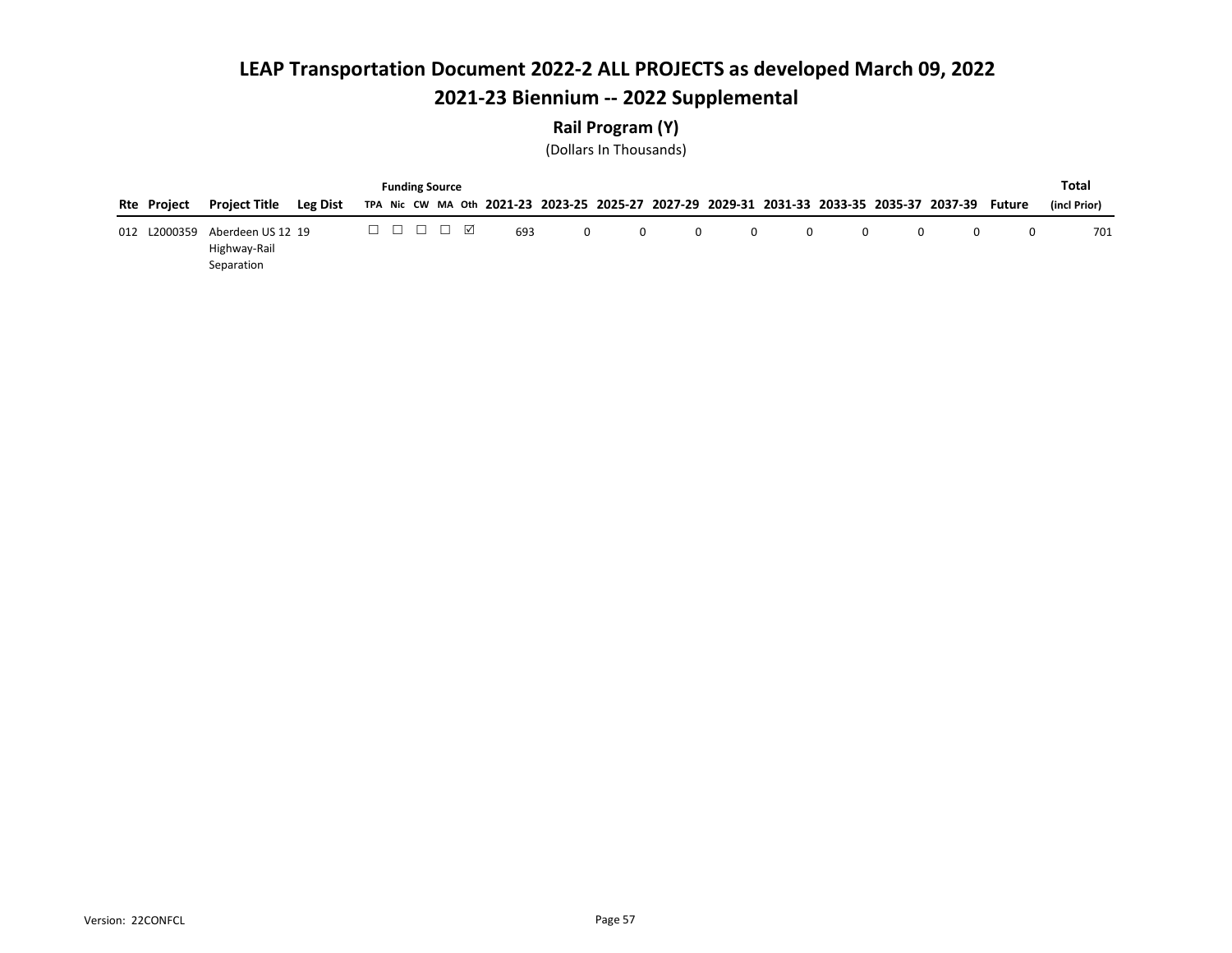# LEAP Transportation Document 2022-2 ALL PROJECTS as developed March 09, 2022

## 2021-23 Biennium -- 2022 Supplemental

### Rail Program (Y)

(Dollars In Thousands)

| Rte | Project | Project Title | Leg Dist | Funding Source TPA | Nic | CW | MA | Oth | 2021-23 | 2023-25 | 2025-27 | 2027-29 | 2029-31 | 2031-33 | 2033-35 | 2035-37 | 2037-39 | Future | Total (incl Prior) |
|---|---|---|---|---|---|---|---|---|---|---|---|---|---|---|---|---|---|---|---|
| 012 | L2000359 | Aberdeen US 12 Highway-Rail Separation | 19 | ☐ | ☐ | ☐ | ☐ | ☑ | 693 | 0 | 0 | 0 | 0 | 0 | 0 | 0 | 0 | 0 | 701 |

Version: 22CONFCL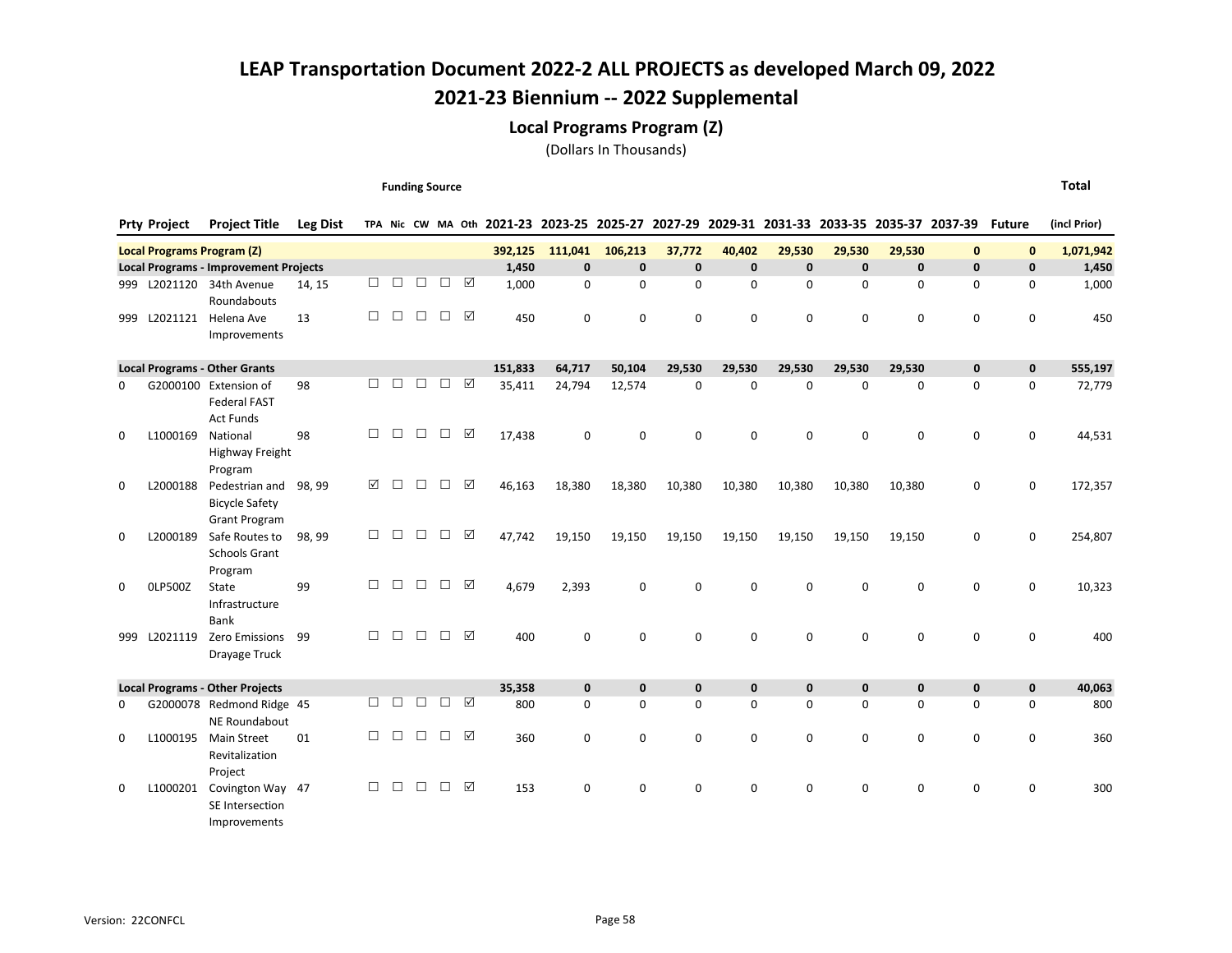# LEAP Transportation Document 2022-2 ALL PROJECTS as developed March 09, 2022

## 2021-23 Biennium -- 2022 Supplemental

### Local Programs Program (Z)

(Dollars In Thousands)

| Prty | Project | Project Title | Leg Dist | TPA | Nic | CW | MA | Oth | 2021-23 | 2023-25 | 2025-27 | 2027-29 | 2029-31 | 2031-33 | 2033-35 | 2035-37 | 2037-39 | Future | Total (incl Prior) |
|---|---|---|---|---|---|---|---|---|---|---|---|---|---|---|---|---|---|---|---|
| **Local Programs Program (Z)** | | | | | | | | | **392,125** | **111,041** | **106,213** | **37,772** | **40,402** | **29,530** | **29,530** | **29,530** | **0** | **0** | **1,071,942** |
| **Local Programs - Improvement Projects** | | | | | | | | | **1,450** | **0** | **0** | **0** | **0** | **0** | **0** | **0** | **0** | **0** | **1,450** |
| 999 | L2021120 | 34th Avenue Roundabouts | 14, 15 | ☐ | ☐ | ☐ | ☐ | ☑ | 1,000 | 0 | 0 | 0 | 0 | 0 | 0 | 0 | 0 | 0 | 1,000 |
| 999 | L2021121 | Helena Ave Improvements | 13 | ☐ | ☐ | ☐ | ☐ | ☑ | 450 | 0 | 0 | 0 | 0 | 0 | 0 | 0 | 0 | 0 | 450 |
| **Local Programs - Other Grants** | | | | | | | | | **151,833** | **64,717** | **50,104** | **29,530** | **29,530** | **29,530** | **29,530** | **29,530** | **0** | **0** | **555,197** |
| 0 | G2000100 | Extension of Federal FAST Act Funds | 98 | ☐ | ☐ | ☐ | ☐ | ☑ | 35,411 | 24,794 | 12,574 | 0 | 0 | 0 | 0 | 0 | 0 | 0 | 72,779 |
| 0 | L1000169 | National Highway Freight Program | 98 | ☐ | ☐ | ☐ | ☐ | ☑ | 17,438 | 0 | 0 | 0 | 0 | 0 | 0 | 0 | 0 | 0 | 44,531 |
| 0 | L2000188 | Pedestrian and Bicycle Safety Grant Program | 98, 99 | ☑ | ☐ | ☐ | ☐ | ☑ | 46,163 | 18,380 | 18,380 | 10,380 | 10,380 | 10,380 | 10,380 | 10,380 | 0 | 0 | 172,357 |
| 0 | L2000189 | Safe Routes to Schools Grant Program | 98, 99 | ☐ | ☐ | ☐ | ☐ | ☑ | 47,742 | 19,150 | 19,150 | 19,150 | 19,150 | 19,150 | 19,150 | 19,150 | 0 | 0 | 254,807 |
| 0 | 0LP500Z | State Infrastructure Bank | 99 | ☐ | ☐ | ☐ | ☐ | ☑ | 4,679 | 2,393 | 0 | 0 | 0 | 0 | 0 | 0 | 0 | 0 | 10,323 |
| 999 | L2021119 | Zero Emissions Drayage Truck | 99 | ☐ | ☐ | ☐ | ☐ | ☑ | 400 | 0 | 0 | 0 | 0 | 0 | 0 | 0 | 0 | 0 | 400 |
| **Local Programs - Other Projects** | | | | | | | | | **35,358** | **0** | **0** | **0** | **0** | **0** | **0** | **0** | **0** | **0** | **40,063** |
| 0 | G2000078 | Redmond Ridge NE Roundabout | 45 | ☐ | ☐ | ☐ | ☐ | ☑ | 800 | 0 | 0 | 0 | 0 | 0 | 0 | 0 | 0 | 0 | 800 |
| 0 | L1000195 | Main Street Revitalization Project | 01 | ☐ | ☐ | ☐ | ☐ | ☑ | 360 | 0 | 0 | 0 | 0 | 0 | 0 | 0 | 0 | 0 | 360 |
| 0 | L1000201 | Covington Way SE Intersection Improvements | 47 | ☐ | ☐ | ☐ | ☐ | ☑ | 153 | 0 | 0 | 0 | 0 | 0 | 0 | 0 | 0 | 0 | 300 |

Version: 22CONFCL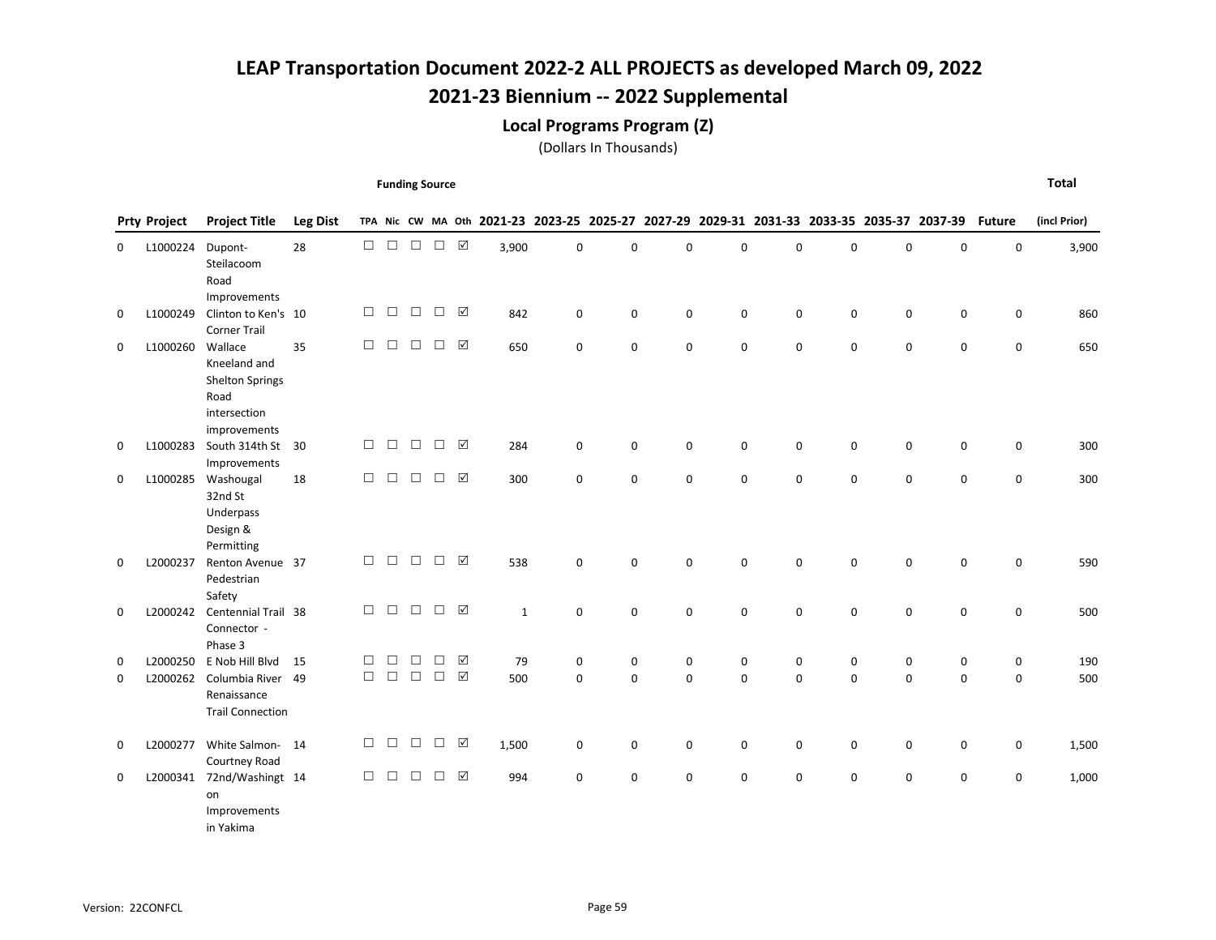# LEAP Transportation Document 2022-2 ALL PROJECTS as developed March 09, 2022

## 2021-23 Biennium -- 2022 Supplemental

### Local Programs Program (Z)

(Dollars In Thousands)

| Prty | Project | Project Title | Leg Dist | TPA | Nic | CW | MA | Oth | 2021-23 | 2023-25 | 2025-27 | 2027-29 | 2029-31 | 2031-33 | 2033-35 | 2035-37 | 2037-39 | Future | Total (incl Prior) |
|---|---|---|---|---|---|---|---|---|---|---|---|---|---|---|---|---|---|---|---|
| | | | | Funding Source | | | | | | | | | | | | | | | |
| 0 | L1000224 | Dupont-Steilacoom Road Improvements | 28 | ☐ | ☐ | ☐ | ☐ | ☑ | 3,900 | 0 | 0 | 0 | 0 | 0 | 0 | 0 | 0 | 0 | 3,900 |
| 0 | L1000249 | Clinton to Ken's Corner Trail | 10 | ☐ | ☐ | ☐ | ☐ | ☑ | 842 | 0 | 0 | 0 | 0 | 0 | 0 | 0 | 0 | 0 | 860 |
| 0 | L1000260 | Wallace Kneeland and Shelton Springs Road intersection improvements | 35 | ☐ | ☐ | ☐ | ☐ | ☑ | 650 | 0 | 0 | 0 | 0 | 0 | 0 | 0 | 0 | 0 | 650 |
| 0 | L1000283 | South 314th St Improvements | 30 | ☐ | ☐ | ☐ | ☐ | ☑ | 284 | 0 | 0 | 0 | 0 | 0 | 0 | 0 | 0 | 0 | 300 |
| 0 | L1000285 | Washougal 32nd St Underpass Design & Permitting | 18 | ☐ | ☐ | ☐ | ☐ | ☑ | 300 | 0 | 0 | 0 | 0 | 0 | 0 | 0 | 0 | 0 | 300 |
| 0 | L2000237 | Renton Avenue Pedestrian Safety | 37 | ☐ | ☐ | ☐ | ☐ | ☑ | 538 | 0 | 0 | 0 | 0 | 0 | 0 | 0 | 0 | 0 | 590 |
| 0 | L2000242 | Centennial Trail Connector - Phase 3 | 38 | ☐ | ☐ | ☐ | ☐ | ☑ | 1 | 0 | 0 | 0 | 0 | 0 | 0 | 0 | 0 | 0 | 500 |
| 0 | L2000250 | E Nob Hill Blvd | 15 | ☐ | ☐ | ☐ | ☐ | ☑ | 79 | 0 | 0 | 0 | 0 | 0 | 0 | 0 | 0 | 0 | 190 |
| 0 | L2000262 | Columbia River Renaissance Trail Connection | 49 | ☐ | ☐ | ☐ | ☐ | ☑ | 500 | 0 | 0 | 0 | 0 | 0 | 0 | 0 | 0 | 0 | 500 |
| 0 | L2000277 | White Salmon-Courtney Road | 14 | ☐ | ☐ | ☐ | ☐ | ☑ | 1,500 | 0 | 0 | 0 | 0 | 0 | 0 | 0 | 0 | 0 | 1,500 |
| 0 | L2000341 | 72nd/Washington Improvements in Yakima | 14 | ☐ | ☐ | ☐ | ☐ | ☑ | 994 | 0 | 0 | 0 | 0 | 0 | 0 | 0 | 0 | 0 | 1,000 |

Version: 22CONFCL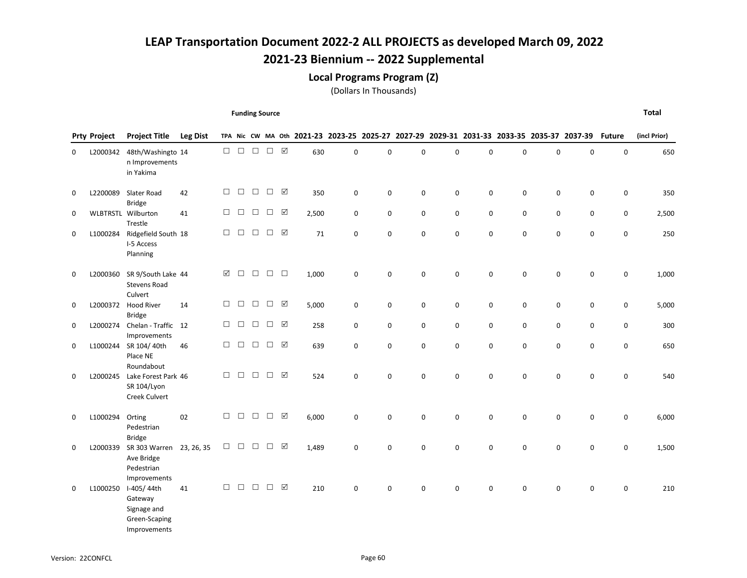# LEAP Transportation Document 2022-2 ALL PROJECTS as developed March 09, 2022

## 2021-23 Biennium -- 2022 Supplemental

### Local Programs Program (Z)

(Dollars In Thousands)

| Prty | Project | Project Title | Leg Dist | Funding Source TPA | Nic | CW | MA | Oth | 2021-23 | 2023-25 | 2025-27 | 2027-29 | 2029-31 | 2031-33 | 2033-35 | 2035-37 | 2037-39 | Future | Total (incl Prior) |
|---|---|---|---|---|---|---|---|---|---|---|---|---|---|---|---|---|---|---|---|
| 0 | L2000342 | 48th/Washington Improvements in Yakima | 14 | ☐ | ☐ | ☐ | ☐ | ☑ | 630 | 0 | 0 | 0 | 0 | 0 | 0 | 0 | 0 | 0 | 650 |
| 0 | L2200089 | Slater Road Bridge | 42 | ☐ | ☐ | ☐ | ☐ | ☑ | 350 | 0 | 0 | 0 | 0 | 0 | 0 | 0 | 0 | 0 | 350 |
| 0 | WLBTRSTL | Wilburton Trestle | 41 | ☐ | ☐ | ☐ | ☐ | ☑ | 2,500 | 0 | 0 | 0 | 0 | 0 | 0 | 0 | 0 | 0 | 2,500 |
| 0 | L1000284 | Ridgefield South I-5 Access Planning | 18 | ☐ | ☐ | ☐ | ☐ | ☑ | 71 | 0 | 0 | 0 | 0 | 0 | 0 | 0 | 0 | 0 | 250 |
| 0 | L2000360 | SR 9/South Lake Stevens Road Culvert | 44 | ☑ | ☐ | ☐ | ☐ | ☐ | 1,000 | 0 | 0 | 0 | 0 | 0 | 0 | 0 | 0 | 0 | 1,000 |
| 0 | L2000372 | Hood River Bridge | 14 | ☐ | ☐ | ☐ | ☐ | ☑ | 5,000 | 0 | 0 | 0 | 0 | 0 | 0 | 0 | 0 | 0 | 5,000 |
| 0 | L2000274 | Chelan - Traffic Improvements | 12 | ☐ | ☐ | ☐ | ☐ | ☑ | 258 | 0 | 0 | 0 | 0 | 0 | 0 | 0 | 0 | 0 | 300 |
| 0 | L1000244 | SR 104/ 40th Place NE Roundabout | 46 | ☐ | ☐ | ☐ | ☐ | ☑ | 639 | 0 | 0 | 0 | 0 | 0 | 0 | 0 | 0 | 0 | 650 |
| 0 | L2000245 | Lake Forest Park SR 104/Lyon Creek Culvert | 46 | ☐ | ☐ | ☐ | ☐ | ☑ | 524 | 0 | 0 | 0 | 0 | 0 | 0 | 0 | 0 | 0 | 540 |
| 0 | L1000294 | Orting Pedestrian Bridge | 02 | ☐ | ☐ | ☐ | ☐ | ☑ | 6,000 | 0 | 0 | 0 | 0 | 0 | 0 | 0 | 0 | 0 | 6,000 |
| 0 | L2000339 | SR 303 Warren Ave Bridge Pedestrian Improvements | 23, 26, 35 | ☐ | ☐ | ☐ | ☐ | ☑ | 1,489 | 0 | 0 | 0 | 0 | 0 | 0 | 0 | 0 | 0 | 1,500 |
| 0 | L1000250 | I-405/ 44th Gateway Signage and Green-Scaping Improvements | 41 | ☐ | ☐ | ☐ | ☐ | ☑ | 210 | 0 | 0 | 0 | 0 | 0 | 0 | 0 | 0 | 0 | 210 |

Version: 22CONFCL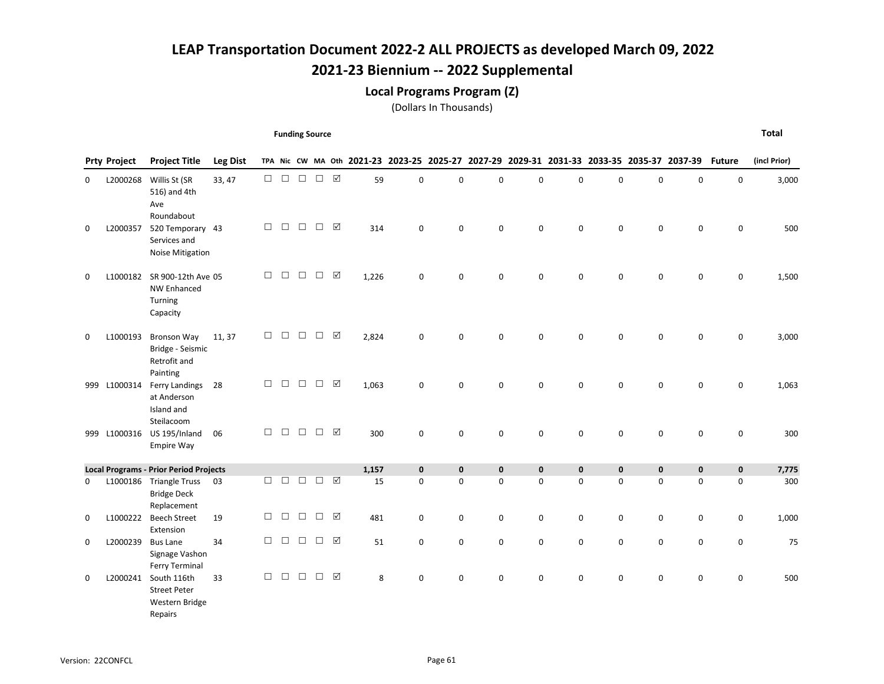# LEAP Transportation Document 2022-2 ALL PROJECTS as developed March 09, 2022

## 2021-23 Biennium -- 2022 Supplemental

### Local Programs Program (Z)

(Dollars In Thousands)

| Prty | Project | Project Title | Leg Dist | TPA | Nic | CW | MA | Oth | 2021-23 | 2023-25 | 2025-27 | 2027-29 | 2029-31 | 2031-33 | 2033-35 | 2035-37 | 2037-39 | Future | Total (incl Prior) |
|---|---|---|---|---|---|---|---|---|---|---|---|---|---|---|---|---|---|---|---|
| 0 | L2000268 | Willis St (SR 516) and 4th Ave Roundabout | 33, 47 | ☐ | ☐ | ☐ | ☐ | ☑ | 59 | 0 | 0 | 0 | 0 | 0 | 0 | 0 | 0 | 0 | 3,000 |
| 0 | L2000357 | 520 Temporary Services and Noise Mitigation | 43 | ☐ | ☐ | ☐ | ☐ | ☑ | 314 | 0 | 0 | 0 | 0 | 0 | 0 | 0 | 0 | 0 | 500 |
| 0 | L1000182 | SR 900-12th Ave NW Enhanced Turning Capacity | 05 | ☐ | ☐ | ☐ | ☐ | ☑ | 1,226 | 0 | 0 | 0 | 0 | 0 | 0 | 0 | 0 | 0 | 1,500 |
| 0 | L1000193 | Bronson Way Bridge - Seismic Retrofit and Painting | 11, 37 | ☐ | ☐ | ☐ | ☐ | ☑ | 2,824 | 0 | 0 | 0 | 0 | 0 | 0 | 0 | 0 | 0 | 3,000 |
| 999 | L1000314 | Ferry Landings at Anderson Island and Steilacoom | 28 | ☐ | ☐ | ☐ | ☐ | ☑ | 1,063 | 0 | 0 | 0 | 0 | 0 | 0 | 0 | 0 | 0 | 1,063 |
| 999 | L1000316 | US 195/Inland Empire Way | 06 | ☐ | ☐ | ☐ | ☐ | ☑ | 300 | 0 | 0 | 0 | 0 | 0 | 0 | 0 | 0 | 0 | 300 |
| **Local Programs - Prior Period Projects** | | | | | | | | | **1,157** | **0** | **0** | **0** | **0** | **0** | **0** | **0** | **0** | **0** | **7,775** |
| 0 | L1000186 | Triangle Truss Bridge Deck Replacement | 03 | ☐ | ☐ | ☐ | ☐ | ☑ | 15 | 0 | 0 | 0 | 0 | 0 | 0 | 0 | 0 | 0 | 300 |
| 0 | L1000222 | Beech Street Extension | 19 | ☐ | ☐ | ☐ | ☐ | ☑ | 481 | 0 | 0 | 0 | 0 | 0 | 0 | 0 | 0 | 0 | 1,000 |
| 0 | L2000239 | Bus Lane Signage Vashon Ferry Terminal | 34 | ☐ | ☐ | ☐ | ☐ | ☑ | 51 | 0 | 0 | 0 | 0 | 0 | 0 | 0 | 0 | 0 | 75 |
| 0 | L2000241 | South 116th Street Peter Western Bridge Repairs | 33 | ☐ | ☐ | ☐ | ☐ | ☑ | 8 | 0 | 0 | 0 | 0 | 0 | 0 | 0 | 0 | 0 | 500 |

Version: 22CONFCL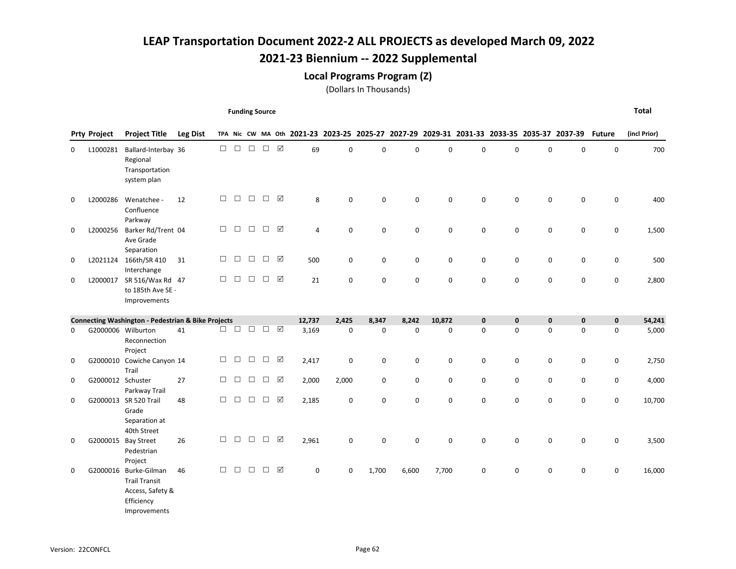# LEAP Transportation Document 2022-2 ALL PROJECTS as developed March 09, 2022

## 2021-23 Biennium -- 2022 Supplemental

### Local Programs Program (Z)

(Dollars In Thousands)

| Prty | Project | Project Title | Leg Dist | Funding Source TPA | Nic | CW | MA | Oth | 2021-23 | 2023-25 | 2025-27 | 2027-29 | 2029-31 | 2031-33 | 2033-35 | 2035-37 | 2037-39 | Future | Total (incl Prior) |
|---|---|---|---|---|---|---|---|---|---|---|---|---|---|---|---|---|---|---|---|
| 0 | L1000281 | Ballard-Interbay Regional Transportation system plan | 36 | ☐ | ☐ | ☐ | ☐ | ☑ | 69 | 0 | 0 | 0 | 0 | 0 | 0 | 0 | 0 | 0 | 700 |
| 0 | L2000286 | Wenatchee - Confluence Parkway | 12 | ☐ | ☐ | ☐ | ☐ | ☑ | 8 | 0 | 0 | 0 | 0 | 0 | 0 | 0 | 0 | 0 | 400 |
| 0 | L2000256 | Barker Rd/Trent Ave Grade Separation | 04 | ☐ | ☐ | ☐ | ☐ | ☑ | 4 | 0 | 0 | 0 | 0 | 0 | 0 | 0 | 0 | 0 | 1,500 |
| 0 | L2021124 | 166th/SR 410 Interchange | 31 | ☐ | ☐ | ☐ | ☐ | ☑ | 500 | 0 | 0 | 0 | 0 | 0 | 0 | 0 | 0 | 0 | 500 |
| 0 | L2000017 | SR 516/Wax Rd to 185th Ave SE - Improvements | 47 | ☐ | ☐ | ☐ | ☐ | ☑ | 21 | 0 | 0 | 0 | 0 | 0 | 0 | 0 | 0 | 0 | 2,800 |
| **Connecting Washington - Pedestrian & Bike Projects** | | | | | | | | | **12,737** | **2,425** | **8,347** | **8,242** | **10,872** | **0** | **0** | **0** | **0** | **0** | **54,241** |
| 0 | G2000006 | Wilburton Reconnection Project | 41 | ☐ | ☐ | ☐ | ☐ | ☑ | 3,169 | 0 | 0 | 0 | 0 | 0 | 0 | 0 | 0 | 0 | 5,000 |
| 0 | G2000010 | Cowiche Canyon Trail | 14 | ☐ | ☐ | ☐ | ☐ | ☑ | 2,417 | 0 | 0 | 0 | 0 | 0 | 0 | 0 | 0 | 0 | 2,750 |
| 0 | G2000012 | Schuster Parkway Trail | 27 | ☐ | ☐ | ☐ | ☐ | ☑ | 2,000 | 2,000 | 0 | 0 | 0 | 0 | 0 | 0 | 0 | 0 | 4,000 |
| 0 | G2000013 | SR 520 Trail Grade Separation at 40th Street | 48 | ☐ | ☐ | ☐ | ☐ | ☑ | 2,185 | 0 | 0 | 0 | 0 | 0 | 0 | 0 | 0 | 0 | 10,700 |
| 0 | G2000015 | Bay Street Pedestrian Project | 26 | ☐ | ☐ | ☐ | ☐ | ☑ | 2,961 | 0 | 0 | 0 | 0 | 0 | 0 | 0 | 0 | 0 | 3,500 |
| 0 | G2000016 | Burke-Gilman Trail Transit Access, Safety & Efficiency Improvements | 46 | ☐ | ☐ | ☐ | ☐ | ☑ | 0 | 0 | 1,700 | 6,600 | 7,700 | 0 | 0 | 0 | 0 | 0 | 16,000 |

Version: 22CONFCL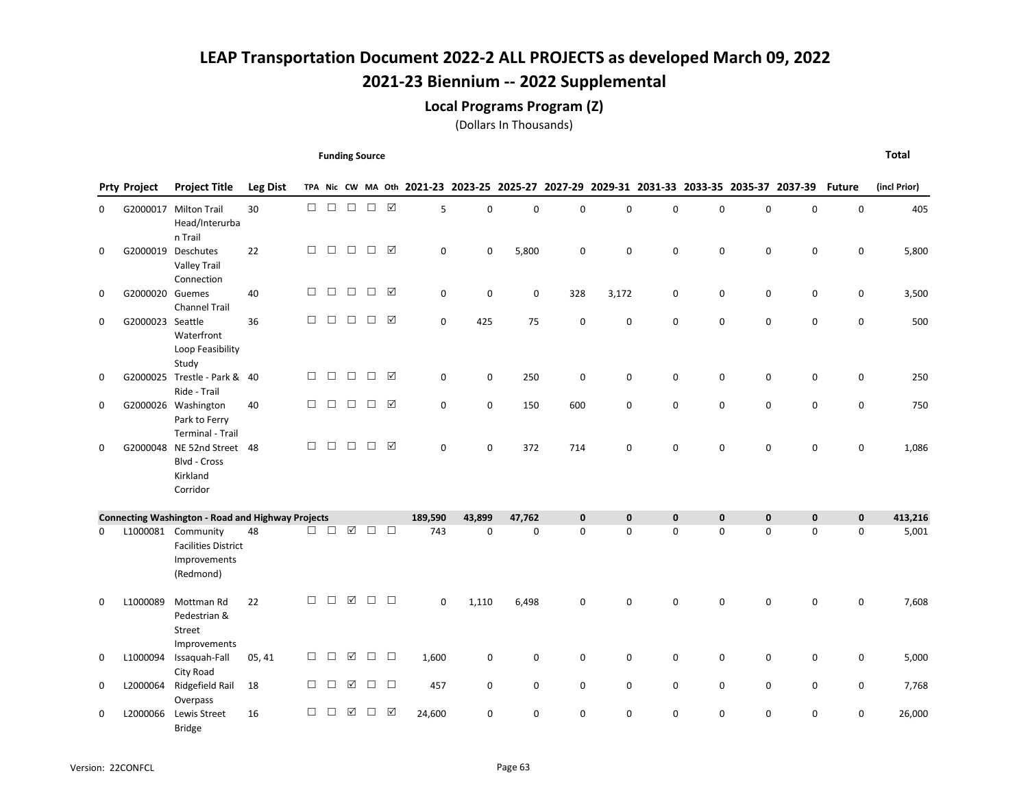# LEAP Transportation Document 2022-2 ALL PROJECTS as developed March 09, 2022

## 2021-23 Biennium -- 2022 Supplemental

### Local Programs Program (Z)

(Dollars In Thousands)

| Prty | Project | Project Title | Leg Dist | Funding Source TPA | Nic | CW | MA | Oth | 2021-23 | 2023-25 | 2025-27 | 2027-29 | 2029-31 | 2031-33 | 2033-35 | 2035-37 | 2037-39 | Future | Total (incl Prior) |
|---|---|---|---|---|---|---|---|---|---|---|---|---|---|---|---|---|---|---|---|
| 0 | G2000017 | Milton Trail Head/Interurban Trail | 30 | ☐ | ☐ | ☐ | ☐ | ☑ | 5 | 0 | 0 | 0 | 0 | 0 | 0 | 0 | 0 | 0 | 405 |
| 0 | G2000019 | Deschutes Valley Trail Connection | 22 | ☐ | ☐ | ☐ | ☐ | ☑ | 0 | 0 | 5,800 | 0 | 0 | 0 | 0 | 0 | 0 | 0 | 5,800 |
| 0 | G2000020 | Guemes Channel Trail | 40 | ☐ | ☐ | ☐ | ☐ | ☑ | 0 | 0 | 0 | 328 | 3,172 | 0 | 0 | 0 | 0 | 0 | 3,500 |
| 0 | G2000023 | Seattle Waterfront Loop Feasibility Study | 36 | ☐ | ☐ | ☐ | ☐ | ☑ | 0 | 425 | 75 | 0 | 0 | 0 | 0 | 0 | 0 | 0 | 500 |
| 0 | G2000025 | Trestle - Park & Ride - Trail | 40 | ☐ | ☐ | ☐ | ☐ | ☑ | 0 | 0 | 250 | 0 | 0 | 0 | 0 | 0 | 0 | 0 | 250 |
| 0 | G2000026 | Washington Park to Ferry Terminal - Trail | 40 | ☐ | ☐ | ☐ | ☐ | ☑ | 0 | 0 | 150 | 600 | 0 | 0 | 0 | 0 | 0 | 0 | 750 |
| 0 | G2000048 | NE 52nd Street Blvd - Cross Kirkland Corridor | 48 | ☐ | ☐ | ☐ | ☐ | ☑ | 0 | 0 | 372 | 714 | 0 | 0 | 0 | 0 | 0 | 0 | 1,086 |
| **Connecting Washington - Road and Highway Projects** | | | | | | | | | **189,590** | **43,899** | **47,762** | **0** | **0** | **0** | **0** | **0** | **0** | **0** | **413,216** |
| 0 | L1000081 | Community Facilities District Improvements (Redmond) | 48 | ☐ | ☐ | ☑ | ☐ | ☐ | 743 | 0 | 0 | 0 | 0 | 0 | 0 | 0 | 0 | 0 | 5,001 |
| 0 | L1000089 | Mottman Rd Pedestrian & Street Improvements | 22 | ☐ | ☐ | ☑ | ☐ | ☐ | 0 | 1,110 | 6,498 | 0 | 0 | 0 | 0 | 0 | 0 | 0 | 7,608 |
| 0 | L1000094 | Issaquah-Fall City Road | 05, 41 | ☐ | ☐ | ☑ | ☐ | ☐ | 1,600 | 0 | 0 | 0 | 0 | 0 | 0 | 0 | 0 | 0 | 5,000 |
| 0 | L2000064 | Ridgefield Rail Overpass | 18 | ☐ | ☐ | ☑ | ☐ | ☐ | 457 | 0 | 0 | 0 | 0 | 0 | 0 | 0 | 0 | 0 | 7,768 |
| 0 | L2000066 | Lewis Street Bridge | 16 | ☐ | ☐ | ☑ | ☐ | ☑ | 24,600 | 0 | 0 | 0 | 0 | 0 | 0 | 0 | 0 | 0 | 26,000 |

Version: 22CONFCL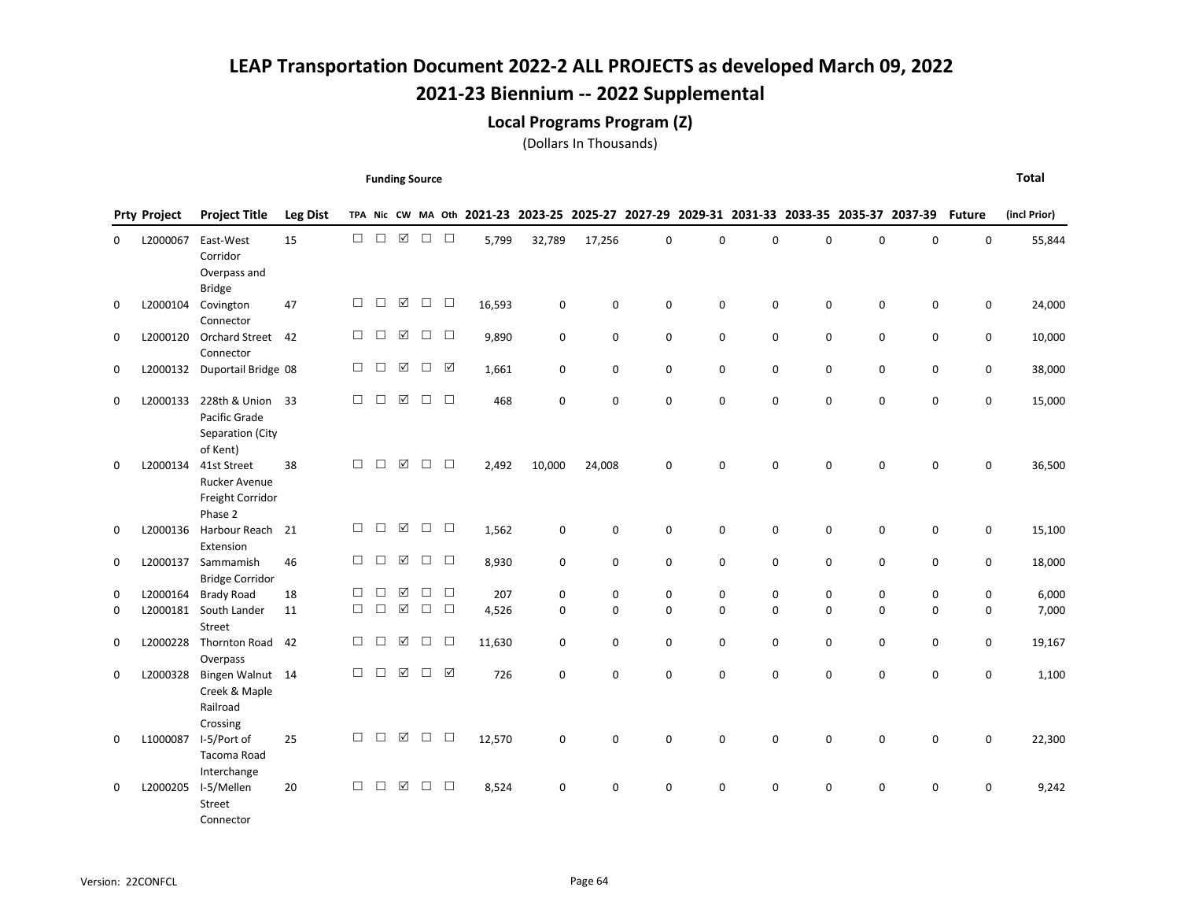# LEAP Transportation Document 2022-2 ALL PROJECTS as developed March 09, 2022

## 2021-23 Biennium -- 2022 Supplemental

### Local Programs Program (Z)

(Dollars In Thousands)

| Prty | Project | Project Title | Leg Dist | Funding Source TPA | Nic | CW | MA | Oth | 2021-23 | 2023-25 | 2025-27 | 2027-29 | 2029-31 | 2031-33 | 2033-35 | 2035-37 | 2037-39 | Future | Total (incl Prior) |
|---|---|---|---|---|---|---|---|---|---|---|---|---|---|---|---|---|---|---|---|
| 0 | L2000067 | East-West Corridor Overpass and Bridge | 15 | ☐ | ☐ | ☑ | ☐ | ☐ | 5,799 | 32,789 | 17,256 | 0 | 0 | 0 | 0 | 0 | 0 | 0 | 55,844 |
| 0 | L2000104 | Covington Connector | 47 | ☐ | ☐ | ☑ | ☐ | ☐ | 16,593 | 0 | 0 | 0 | 0 | 0 | 0 | 0 | 0 | 0 | 24,000 |
| 0 | L2000120 | Orchard Street Connector | 42 | ☐ | ☐ | ☑ | ☐ | ☐ | 9,890 | 0 | 0 | 0 | 0 | 0 | 0 | 0 | 0 | 0 | 10,000 |
| 0 | L2000132 | Duportail Bridge | 08 | ☐ | ☐ | ☑ | ☐ | ☑ | 1,661 | 0 | 0 | 0 | 0 | 0 | 0 | 0 | 0 | 0 | 38,000 |
| 0 | L2000133 | 228th & Union Pacific Grade Separation (City of Kent) | 33 | ☐ | ☐ | ☑ | ☐ | ☐ | 468 | 0 | 0 | 0 | 0 | 0 | 0 | 0 | 0 | 0 | 15,000 |
| 0 | L2000134 | 41st Street Rucker Avenue Freight Corridor Phase 2 | 38 | ☐ | ☐ | ☑ | ☐ | ☐ | 2,492 | 10,000 | 24,008 | 0 | 0 | 0 | 0 | 0 | 0 | 0 | 36,500 |
| 0 | L2000136 | Harbour Reach Extension | 21 | ☐ | ☐ | ☑ | ☐ | ☐ | 1,562 | 0 | 0 | 0 | 0 | 0 | 0 | 0 | 0 | 0 | 15,100 |
| 0 | L2000137 | Sammamish Bridge Corridor | 46 | ☐ | ☐ | ☑ | ☐ | ☐ | 8,930 | 0 | 0 | 0 | 0 | 0 | 0 | 0 | 0 | 0 | 18,000 |
| 0 | L2000164 | Brady Road | 18 | ☐ | ☐ | ☑ | ☐ | ☐ | 207 | 0 | 0 | 0 | 0 | 0 | 0 | 0 | 0 | 0 | 6,000 |
| 0 | L2000181 | South Lander Street | 11 | ☐ | ☐ | ☑ | ☐ | ☐ | 4,526 | 0 | 0 | 0 | 0 | 0 | 0 | 0 | 0 | 0 | 7,000 |
| 0 | L2000228 | Thornton Road Overpass | 42 | ☐ | ☐ | ☑ | ☐ | ☐ | 11,630 | 0 | 0 | 0 | 0 | 0 | 0 | 0 | 0 | 0 | 19,167 |
| 0 | L2000328 | Bingen Walnut Creek & Maple Railroad Crossing | 14 | ☐ | ☐ | ☑ | ☐ | ☑ | 726 | 0 | 0 | 0 | 0 | 0 | 0 | 0 | 0 | 0 | 1,100 |
| 0 | L1000087 | I-5/Port of Tacoma Road Interchange | 25 | ☐ | ☐ | ☑ | ☐ | ☐ | 12,570 | 0 | 0 | 0 | 0 | 0 | 0 | 0 | 0 | 0 | 22,300 |
| 0 | L2000205 | I-5/Mellen Street Connector | 20 | ☐ | ☐ | ☑ | ☐ | ☐ | 8,524 | 0 | 0 | 0 | 0 | 0 | 0 | 0 | 0 | 0 | 9,242 |

Version: 22CONFCL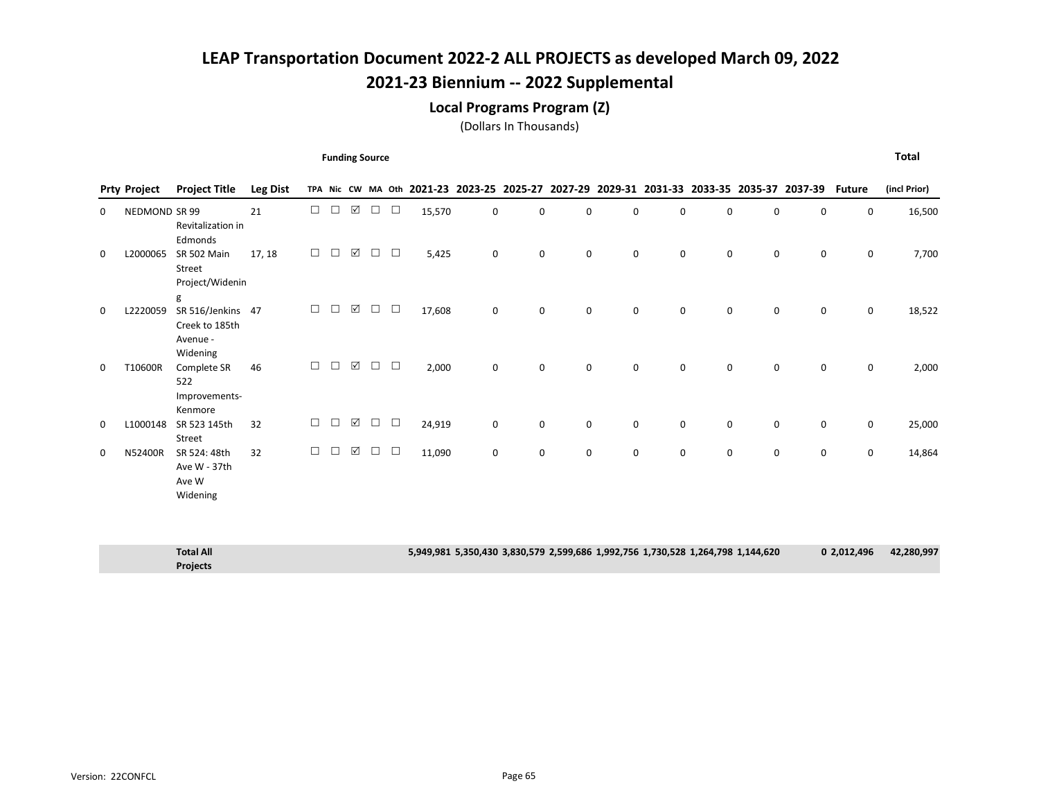# LEAP Transportation Document 2022-2 ALL PROJECTS as developed March 09, 2022

## 2021-23 Biennium -- 2022 Supplemental

### Local Programs Program (Z)

(Dollars In Thousands)

| Prty | Project | Project Title | Leg Dist | Funding Source TPA | Nic | CW | MA | Oth | 2021-23 | 2023-25 | 2025-27 | 2027-29 | 2029-31 | 2031-33 | 2033-35 | 2035-37 | 2037-39 | Future | Total (incl Prior) |
|---|---|---|---|---|---|---|---|---|---|---|---|---|---|---|---|---|---|---|---|
| 0 | NEDMOND | SR 99 Revitalization in Edmonds | 21 | ☐ | ☐ | ☑ | ☐ | ☐ | 15,570 | 0 | 0 | 0 | 0 | 0 | 0 | 0 | 0 | 0 | 16,500 |
| 0 | L2000065 | SR 502 Main Street Project/Widening | 17, 18 | ☐ | ☐ | ☑ | ☐ | ☐ | 5,425 | 0 | 0 | 0 | 0 | 0 | 0 | 0 | 0 | 0 | 7,700 |
| 0 | L2220059 | SR 516/Jenkins Creek to 185th Avenue - Widening | 47 | ☐ | ☐ | ☑ | ☐ | ☐ | 17,608 | 0 | 0 | 0 | 0 | 0 | 0 | 0 | 0 | 0 | 18,522 |
| 0 | T10600R | Complete SR 522 Improvements-Kenmore | 46 | ☐ | ☐ | ☑ | ☐ | ☐ | 2,000 | 0 | 0 | 0 | 0 | 0 | 0 | 0 | 0 | 0 | 2,000 |
| 0 | L1000148 | SR 523 145th Street | 32 | ☐ | ☐ | ☑ | ☐ | ☐ | 24,919 | 0 | 0 | 0 | 0 | 0 | 0 | 0 | 0 | 0 | 25,000 |
| 0 | N52400R | SR 524: 48th Ave W - 37th Ave W Widening | 32 | ☐ | ☐ | ☑ | ☐ | ☐ | 11,090 | 0 | 0 | 0 | 0 | 0 | 0 | 0 | 0 | 0 | 14,864 |
| | | **Total All Projects** | | | | | | | **5,949,981** | **5,350,430** | **3,830,579** | **2,599,686** | **1,992,756** | **1,730,528** | **1,264,798** | **1,144,620** | **0** | **2,012,496** | **42,280,997** |

Version: 22CONFCL